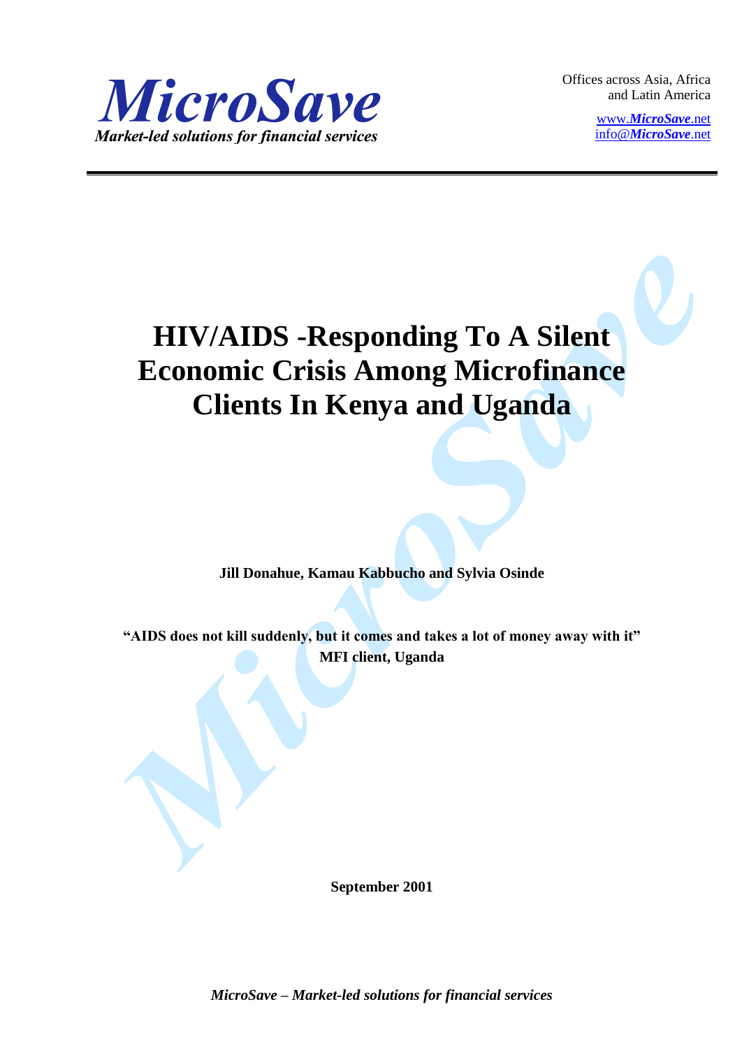*MicroSave*

*Market-led solutions for financial services*

Offices across Asia, Africa and Latin America

www.*MicroSave*.net
info@*MicroSave*.net

# HIV/AIDS -Responding To A Silent Economic Crisis Among Microfinance Clients In Kenya and Uganda

**Jill Donahue, Kamau Kabbucho and Sylvia Osinde**

**"AIDS does not kill suddenly, but it comes and takes a lot of money away with it"**
**MFI client, Uganda**

**September 2001**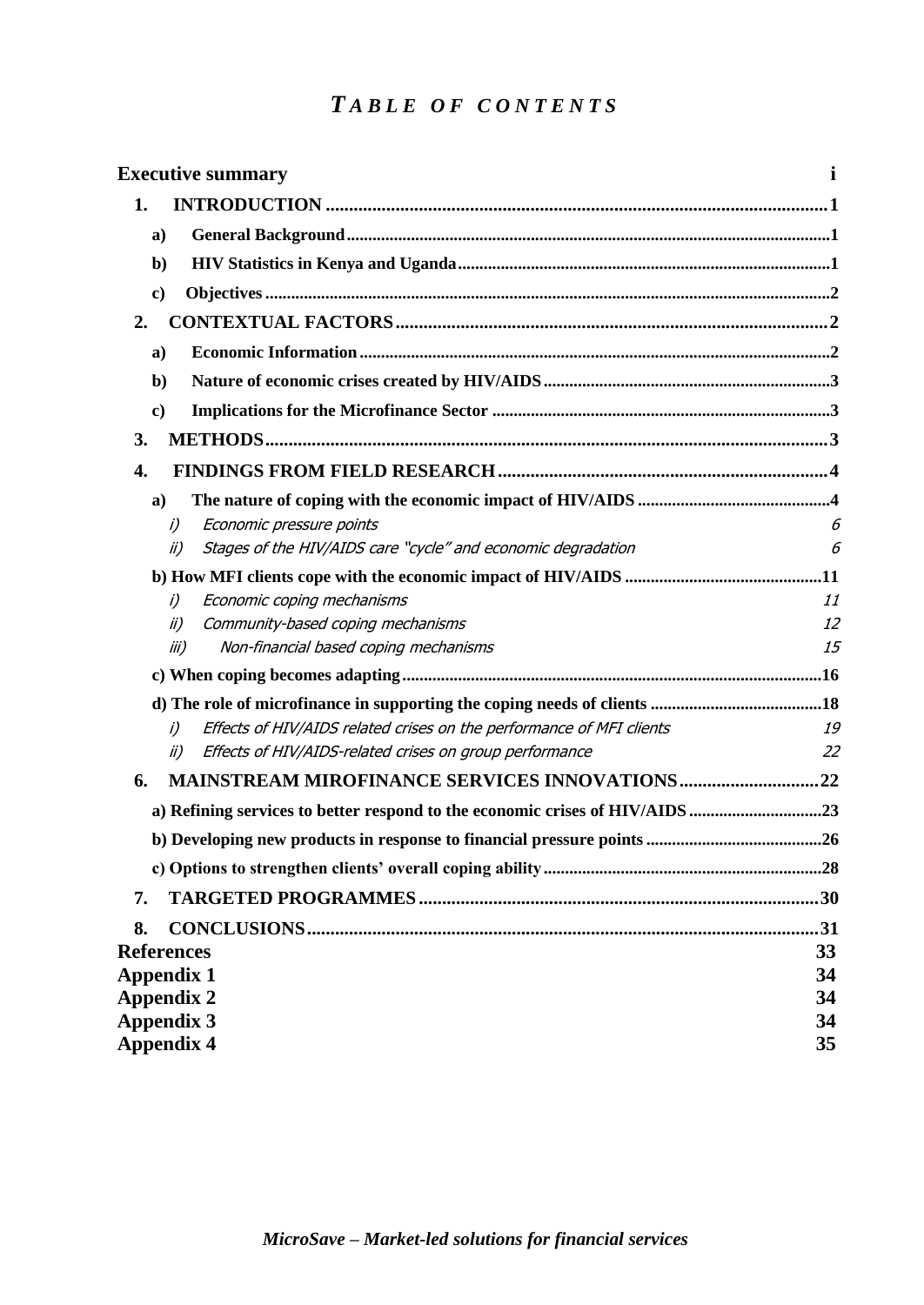# *TABLE OF CONTENTS*

**Executive summary** i

**1. INTRODUCTION** 1

- **a) General Background** 1
- **b) HIV Statistics in Kenya and Uganda** 1
- **c) Objectives** 2

**2. CONTEXTUAL FACTORS** 2

- **a) Economic Information** 2
- **b) Nature of economic crises created by HIV/AIDS** 3
- **c) Implications for the Microfinance Sector** 3

**3. METHODS** 3

**4. FINDINGS FROM FIELD RESEARCH** 4

- **a) The nature of coping with the economic impact of HIV/AIDS** 4
  - *i) Economic pressure points* 6
  - *ii) Stages of the HIV/AIDS care "cycle" and economic degradation* 6
- **b) How MFI clients cope with the economic impact of HIV/AIDS** 11
  - *i) Economic coping mechanisms* 11
  - *ii) Community-based coping mechanisms* 12
  - *iii) Non-financial based coping mechanisms* 15
- **c) When coping becomes adapting** 16
- **d) The role of microfinance in supporting the coping needs of clients** 18
  - *i) Effects of HIV/AIDS related crises on the performance of MFI clients* 19
  - *ii) Effects of HIV/AIDS-related crises on group performance* 22

**6. MAINSTREAM MIROFINANCE SERVICES INNOVATIONS** 22

- **a) Refining services to better respond to the economic crises of HIV/AIDS** 23
- **b) Developing new products in response to financial pressure points** 26
- **c) Options to strengthen clients' overall coping ability** 28

**7. TARGETED PROGRAMMES** 30

**8. CONCLUSIONS** 31

**References** 33

**Appendix 1** 34

**Appendix 2** 34

**Appendix 3** 34

**Appendix 4** 35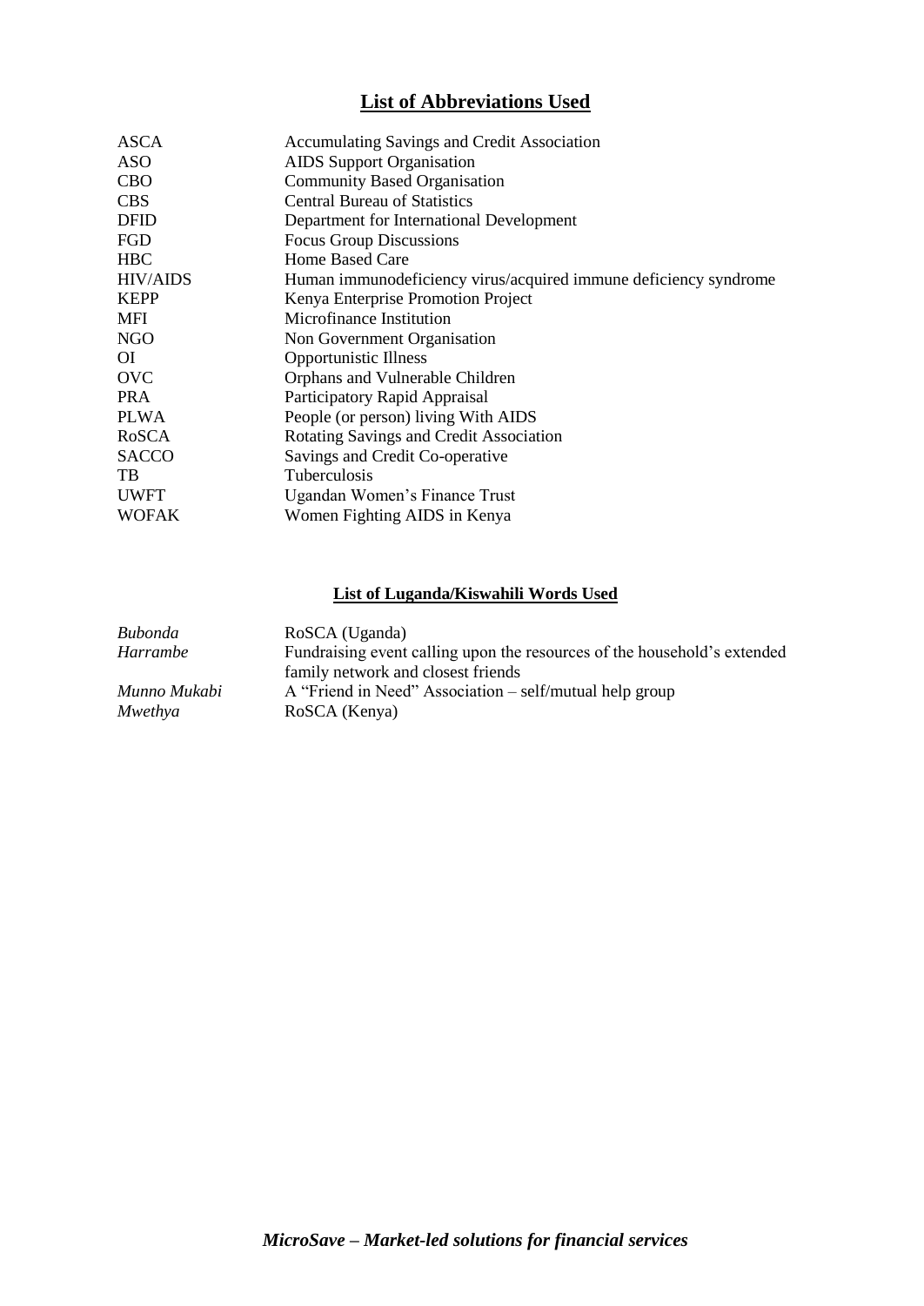## List of Abbreviations Used

| | |
|---|---|
| ASCA | Accumulating Savings and Credit Association |
| ASO | AIDS Support Organisation |
| CBO | Community Based Organisation |
| CBS | Central Bureau of Statistics |
| DFID | Department for International Development |
| FGD | Focus Group Discussions |
| HBC | Home Based Care |
| HIV/AIDS | Human immunodeficiency virus/acquired immune deficiency syndrome |
| KEPP | Kenya Enterprise Promotion Project |
| MFI | Microfinance Institution |
| NGO | Non Government Organisation |
| OI | Opportunistic Illness |
| OVC | Orphans and Vulnerable Children |
| PRA | Participatory Rapid Appraisal |
| PLWA | People (or person) living With AIDS |
| RoSCA | Rotating Savings and Credit Association |
| SACCO | Savings and Credit Co-operative |
| TB | Tuberculosis |
| UWFT | Ugandan Women's Finance Trust |
| WOFAK | Women Fighting AIDS in Kenya |

### List of Luganda/Kiswahili Words Used

| | |
|---|---|
| *Bubonda* | RoSCA (Uganda) |
| *Harrambe* | Fundraising event calling upon the resources of the household's extended family network and closest friends |
| *Munno Mukabi* | A "Friend in Need" Association – self/mutual help group |
| *Mwethya* | RoSCA (Kenya) |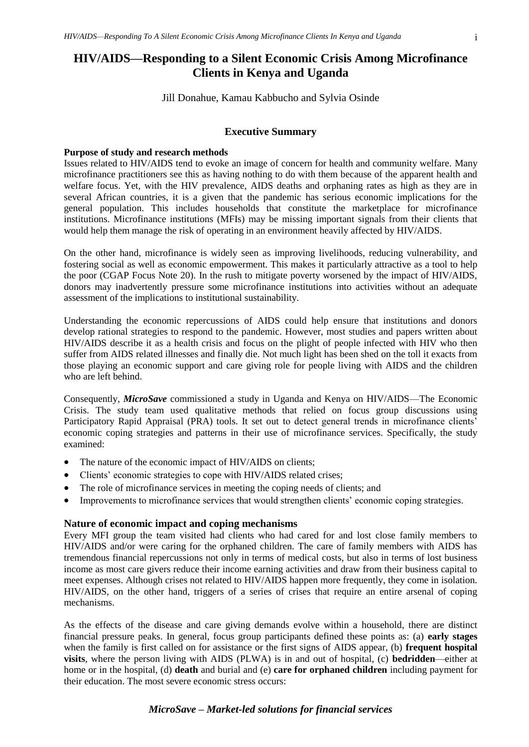# HIV/AIDS—Responding to a Silent Economic Crisis Among Microfinance Clients in Kenya and Uganda

Jill Donahue, Kamau Kabbucho and Sylvia Osinde

## Executive Summary

### Purpose of study and research methods

Issues related to HIV/AIDS tend to evoke an image of concern for health and community welfare. Many microfinance practitioners see this as having nothing to do with them because of the apparent health and welfare focus. Yet, with the HIV prevalence, AIDS deaths and orphaning rates as high as they are in several African countries, it is a given that the pandemic has serious economic implications for the general population. This includes households that constitute the marketplace for microfinance institutions. Microfinance institutions (MFIs) may be missing important signals from their clients that would help them manage the risk of operating in an environment heavily affected by HIV/AIDS.

On the other hand, microfinance is widely seen as improving livelihoods, reducing vulnerability, and fostering social as well as economic empowerment. This makes it particularly attractive as a tool to help the poor (CGAP Focus Note 20). In the rush to mitigate poverty worsened by the impact of HIV/AIDS, donors may inadvertently pressure some microfinance institutions into activities without an adequate assessment of the implications to institutional sustainability.

Understanding the economic repercussions of AIDS could help ensure that institutions and donors develop rational strategies to respond to the pandemic. However, most studies and papers written about HIV/AIDS describe it as a health crisis and focus on the plight of people infected with HIV who then suffer from AIDS related illnesses and finally die. Not much light has been shed on the toll it exacts from those playing an economic support and care giving role for people living with AIDS and the children who are left behind.

Consequently, ***MicroSave*** commissioned a study in Uganda and Kenya on HIV/AIDS—The Economic Crisis. The study team used qualitative methods that relied on focus group discussions using Participatory Rapid Appraisal (PRA) tools. It set out to detect general trends in microfinance clients' economic coping strategies and patterns in their use of microfinance services. Specifically, the study examined:

- The nature of the economic impact of HIV/AIDS on clients;
- Clients' economic strategies to cope with HIV/AIDS related crises;
- The role of microfinance services in meeting the coping needs of clients; and
- Improvements to microfinance services that would strengthen clients' economic coping strategies.

### Nature of economic impact and coping mechanisms

Every MFI group the team visited had clients who had cared for and lost close family members to HIV/AIDS and/or were caring for the orphaned children. The care of family members with AIDS has tremendous financial repercussions not only in terms of medical costs, but also in terms of lost business income as most care givers reduce their income earning activities and draw from their business capital to meet expenses. Although crises not related to HIV/AIDS happen more frequently, they come in isolation. HIV/AIDS, on the other hand, triggers of a series of crises that require an entire arsenal of coping mechanisms.

As the effects of the disease and care giving demands evolve within a household, there are distinct financial pressure peaks. In general, focus group participants defined these points as: (a) **early stages** when the family is first called on for assistance or the first signs of AIDS appear, (b) **frequent hospital visits**, where the person living with AIDS (PLWA) is in and out of hospital, (c) **bedridden**—either at home or in the hospital, (d) **death** and burial and (e) **care for orphaned children** including payment for their education. The most severe economic stress occurs: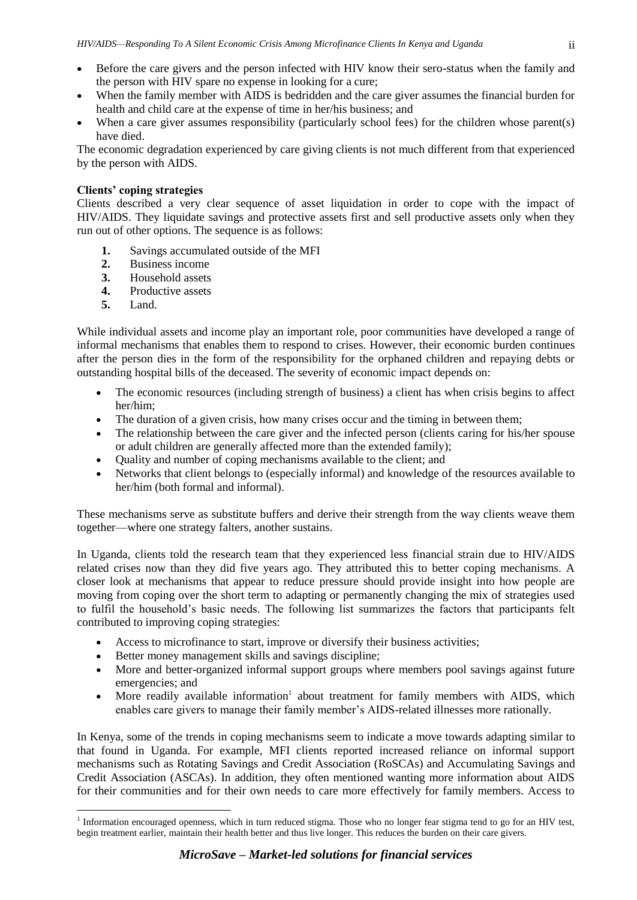- Before the care givers and the person infected with HIV know their sero-status when the family and the person with HIV spare no expense in looking for a cure;
- When the family member with AIDS is bedridden and the care giver assumes the financial burden for health and child care at the expense of time in her/his business; and
- When a care giver assumes responsibility (particularly school fees) for the children whose parent(s) have died.

The economic degradation experienced by care giving clients is not much different from that experienced by the person with AIDS.

**Clients' coping strategies**

Clients described a very clear sequence of asset liquidation in order to cope with the impact of HIV/AIDS. They liquidate savings and protective assets first and sell productive assets only when they run out of other options. The sequence is as follows:

1. Savings accumulated outside of the MFI
2. Business income
3. Household assets
4. Productive assets
5. Land.

While individual assets and income play an important role, poor communities have developed a range of informal mechanisms that enables them to respond to crises. However, their economic burden continues after the person dies in the form of the responsibility for the orphaned children and repaying debts or outstanding hospital bills of the deceased. The severity of economic impact depends on:

- The economic resources (including strength of business) a client has when crisis begins to affect her/him;
- The duration of a given crisis, how many crises occur and the timing in between them;
- The relationship between the care giver and the infected person (clients caring for his/her spouse or adult children are generally affected more than the extended family);
- Quality and number of coping mechanisms available to the client; and
- Networks that client belongs to (especially informal) and knowledge of the resources available to her/him (both formal and informal).

These mechanisms serve as substitute buffers and derive their strength from the way clients weave them together—where one strategy falters, another sustains.

In Uganda, clients told the research team that they experienced less financial strain due to HIV/AIDS related crises now than they did five years ago. They attributed this to better coping mechanisms. A closer look at mechanisms that appear to reduce pressure should provide insight into how people are moving from coping over the short term to adapting or permanently changing the mix of strategies used to fulfil the household's basic needs. The following list summarizes the factors that participants felt contributed to improving coping strategies:

- Access to microfinance to start, improve or diversify their business activities;
- Better money management skills and savings discipline;
- More and better-organized informal support groups where members pool savings against future emergencies; and
- More readily available information[1] about treatment for family members with AIDS, which enables care givers to manage their family member's AIDS-related illnesses more rationally.

In Kenya, some of the trends in coping mechanisms seem to indicate a move towards adapting similar to that found in Uganda. For example, MFI clients reported increased reliance on informal support mechanisms such as Rotating Savings and Credit Association (RoSCAs) and Accumulating Savings and Credit Association (ASCAs). In addition, they often mentioned wanting more information about AIDS for their communities and for their own needs to care more effectively for family members. Access to

[1] Information encouraged openness, which in turn reduced stigma. Those who no longer fear stigma tend to go for an HIV test, begin treatment earlier, maintain their health better and thus live longer. This reduces the burden on their care givers.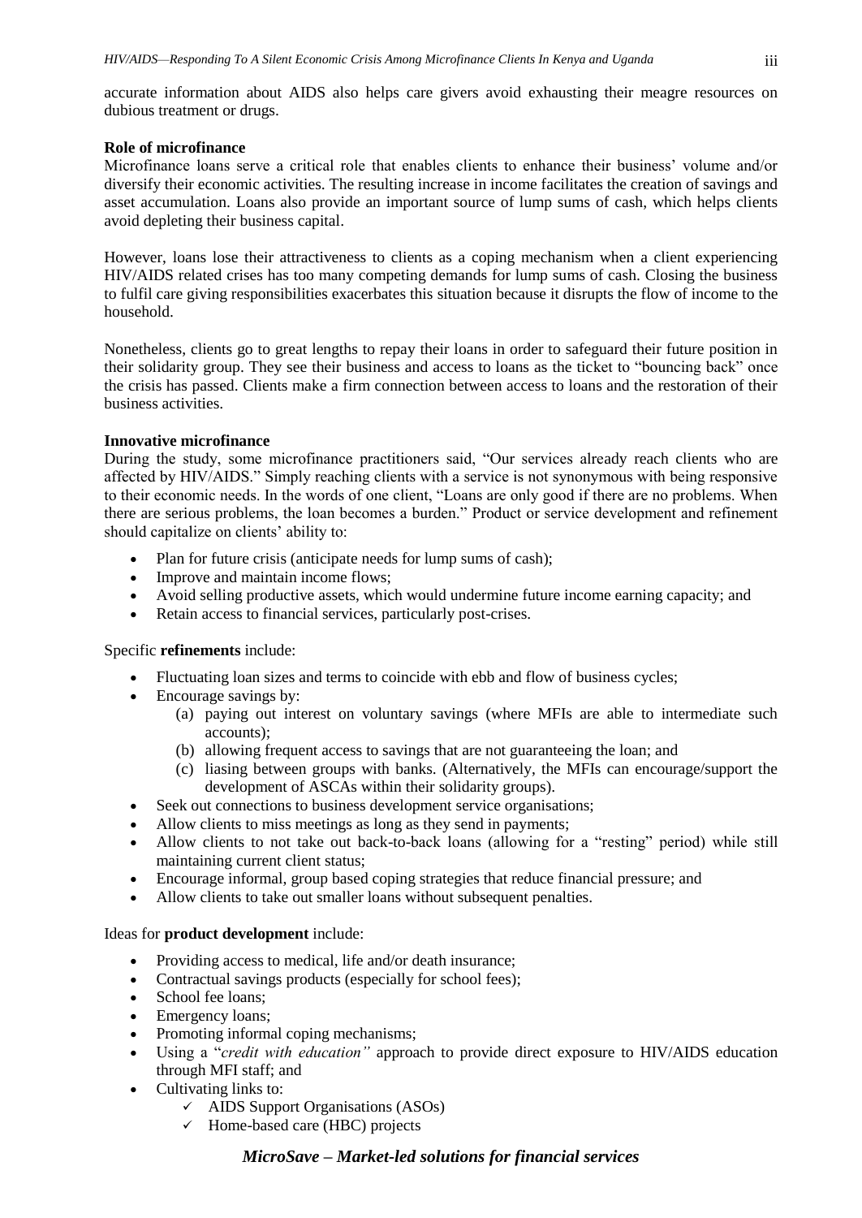accurate information about AIDS also helps care givers avoid exhausting their meagre resources on dubious treatment or drugs.

**Role of microfinance**

Microfinance loans serve a critical role that enables clients to enhance their business' volume and/or diversify their economic activities. The resulting increase in income facilitates the creation of savings and asset accumulation. Loans also provide an important source of lump sums of cash, which helps clients avoid depleting their business capital.

However, loans lose their attractiveness to clients as a coping mechanism when a client experiencing HIV/AIDS related crises has too many competing demands for lump sums of cash. Closing the business to fulfil care giving responsibilities exacerbates this situation because it disrupts the flow of income to the household.

Nonetheless, clients go to great lengths to repay their loans in order to safeguard their future position in their solidarity group. They see their business and access to loans as the ticket to "bouncing back" once the crisis has passed. Clients make a firm connection between access to loans and the restoration of their business activities.

**Innovative microfinance**

During the study, some microfinance practitioners said, "Our services already reach clients who are affected by HIV/AIDS." Simply reaching clients with a service is not synonymous with being responsive to their economic needs. In the words of one client, "Loans are only good if there are no problems. When there are serious problems, the loan becomes a burden." Product or service development and refinement should capitalize on clients' ability to:

- Plan for future crisis (anticipate needs for lump sums of cash);
- Improve and maintain income flows;
- Avoid selling productive assets, which would undermine future income earning capacity; and
- Retain access to financial services, particularly post-crises.

Specific **refinements** include:

- Fluctuating loan sizes and terms to coincide with ebb and flow of business cycles;
- Encourage savings by:
  - (a) paying out interest on voluntary savings (where MFIs are able to intermediate such accounts);
  - (b) allowing frequent access to savings that are not guaranteeing the loan; and
  - (c) liasing between groups with banks. (Alternatively, the MFIs can encourage/support the development of ASCAs within their solidarity groups).
- Seek out connections to business development service organisations;
- Allow clients to miss meetings as long as they send in payments;
- Allow clients to not take out back-to-back loans (allowing for a "resting" period) while still maintaining current client status;
- Encourage informal, group based coping strategies that reduce financial pressure; and
- Allow clients to take out smaller loans without subsequent penalties.

Ideas for **product development** include:

- Providing access to medical, life and/or death insurance;
- Contractual savings products (especially for school fees);
- School fee loans;
- Emergency loans;
- Promoting informal coping mechanisms;
- Using a "*credit with education"* approach to provide direct exposure to HIV/AIDS education through MFI staff; and
- Cultivating links to:
  - ✓ AIDS Support Organisations (ASOs)
  - ✓ Home-based care (HBC) projects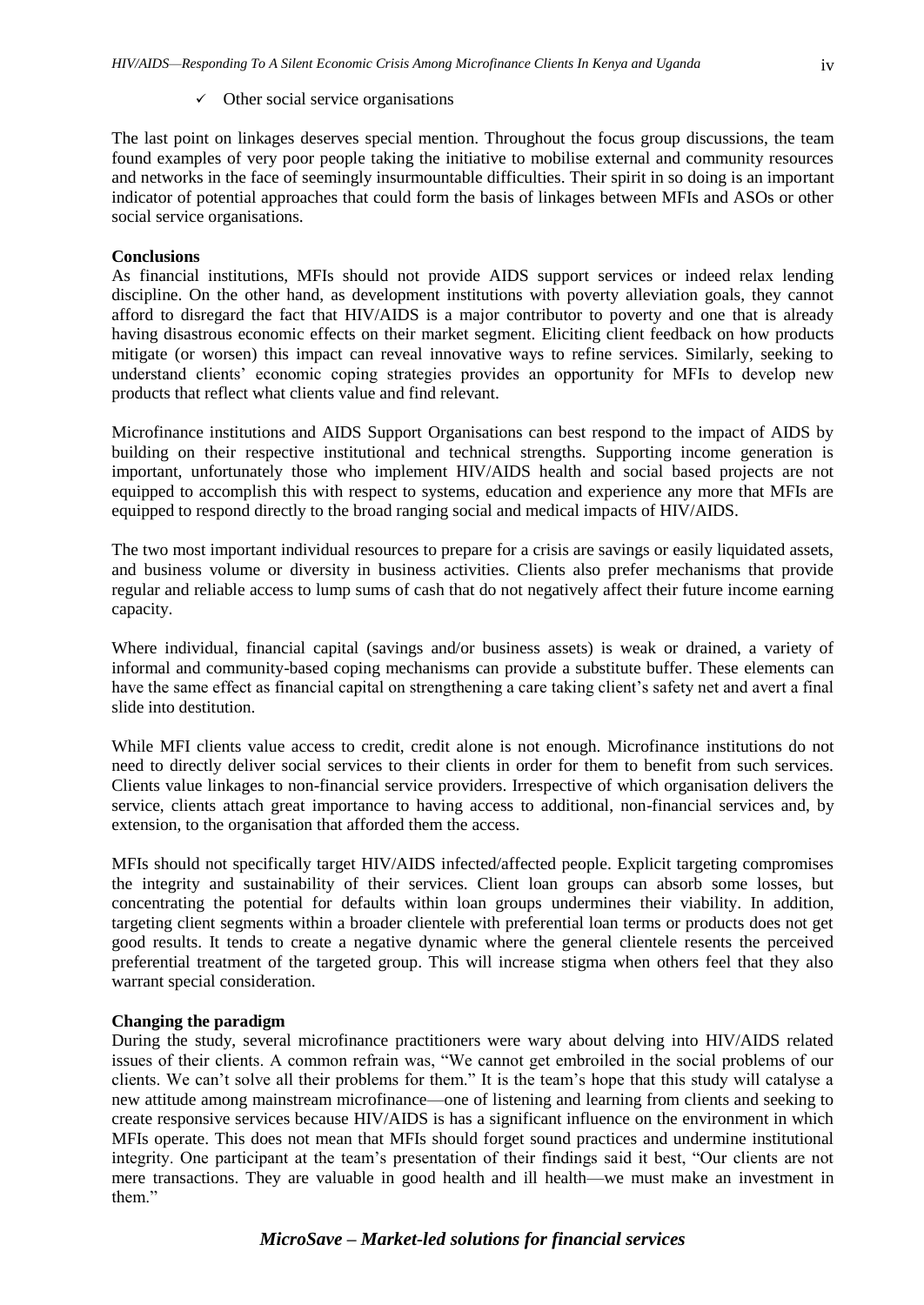- ✓ Other social service organisations

The last point on linkages deserves special mention. Throughout the focus group discussions, the team found examples of very poor people taking the initiative to mobilise external and community resources and networks in the face of seemingly insurmountable difficulties. Their spirit in so doing is an important indicator of potential approaches that could form the basis of linkages between MFIs and ASOs or other social service organisations.

**Conclusions**

As financial institutions, MFIs should not provide AIDS support services or indeed relax lending discipline. On the other hand, as development institutions with poverty alleviation goals, they cannot afford to disregard the fact that HIV/AIDS is a major contributor to poverty and one that is already having disastrous economic effects on their market segment. Eliciting client feedback on how products mitigate (or worsen) this impact can reveal innovative ways to refine services. Similarly, seeking to understand clients' economic coping strategies provides an opportunity for MFIs to develop new products that reflect what clients value and find relevant.

Microfinance institutions and AIDS Support Organisations can best respond to the impact of AIDS by building on their respective institutional and technical strengths. Supporting income generation is important, unfortunately those who implement HIV/AIDS health and social based projects are not equipped to accomplish this with respect to systems, education and experience any more that MFIs are equipped to respond directly to the broad ranging social and medical impacts of HIV/AIDS.

The two most important individual resources to prepare for a crisis are savings or easily liquidated assets, and business volume or diversity in business activities. Clients also prefer mechanisms that provide regular and reliable access to lump sums of cash that do not negatively affect their future income earning capacity.

Where individual, financial capital (savings and/or business assets) is weak or drained, a variety of informal and community-based coping mechanisms can provide a substitute buffer. These elements can have the same effect as financial capital on strengthening a care taking client's safety net and avert a final slide into destitution.

While MFI clients value access to credit, credit alone is not enough. Microfinance institutions do not need to directly deliver social services to their clients in order for them to benefit from such services. Clients value linkages to non-financial service providers. Irrespective of which organisation delivers the service, clients attach great importance to having access to additional, non-financial services and, by extension, to the organisation that afforded them the access.

MFIs should not specifically target HIV/AIDS infected/affected people. Explicit targeting compromises the integrity and sustainability of their services. Client loan groups can absorb some losses, but concentrating the potential for defaults within loan groups undermines their viability. In addition, targeting client segments within a broader clientele with preferential loan terms or products does not get good results. It tends to create a negative dynamic where the general clientele resents the perceived preferential treatment of the targeted group. This will increase stigma when others feel that they also warrant special consideration.

**Changing the paradigm**

During the study, several microfinance practitioners were wary about delving into HIV/AIDS related issues of their clients. A common refrain was, "We cannot get embroiled in the social problems of our clients. We can't solve all their problems for them." It is the team's hope that this study will catalyse a new attitude among mainstream microfinance—one of listening and learning from clients and seeking to create responsive services because HIV/AIDS is has a significant influence on the environment in which MFIs operate. This does not mean that MFIs should forget sound practices and undermine institutional integrity. One participant at the team's presentation of their findings said it best, "Our clients are not mere transactions. They are valuable in good health and ill health—we must make an investment in them."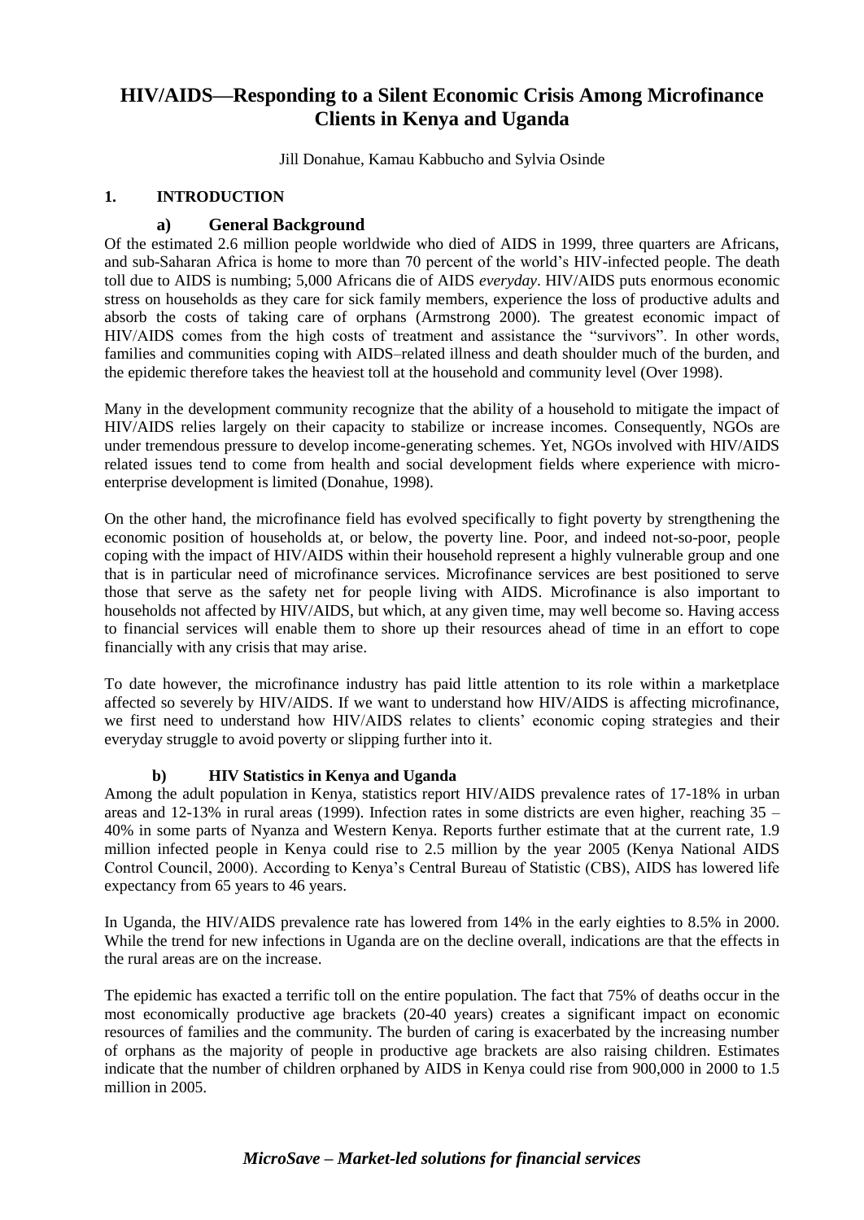# HIV/AIDS—Responding to a Silent Economic Crisis Among Microfinance Clients in Kenya and Uganda

Jill Donahue, Kamau Kabbucho and Sylvia Osinde

## 1. INTRODUCTION

### a) General Background

Of the estimated 2.6 million people worldwide who died of AIDS in 1999, three quarters are Africans, and sub-Saharan Africa is home to more than 70 percent of the world's HIV-infected people. The death toll due to AIDS is numbing; 5,000 Africans die of AIDS *everyday*. HIV/AIDS puts enormous economic stress on households as they care for sick family members, experience the loss of productive adults and absorb the costs of taking care of orphans (Armstrong 2000). The greatest economic impact of HIV/AIDS comes from the high costs of treatment and assistance the "survivors". In other words, families and communities coping with AIDS–related illness and death shoulder much of the burden, and the epidemic therefore takes the heaviest toll at the household and community level (Over 1998).

Many in the development community recognize that the ability of a household to mitigate the impact of HIV/AIDS relies largely on their capacity to stabilize or increase incomes. Consequently, NGOs are under tremendous pressure to develop income-generating schemes. Yet, NGOs involved with HIV/AIDS related issues tend to come from health and social development fields where experience with micro-enterprise development is limited (Donahue, 1998).

On the other hand, the microfinance field has evolved specifically to fight poverty by strengthening the economic position of households at, or below, the poverty line. Poor, and indeed not-so-poor, people coping with the impact of HIV/AIDS within their household represent a highly vulnerable group and one that is in particular need of microfinance services. Microfinance services are best positioned to serve those that serve as the safety net for people living with AIDS. Microfinance is also important to households not affected by HIV/AIDS, but which, at any given time, may well become so. Having access to financial services will enable them to shore up their resources ahead of time in an effort to cope financially with any crisis that may arise.

To date however, the microfinance industry has paid little attention to its role within a marketplace affected so severely by HIV/AIDS. If we want to understand how HIV/AIDS is affecting microfinance, we first need to understand how HIV/AIDS relates to clients' economic coping strategies and their everyday struggle to avoid poverty or slipping further into it.

### b) HIV Statistics in Kenya and Uganda

Among the adult population in Kenya, statistics report HIV/AIDS prevalence rates of 17-18% in urban areas and 12-13% in rural areas (1999). Infection rates in some districts are even higher, reaching 35 – 40% in some parts of Nyanza and Western Kenya. Reports further estimate that at the current rate, 1.9 million infected people in Kenya could rise to 2.5 million by the year 2005 (Kenya National AIDS Control Council, 2000). According to Kenya's Central Bureau of Statistic (CBS), AIDS has lowered life expectancy from 65 years to 46 years.

In Uganda, the HIV/AIDS prevalence rate has lowered from 14% in the early eighties to 8.5% in 2000. While the trend for new infections in Uganda are on the decline overall, indications are that the effects in the rural areas are on the increase.

The epidemic has exacted a terrific toll on the entire population. The fact that 75% of deaths occur in the most economically productive age brackets (20-40 years) creates a significant impact on economic resources of families and the community. The burden of caring is exacerbated by the increasing number of orphans as the majority of people in productive age brackets are also raising children. Estimates indicate that the number of children orphaned by AIDS in Kenya could rise from 900,000 in 2000 to 1.5 million in 2005.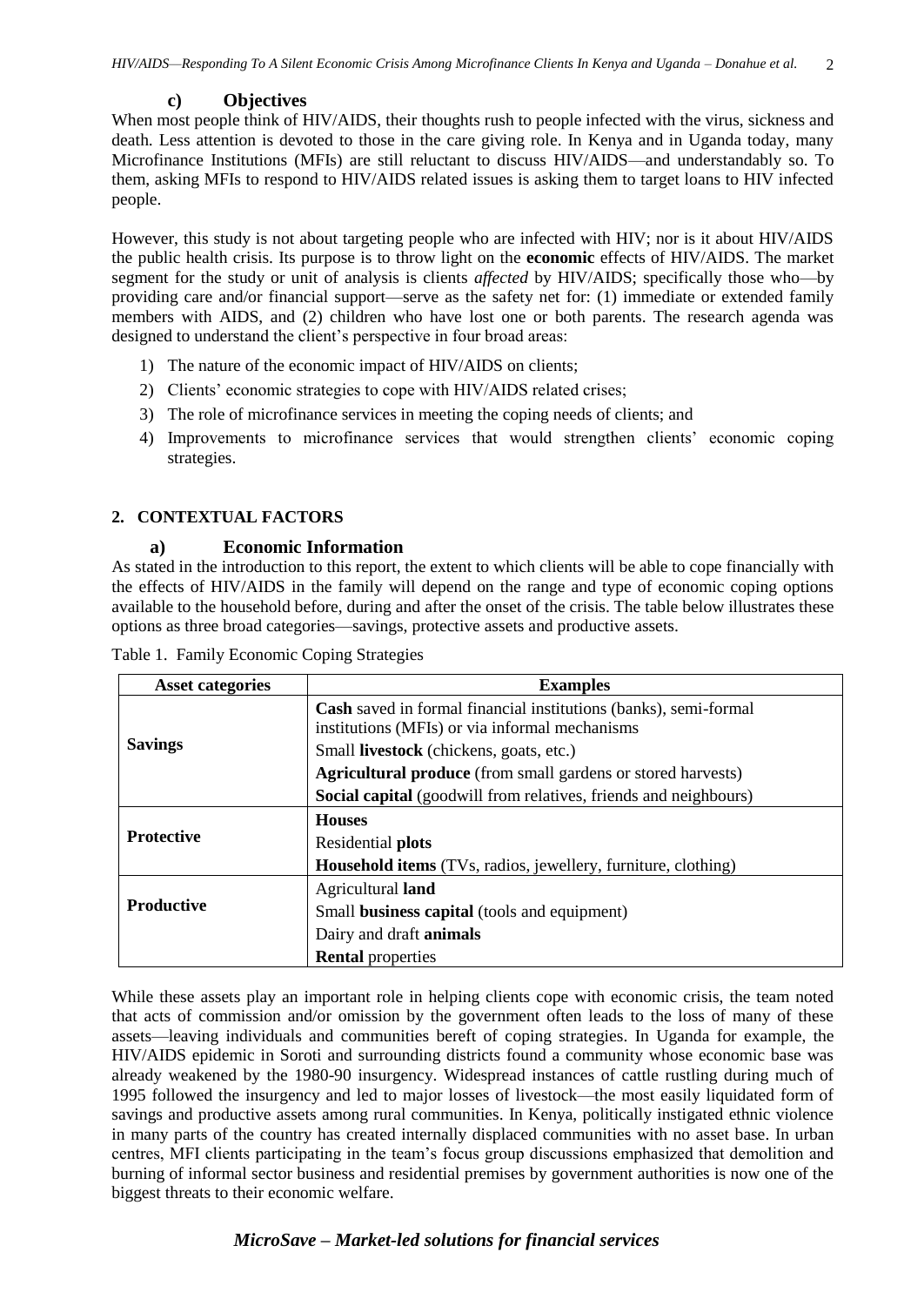### c) Objectives

When most people think of HIV/AIDS, their thoughts rush to people infected with the virus, sickness and death. Less attention is devoted to those in the care giving role. In Kenya and in Uganda today, many Microfinance Institutions (MFIs) are still reluctant to discuss HIV/AIDS—and understandably so. To them, asking MFIs to respond to HIV/AIDS related issues is asking them to target loans to HIV infected people.

However, this study is not about targeting people who are infected with HIV; nor is it about HIV/AIDS the public health crisis. Its purpose is to throw light on the **economic** effects of HIV/AIDS. The market segment for the study or unit of analysis is clients *affected* by HIV/AIDS; specifically those who—by providing care and/or financial support—serve as the safety net for: (1) immediate or extended family members with AIDS, and (2) children who have lost one or both parents. The research agenda was designed to understand the client's perspective in four broad areas:

1) The nature of the economic impact of HIV/AIDS on clients;
2) Clients' economic strategies to cope with HIV/AIDS related crises;
3) The role of microfinance services in meeting the coping needs of clients; and
4) Improvements to microfinance services that would strengthen clients' economic coping strategies.

## 2. CONTEXTUAL FACTORS

### a) Economic Information

As stated in the introduction to this report, the extent to which clients will be able to cope financially with the effects of HIV/AIDS in the family will depend on the range and type of economic coping options available to the household before, during and after the onset of the crisis. The table below illustrates these options as three broad categories—savings, protective assets and productive assets.

Table 1. Family Economic Coping Strategies

| Asset categories | Examples |
|---|---|
| **Savings** | **Cash** saved in formal financial institutions (banks), semi-formal institutions (MFIs) or via informal mechanisms |
| | Small **livestock** (chickens, goats, etc.) |
| | **Agricultural produce** (from small gardens or stored harvests) |
| | **Social capital** (goodwill from relatives, friends and neighbours) |
| **Protective** | **Houses** |
| | Residential **plots** |
| | **Household items** (TVs, radios, jewellery, furniture, clothing) |
| **Productive** | Agricultural **land** |
| | Small **business capital** (tools and equipment) |
| | Dairy and draft **animals** |
| | **Rental** properties |

While these assets play an important role in helping clients cope with economic crisis, the team noted that acts of commission and/or omission by the government often leads to the loss of many of these assets—leaving individuals and communities bereft of coping strategies. In Uganda for example, the HIV/AIDS epidemic in Soroti and surrounding districts found a community whose economic base was already weakened by the 1980-90 insurgency. Widespread instances of cattle rustling during much of 1995 followed the insurgency and led to major losses of livestock—the most easily liquidated form of savings and productive assets among rural communities. In Kenya, politically instigated ethnic violence in many parts of the country has created internally displaced communities with no asset base. In urban centres, MFI clients participating in the team's focus group discussions emphasized that demolition and burning of informal sector business and residential premises by government authorities is now one of the biggest threats to their economic welfare.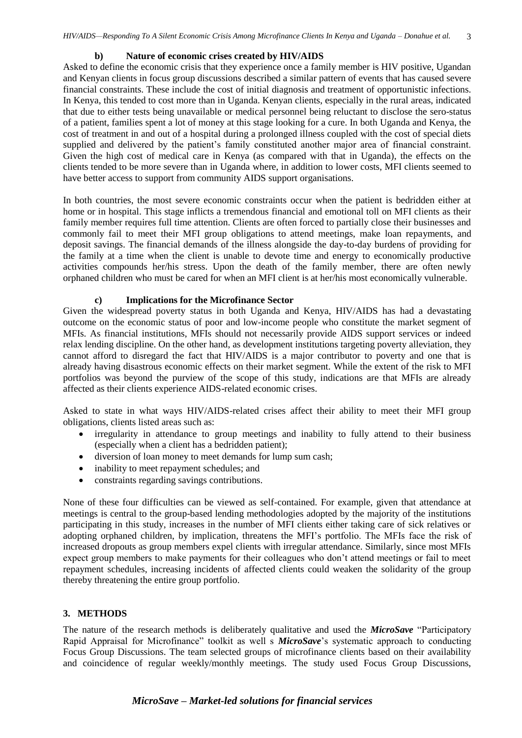### b) Nature of economic crises created by HIV/AIDS

Asked to define the economic crisis that they experience once a family member is HIV positive, Ugandan and Kenyan clients in focus group discussions described a similar pattern of events that has caused severe financial constraints. These include the cost of initial diagnosis and treatment of opportunistic infections. In Kenya, this tended to cost more than in Uganda. Kenyan clients, especially in the rural areas, indicated that due to either tests being unavailable or medical personnel being reluctant to disclose the sero-status of a patient, families spent a lot of money at this stage looking for a cure. In both Uganda and Kenya, the cost of treatment in and out of a hospital during a prolonged illness coupled with the cost of special diets supplied and delivered by the patient's family constituted another major area of financial constraint. Given the high cost of medical care in Kenya (as compared with that in Uganda), the effects on the clients tended to be more severe than in Uganda where, in addition to lower costs, MFI clients seemed to have better access to support from community AIDS support organisations.

In both countries, the most severe economic constraints occur when the patient is bedridden either at home or in hospital. This stage inflicts a tremendous financial and emotional toll on MFI clients as their family member requires full time attention. Clients are often forced to partially close their businesses and commonly fail to meet their MFI group obligations to attend meetings, make loan repayments, and deposit savings. The financial demands of the illness alongside the day-to-day burdens of providing for the family at a time when the client is unable to devote time and energy to economically productive activities compounds her/his stress. Upon the death of the family member, there are often newly orphaned children who must be cared for when an MFI client is at her/his most economically vulnerable.

### c) Implications for the Microfinance Sector

Given the widespread poverty status in both Uganda and Kenya, HIV/AIDS has had a devastating outcome on the economic status of poor and low-income people who constitute the market segment of MFIs. As financial institutions, MFIs should not necessarily provide AIDS support services or indeed relax lending discipline. On the other hand, as development institutions targeting poverty alleviation, they cannot afford to disregard the fact that HIV/AIDS is a major contributor to poverty and one that is already having disastrous economic effects on their market segment. While the extent of the risk to MFI portfolios was beyond the purview of the scope of this study, indications are that MFIs are already affected as their clients experience AIDS-related economic crises.

Asked to state in what ways HIV/AIDS-related crises affect their ability to meet their MFI group obligations, clients listed areas such as:

- irregularity in attendance to group meetings and inability to fully attend to their business (especially when a client has a bedridden patient);
- diversion of loan money to meet demands for lump sum cash;
- inability to meet repayment schedules; and
- constraints regarding savings contributions.

None of these four difficulties can be viewed as self-contained. For example, given that attendance at meetings is central to the group-based lending methodologies adopted by the majority of the institutions participating in this study, increases in the number of MFI clients either taking care of sick relatives or adopting orphaned children, by implication, threatens the MFI's portfolio. The MFIs face the risk of increased dropouts as group members expel clients with irregular attendance. Similarly, since most MFIs expect group members to make payments for their colleagues who don't attend meetings or fail to meet repayment schedules, increasing incidents of affected clients could weaken the solidarity of the group thereby threatening the entire group portfolio.

## 3. METHODS

The nature of the research methods is deliberately qualitative and used the ***MicroSave*** "Participatory Rapid Appraisal for Microfinance" toolkit as well s ***MicroSave***'s systematic approach to conducting Focus Group Discussions. The team selected groups of microfinance clients based on their availability and coincidence of regular weekly/monthly meetings. The study used Focus Group Discussions,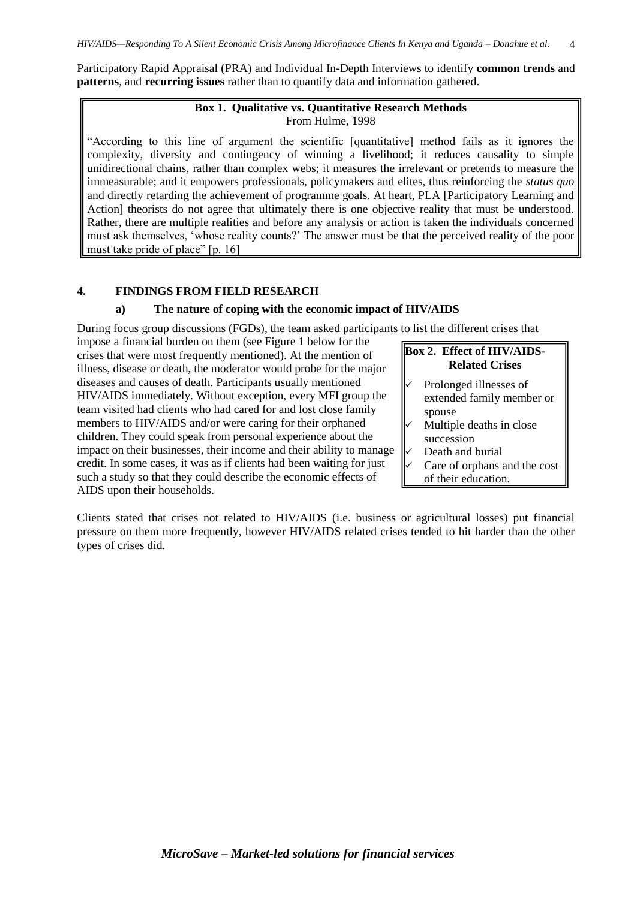Participatory Rapid Appraisal (PRA) and Individual In-Depth Interviews to identify **common trends** and **patterns**, and **recurring issues** rather than to quantify data and information gathered.

> **Box 1. Qualitative vs. Quantitative Research Methods**
> From Hulme, 1998
>
> "According to this line of argument the scientific [quantitative] method fails as it ignores the complexity, diversity and contingency of winning a livelihood; it reduces causality to simple unidirectional chains, rather than complex webs; it measures the irrelevant or pretends to measure the immeasurable; and it empowers professionals, policymakers and elites, thus reinforcing the *status quo* and directly retarding the achievement of programme goals. At heart, PLA [Participatory Learning and Action] theorists do not agree that ultimately there is one objective reality that must be understood. Rather, there are multiple realities and before any analysis or action is taken the individuals concerned must ask themselves, 'whose reality counts?' The answer must be that the perceived reality of the poor must take pride of place" [p. 16]

## 4. FINDINGS FROM FIELD RESEARCH

### a) The nature of coping with the economic impact of HIV/AIDS

During focus group discussions (FGDs), the team asked participants to list the different crises that impose a financial burden on them (see Figure 1 below for the crises that were most frequently mentioned). At the mention of illness, disease or death, the moderator would probe for the major diseases and causes of death. Participants usually mentioned HIV/AIDS immediately. Without exception, every MFI group the team visited had clients who had cared for and lost close family members to HIV/AIDS and/or were caring for their orphaned children. They could speak from personal experience about the impact on their businesses, their income and their ability to manage credit. In some cases, it was as if clients had been waiting for just such a study so that they could describe the economic effects of AIDS upon their households.

> **Box 2. Effect of HIV/AIDS-Related Crises**
>
> - ✓ Prolonged illnesses of extended family member or spouse
> - ✓ Multiple deaths in close succession
> - ✓ Death and burial
> - ✓ Care of orphans and the cost of their education.

Clients stated that crises not related to HIV/AIDS (i.e. business or agricultural losses) put financial pressure on them more frequently, however HIV/AIDS related crises tended to hit harder than the other types of crises did.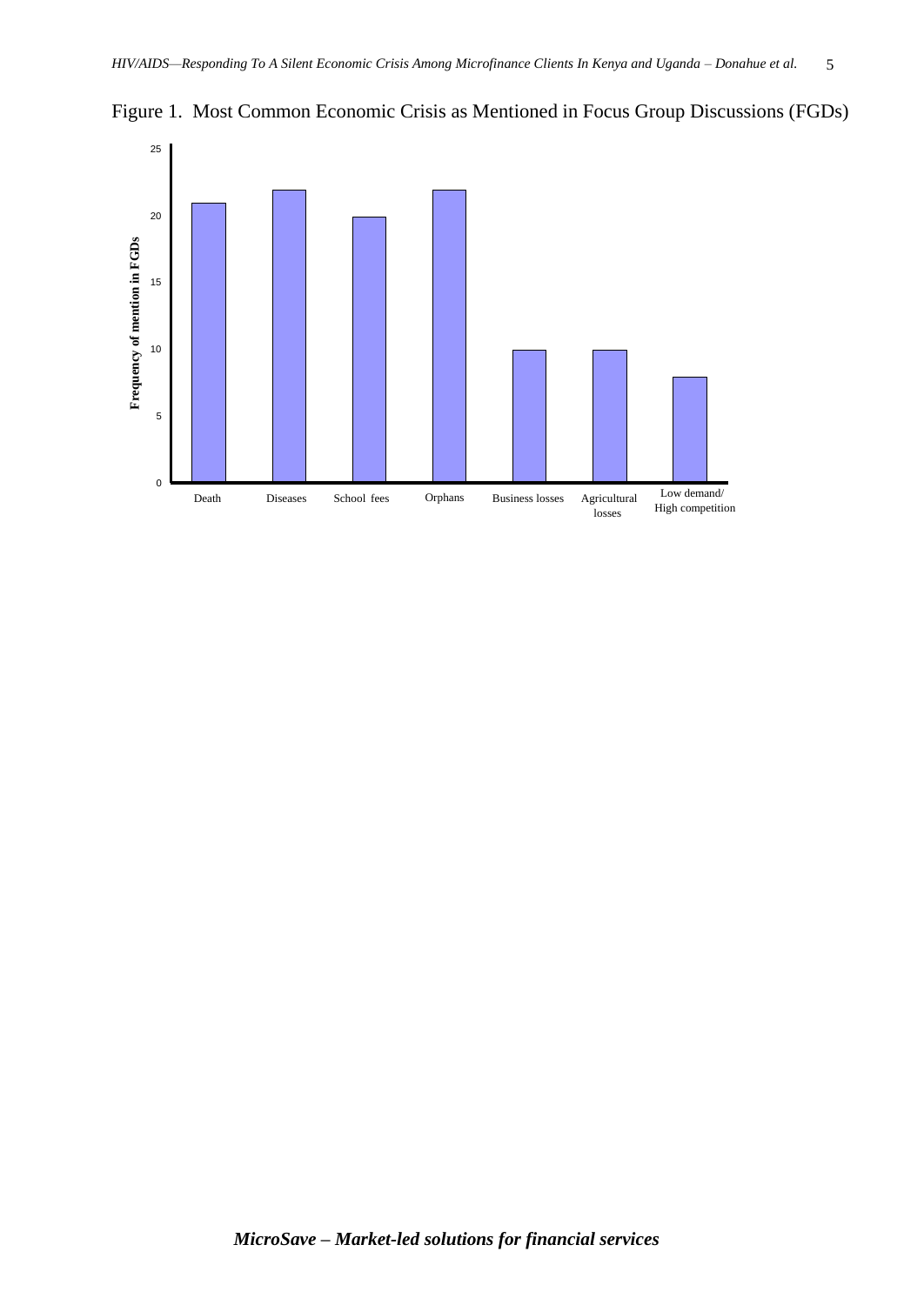Figure 1. Most Common Economic Crisis as Mentioned in Focus Group Discussions (FGDs)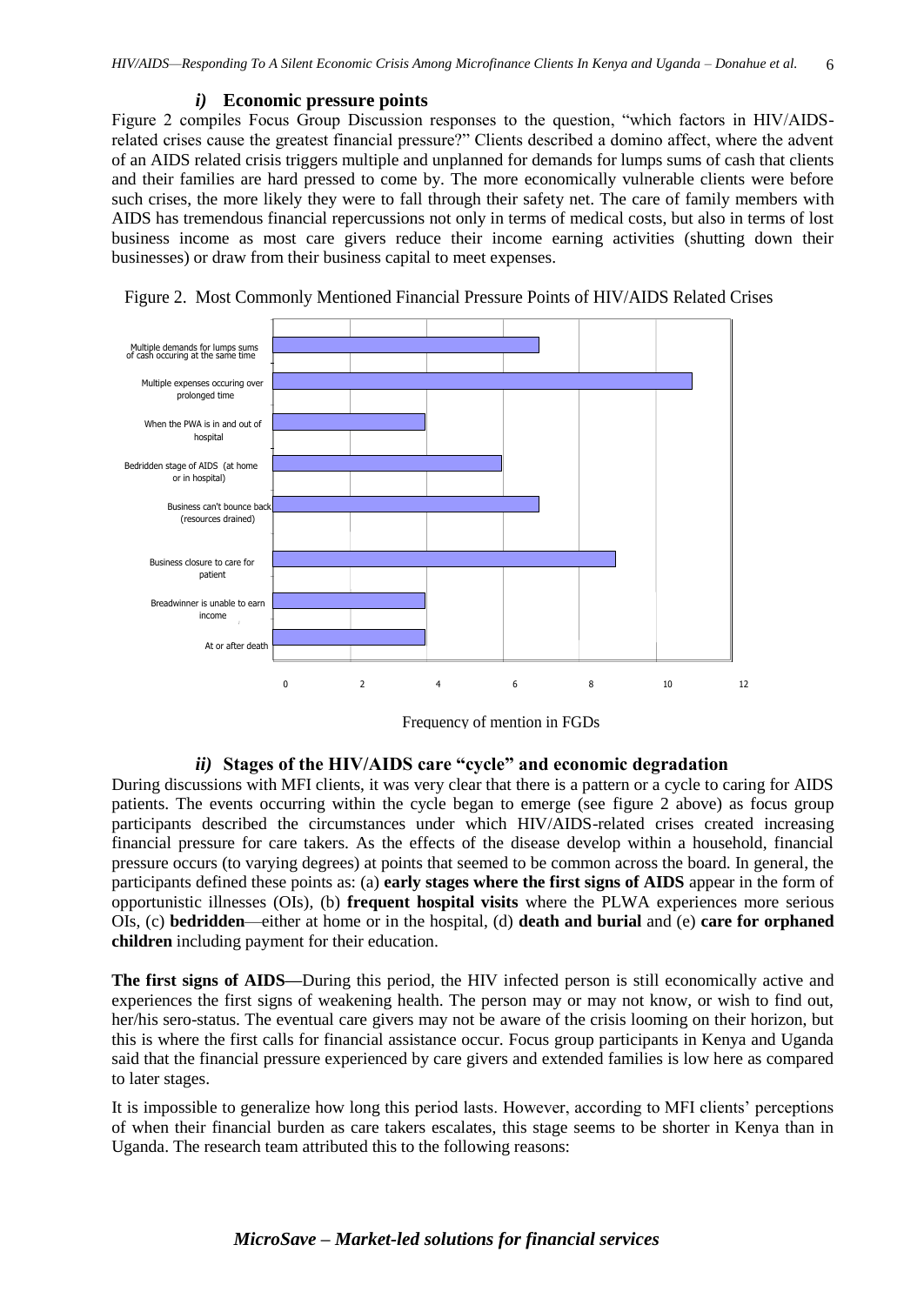### *i)* Economic pressure points

Figure 2 compiles Focus Group Discussion responses to the question, "which factors in HIV/AIDS-related crises cause the greatest financial pressure?" Clients described a domino affect, where the advent of an AIDS related crisis triggers multiple and unplanned for demands for lumps sums of cash that clients and their families are hard pressed to come by. The more economically vulnerable clients were before such crises, the more likely they were to fall through their safety net. The care of family members with AIDS has tremendous financial repercussions not only in terms of medical costs, but also in terms of lost business income as most care givers reduce their income earning activities (shutting down their businesses) or draw from their business capital to meet expenses.

Figure 2. Most Commonly Mentioned Financial Pressure Points of HIV/AIDS Related Crises

- Multiple demands for lumps sums of cash occuring at the same time
- Multiple expenses occuring over prolonged time
- When the PWA is in and out of hospital
- Bedridden stage of AIDS (at home or in hospital)
- Business can't bounce back (resources drained)
- Business closure to care for patient
- Breadwinner is unable to earn income
- At or after death

0 2 4 6 8 10 12

Frequency of mention in FGDs

### *ii)* Stages of the HIV/AIDS care "cycle" and economic degradation

During discussions with MFI clients, it was very clear that there is a pattern or a cycle to caring for AIDS patients. The events occurring within the cycle began to emerge (see figure 2 above) as focus group participants described the circumstances under which HIV/AIDS-related crises created increasing financial pressure for care takers. As the effects of the disease develop within a household, financial pressure occurs (to varying degrees) at points that seemed to be common across the board. In general, the participants defined these points as: (a) **early stages where the first signs of AIDS** appear in the form of opportunistic illnesses (OIs), (b) **frequent hospital visits** where the PLWA experiences more serious OIs, (c) **bedridden**—either at home or in the hospital, (d) **death and burial** and (e) **care for orphaned children** including payment for their education.

**The first signs of AIDS**—During this period, the HIV infected person is still economically active and experiences the first signs of weakening health. The person may or may not know, or wish to find out, her/his sero-status. The eventual care givers may not be aware of the crisis looming on their horizon, but this is where the first calls for financial assistance occur. Focus group participants in Kenya and Uganda said that the financial pressure experienced by care givers and extended families is low here as compared to later stages.

It is impossible to generalize how long this period lasts. However, according to MFI clients' perceptions of when their financial burden as care takers escalates, this stage seems to be shorter in Kenya than in Uganda. The research team attributed this to the following reasons: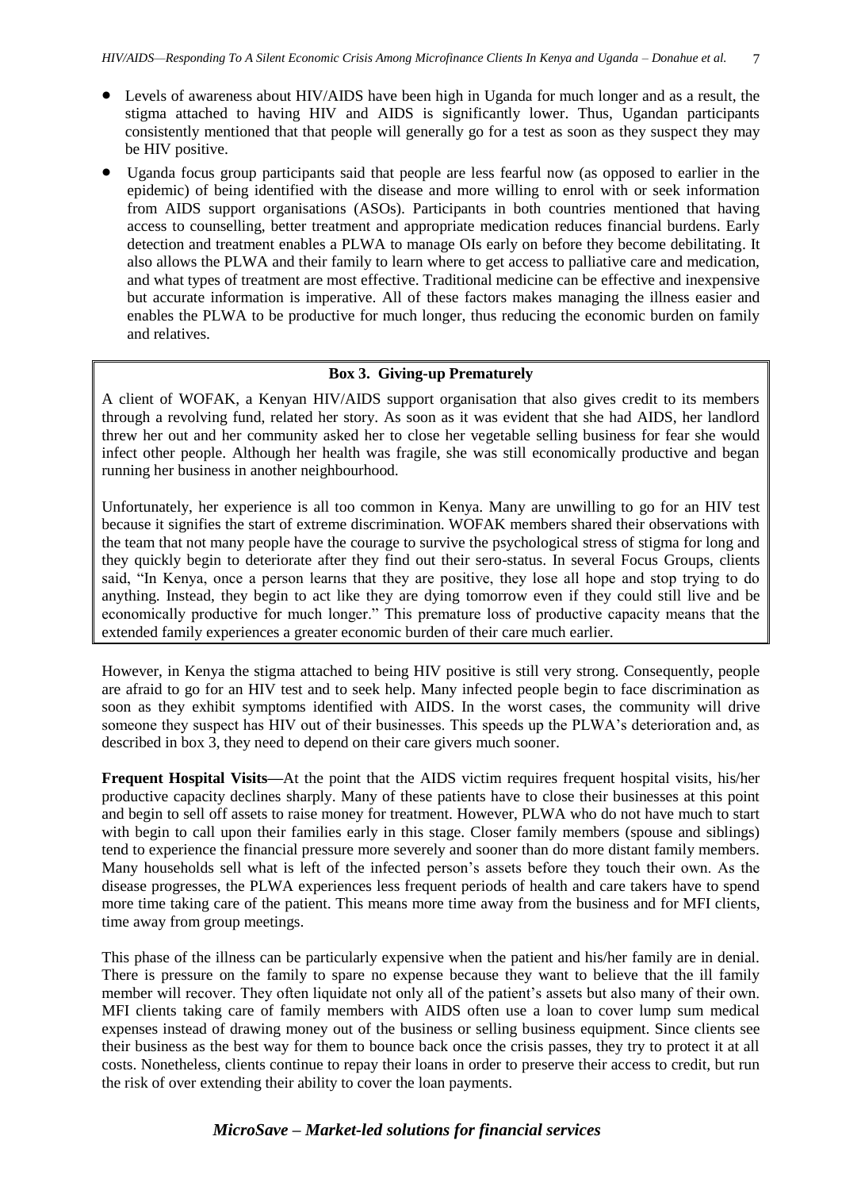- Levels of awareness about HIV/AIDS have been high in Uganda for much longer and as a result, the stigma attached to having HIV and AIDS is significantly lower. Thus, Ugandan participants consistently mentioned that that people will generally go for a test as soon as they suspect they may be HIV positive.
- Uganda focus group participants said that people are less fearful now (as opposed to earlier in the epidemic) of being identified with the disease and more willing to enrol with or seek information from AIDS support organisations (ASOs). Participants in both countries mentioned that having access to counselling, better treatment and appropriate medication reduces financial burdens. Early detection and treatment enables a PLWA to manage OIs early on before they become debilitating. It also allows the PLWA and their family to learn where to get access to palliative care and medication, and what types of treatment are most effective. Traditional medicine can be effective and inexpensive but accurate information is imperative. All of these factors makes managing the illness easier and enables the PLWA to be productive for much longer, thus reducing the economic burden on family and relatives.

> **Box 3. Giving-up Prematurely**
>
> A client of WOFAK, a Kenyan HIV/AIDS support organisation that also gives credit to its members through a revolving fund, related her story. As soon as it was evident that she had AIDS, her landlord threw her out and her community asked her to close her vegetable selling business for fear she would infect other people. Although her health was fragile, she was still economically productive and began running her business in another neighbourhood.
>
> Unfortunately, her experience is all too common in Kenya. Many are unwilling to go for an HIV test because it signifies the start of extreme discrimination. WOFAK members shared their observations with the team that not many people have the courage to survive the psychological stress of stigma for long and they quickly begin to deteriorate after they find out their sero-status. In several Focus Groups, clients said, "In Kenya, once a person learns that they are positive, they lose all hope and stop trying to do anything. Instead, they begin to act like they are dying tomorrow even if they could still live and be economically productive for much longer." This premature loss of productive capacity means that the extended family experiences a greater economic burden of their care much earlier.

However, in Kenya the stigma attached to being HIV positive is still very strong. Consequently, people are afraid to go for an HIV test and to seek help. Many infected people begin to face discrimination as soon as they exhibit symptoms identified with AIDS. In the worst cases, the community will drive someone they suspect has HIV out of their businesses. This speeds up the PLWA's deterioration and, as described in box 3, they need to depend on their care givers much sooner.

**Frequent Hospital Visits—**At the point that the AIDS victim requires frequent hospital visits, his/her productive capacity declines sharply. Many of these patients have to close their businesses at this point and begin to sell off assets to raise money for treatment. However, PLWA who do not have much to start with begin to call upon their families early in this stage. Closer family members (spouse and siblings) tend to experience the financial pressure more severely and sooner than do more distant family members. Many households sell what is left of the infected person's assets before they touch their own. As the disease progresses, the PLWA experiences less frequent periods of health and care takers have to spend more time taking care of the patient. This means more time away from the business and for MFI clients, time away from group meetings.

This phase of the illness can be particularly expensive when the patient and his/her family are in denial. There is pressure on the family to spare no expense because they want to believe that the ill family member will recover. They often liquidate not only all of the patient's assets but also many of their own. MFI clients taking care of family members with AIDS often use a loan to cover lump sum medical expenses instead of drawing money out of the business or selling business equipment. Since clients see their business as the best way for them to bounce back once the crisis passes, they try to protect it at all costs. Nonetheless, clients continue to repay their loans in order to preserve their access to credit, but run the risk of over extending their ability to cover the loan payments.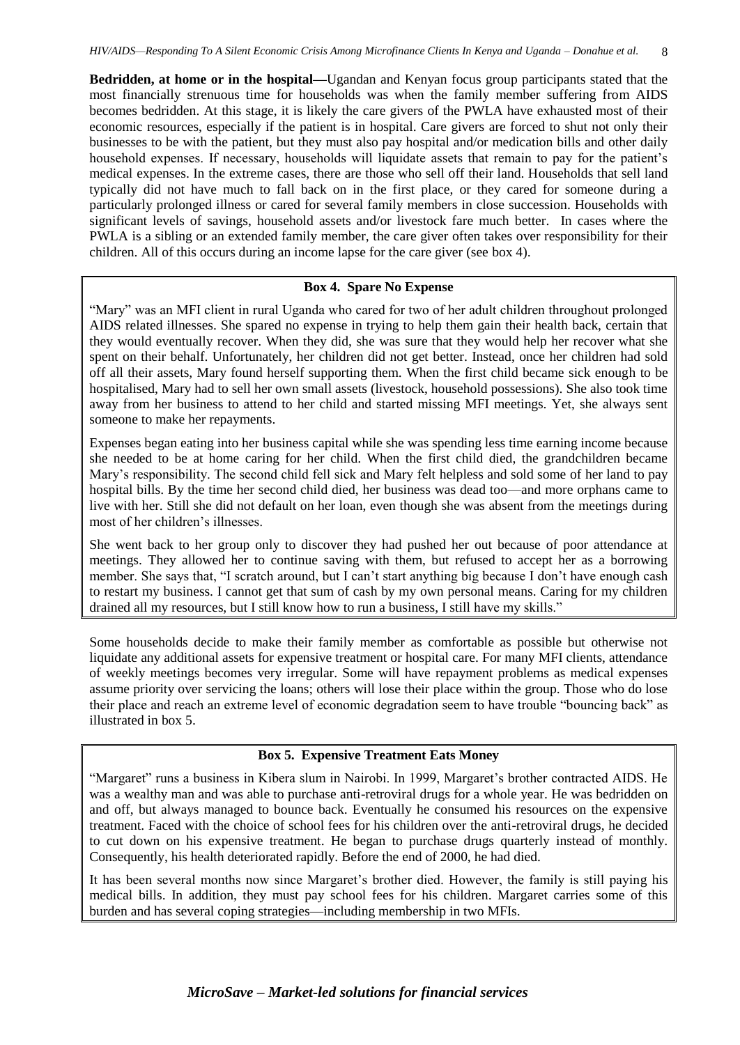**Bedridden, at home or in the hospital—**Ugandan and Kenyan focus group participants stated that the most financially strenuous time for households was when the family member suffering from AIDS becomes bedridden. At this stage, it is likely the care givers of the PWLA have exhausted most of their economic resources, especially if the patient is in hospital. Care givers are forced to shut not only their businesses to be with the patient, but they must also pay hospital and/or medication bills and other daily household expenses. If necessary, households will liquidate assets that remain to pay for the patient's medical expenses. In the extreme cases, there are those who sell off their land. Households that sell land typically did not have much to fall back on in the first place, or they cared for someone during a particularly prolonged illness or cared for several family members in close succession. Households with significant levels of savings, household assets and/or livestock fare much better. In cases where the PWLA is a sibling or an extended family member, the care giver often takes over responsibility for their children. All of this occurs during an income lapse for the care giver (see box 4).

### Box 4. Spare No Expense

"Mary" was an MFI client in rural Uganda who cared for two of her adult children throughout prolonged AIDS related illnesses. She spared no expense in trying to help them gain their health back, certain that they would eventually recover. When they did, she was sure that they would help her recover what she spent on their behalf. Unfortunately, her children did not get better. Instead, once her children had sold off all their assets, Mary found herself supporting them. When the first child became sick enough to be hospitalised, Mary had to sell her own small assets (livestock, household possessions). She also took time away from her business to attend to her child and started missing MFI meetings. Yet, she always sent someone to make her repayments.

Expenses began eating into her business capital while she was spending less time earning income because she needed to be at home caring for her child. When the first child died, the grandchildren became Mary's responsibility. The second child fell sick and Mary felt helpless and sold some of her land to pay hospital bills. By the time her second child died, her business was dead too—and more orphans came to live with her. Still she did not default on her loan, even though she was absent from the meetings during most of her children's illnesses.

She went back to her group only to discover they had pushed her out because of poor attendance at meetings. They allowed her to continue saving with them, but refused to accept her as a borrowing member. She says that, "I scratch around, but I can't start anything big because I don't have enough cash to restart my business. I cannot get that sum of cash by my own personal means. Caring for my children drained all my resources, but I still know how to run a business, I still have my skills."

Some households decide to make their family member as comfortable as possible but otherwise not liquidate any additional assets for expensive treatment or hospital care. For many MFI clients, attendance of weekly meetings becomes very irregular. Some will have repayment problems as medical expenses assume priority over servicing the loans; others will lose their place within the group. Those who do lose their place and reach an extreme level of economic degradation seem to have trouble "bouncing back" as illustrated in box 5.

### Box 5. Expensive Treatment Eats Money

"Margaret" runs a business in Kibera slum in Nairobi. In 1999, Margaret's brother contracted AIDS. He was a wealthy man and was able to purchase anti-retroviral drugs for a whole year. He was bedridden on and off, but always managed to bounce back. Eventually he consumed his resources on the expensive treatment. Faced with the choice of school fees for his children over the anti-retroviral drugs, he decided to cut down on his expensive treatment. He began to purchase drugs quarterly instead of monthly. Consequently, his health deteriorated rapidly. Before the end of 2000, he had died.

It has been several months now since Margaret's brother died. However, the family is still paying his medical bills. In addition, they must pay school fees for his children. Margaret carries some of this burden and has several coping strategies—including membership in two MFIs.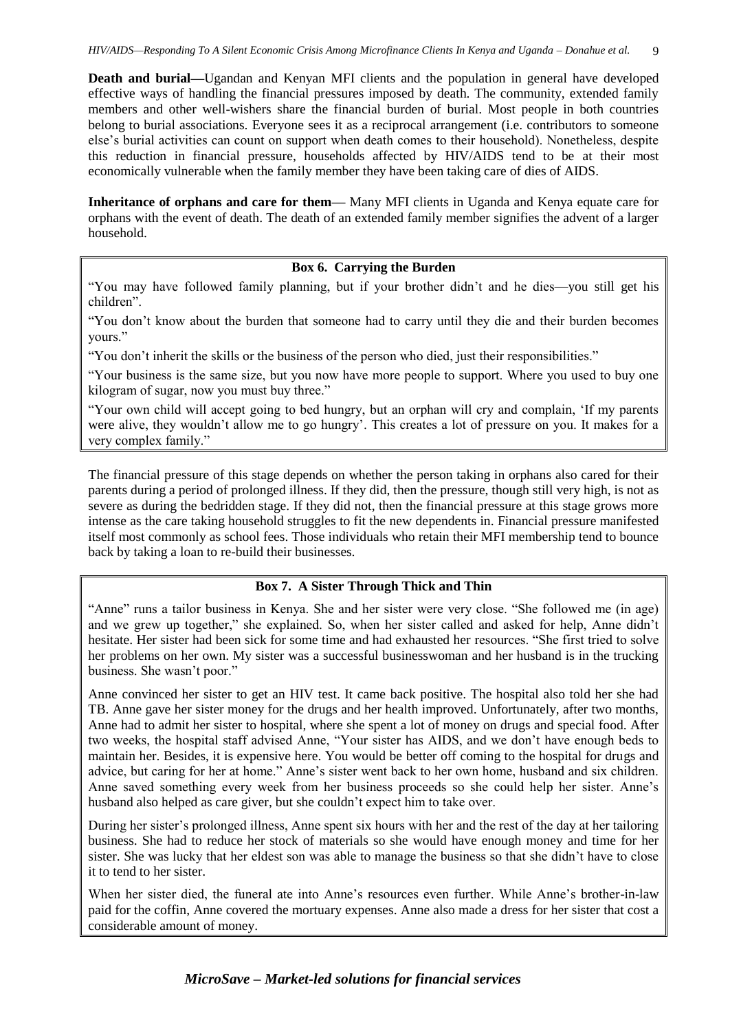**Death and burial—**Ugandan and Kenyan MFI clients and the population in general have developed effective ways of handling the financial pressures imposed by death. The community, extended family members and other well-wishers share the financial burden of burial. Most people in both countries belong to burial associations. Everyone sees it as a reciprocal arrangement (i.e. contributors to someone else's burial activities can count on support when death comes to their household). Nonetheless, despite this reduction in financial pressure, households affected by HIV/AIDS tend to be at their most economically vulnerable when the family member they have been taking care of dies of AIDS.

**Inheritance of orphans and care for them—** Many MFI clients in Uganda and Kenya equate care for orphans with the event of death. The death of an extended family member signifies the advent of a larger household.

> **Box 6. Carrying the Burden**
>
> "You may have followed family planning, but if your brother didn't and he dies—you still get his children".
>
> "You don't know about the burden that someone had to carry until they die and their burden becomes yours."
>
> "You don't inherit the skills or the business of the person who died, just their responsibilities."
>
> "Your business is the same size, but you now have more people to support. Where you used to buy one kilogram of sugar, now you must buy three."
>
> "Your own child will accept going to bed hungry, but an orphan will cry and complain, 'If my parents were alive, they wouldn't allow me to go hungry'. This creates a lot of pressure on you. It makes for a very complex family."

The financial pressure of this stage depends on whether the person taking in orphans also cared for their parents during a period of prolonged illness. If they did, then the pressure, though still very high, is not as severe as during the bedridden stage. If they did not, then the financial pressure at this stage grows more intense as the care taking household struggles to fit the new dependents in. Financial pressure manifested itself most commonly as school fees. Those individuals who retain their MFI membership tend to bounce back by taking a loan to re-build their businesses.

> **Box 7. A Sister Through Thick and Thin**
>
> "Anne" runs a tailor business in Kenya. She and her sister were very close. "She followed me (in age) and we grew up together," she explained. So, when her sister called and asked for help, Anne didn't hesitate. Her sister had been sick for some time and had exhausted her resources. "She first tried to solve her problems on her own. My sister was a successful businesswoman and her husband is in the trucking business. She wasn't poor."
>
> Anne convinced her sister to get an HIV test. It came back positive. The hospital also told her she had TB. Anne gave her sister money for the drugs and her health improved. Unfortunately, after two months, Anne had to admit her sister to hospital, where she spent a lot of money on drugs and special food. After two weeks, the hospital staff advised Anne, "Your sister has AIDS, and we don't have enough beds to maintain her. Besides, it is expensive here. You would be better off coming to the hospital for drugs and advice, but caring for her at home." Anne's sister went back to her own home, husband and six children. Anne saved something every week from her business proceeds so she could help her sister. Anne's husband also helped as care giver, but she couldn't expect him to take over.
>
> During her sister's prolonged illness, Anne spent six hours with her and the rest of the day at her tailoring business. She had to reduce her stock of materials so she would have enough money and time for her sister. She was lucky that her eldest son was able to manage the business so that she didn't have to close it to tend to her sister.
>
> When her sister died, the funeral ate into Anne's resources even further. While Anne's brother-in-law paid for the coffin, Anne covered the mortuary expenses. Anne also made a dress for her sister that cost a considerable amount of money.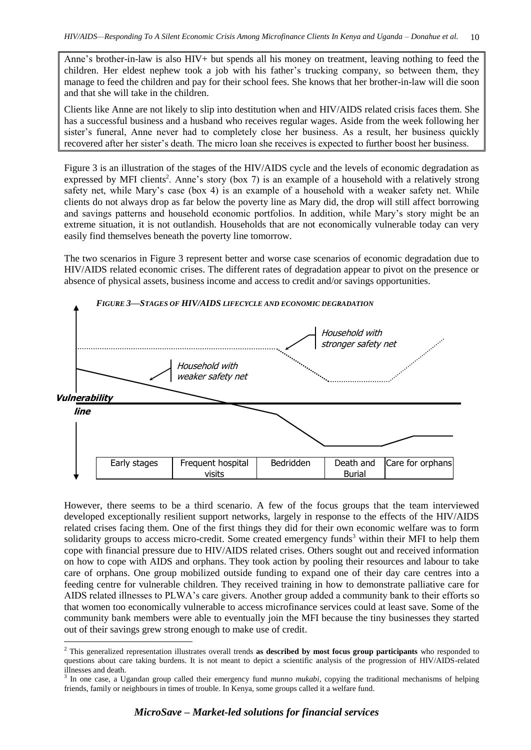Anne's brother-in-law is also HIV+ but spends all his money on treatment, leaving nothing to feed the children. Her eldest nephew took a job with his father's trucking company, so between them, they manage to feed the children and pay for their school fees. She knows that her brother-in-law will die soon and that she will take in the children.

Clients like Anne are not likely to slip into destitution when and HIV/AIDS related crisis faces them. She has a successful business and a husband who receives regular wages. Aside from the week following her sister's funeral, Anne never had to completely close her business. As a result, her business quickly recovered after her sister's death. The micro loan she receives is expected to further boost her business.

Figure 3 is an illustration of the stages of the HIV/AIDS cycle and the levels of economic degradation as expressed by MFI clients[2]. Anne's story (box 7) is an example of a household with a relatively strong safety net, while Mary's case (box 4) is an example of a household with a weaker safety net. While clients do not always drop as far below the poverty line as Mary did, the drop will still affect borrowing and savings patterns and household economic portfolios. In addition, while Mary's story might be an extreme situation, it is not outlandish. Households that are not economically vulnerable today can very easily find themselves beneath the poverty line tomorrow.

The two scenarios in Figure 3 represent better and worse case scenarios of economic degradation due to HIV/AIDS related economic crises. The different rates of degradation appear to pivot on the presence or absence of physical assets, business income and access to credit and/or savings opportunities.

*FIGURE 3—STAGES OF HIV/AIDS LIFECYCLE AND ECONOMIC DEGRADATION*

Household with stronger safety net

Household with weaker safety net

**Vulnerability line**

| Early stages | Frequent hospital visits | Bedridden | Death and Burial | Care for orphans |
|---|---|---|---|---|

However, there seems to be a third scenario. A few of the focus groups that the team interviewed developed exceptionally resilient support networks, largely in response to the effects of the HIV/AIDS related crises facing them. One of the first things they did for their own economic welfare was to form solidarity groups to access micro-credit. Some created emergency funds[3] within their MFI to help them cope with financial pressure due to HIV/AIDS related crises. Others sought out and received information on how to cope with AIDS and orphans. They took action by pooling their resources and labour to take care of orphans. One group mobilized outside funding to expand one of their day care centres into a feeding centre for vulnerable children. They received training in how to demonstrate palliative care for AIDS related illnesses to PLWA's care givers. Another group added a community bank to their efforts so that women too economically vulnerable to access microfinance services could at least save. Some of the community bank members were able to eventually join the MFI because the tiny businesses they started out of their savings grew strong enough to make use of credit.

---

[2] This generalized representation illustrates overall trends **as described by most focus group participants** who responded to questions about care taking burdens. It is not meant to depict a scientific analysis of the progression of HIV/AIDS-related illnesses and death.

[3] In one case, a Ugandan group called their emergency fund *munno mukabi*, copying the traditional mechanisms of helping friends, family or neighbours in times of trouble. In Kenya, some groups called it a welfare fund.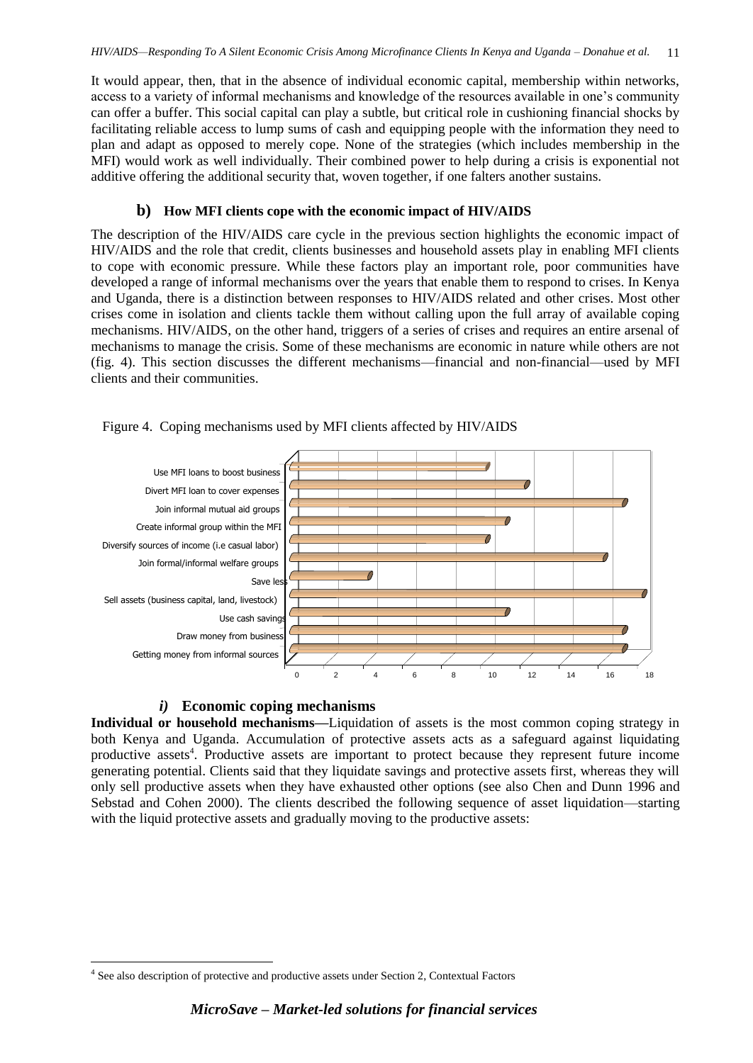It would appear, then, that in the absence of individual economic capital, membership within networks, access to a variety of informal mechanisms and knowledge of the resources available in one's community can offer a buffer. This social capital can play a subtle, but critical role in cushioning financial shocks by facilitating reliable access to lump sums of cash and equipping people with the information they need to plan and adapt as opposed to merely cope. None of the strategies (which includes membership in the MFI) would work as well individually. Their combined power to help during a crisis is exponential not additive offering the additional security that, woven together, if one falters another sustains.

### b) How MFI clients cope with the economic impact of HIV/AIDS

The description of the HIV/AIDS care cycle in the previous section highlights the economic impact of HIV/AIDS and the role that credit, clients businesses and household assets play in enabling MFI clients to cope with economic pressure. While these factors play an important role, poor communities have developed a range of informal mechanisms over the years that enable them to respond to crises. In Kenya and Uganda, there is a distinction between responses to HIV/AIDS related and other crises. Most other crises come in isolation and clients tackle them without calling upon the full array of available coping mechanisms. HIV/AIDS, on the other hand, triggers of a series of crises and requires an entire arsenal of mechanisms to manage the crisis. Some of these mechanisms are economic in nature while others are not (fig. 4). This section discusses the different mechanisms—financial and non-financial—used by MFI clients and their communities.

Figure 4. Coping mechanisms used by MFI clients affected by HIV/AIDS

| Coping mechanism | Value |
|---|---|
| Use MFI loans to boost business | 10 |
| Divert MFI loan to cover expenses | 12 |
| Join informal mutual aid groups | 17 |
| Create informal group within the MFI | 11 |
| Diversify sources of income (i.e casual labor) | 10 |
| Join formal/informal welfare groups | 16 |
| Save less | 4 |
| Sell assets (business capital, land, livestock) | 18 |
| Use cash savings | 11 |
| Draw money from business | 17 |
| Getting money from informal sources | 17 |

#### *i)* Economic coping mechanisms

**Individual or household mechanisms—**Liquidation of assets is the most common coping strategy in both Kenya and Uganda. Accumulation of protective assets acts as a safeguard against liquidating productive assets[4]. Productive assets are important to protect because they represent future income generating potential. Clients said that they liquidate savings and protective assets first, whereas they will only sell productive assets when they have exhausted other options (see also Chen and Dunn 1996 and Sebstad and Cohen 2000). The clients described the following sequence of asset liquidation—starting with the liquid protective assets and gradually moving to the productive assets:

[4] See also description of protective and productive assets under Section 2, Contextual Factors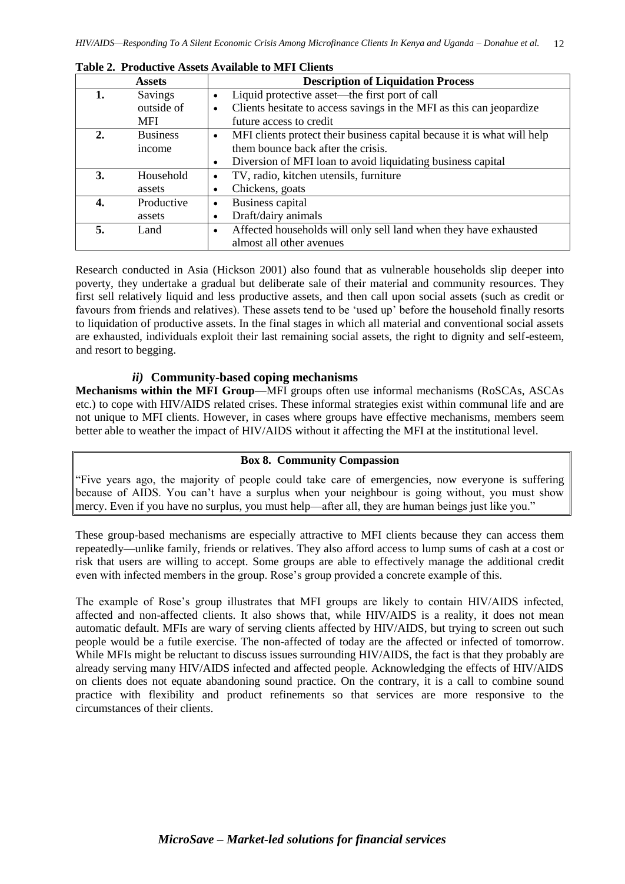**Table 2. Productive Assets Available to MFI Clients**

| | Assets | Description of Liquidation Process |
|---|---|---|
| **1.** | Savings outside of MFI | • Liquid protective asset—the first port of call<br>• Clients hesitate to access savings in the MFI as this can jeopardize future access to credit |
| **2.** | Business income | • MFI clients protect their business capital because it is what will help them bounce back after the crisis.<br>• Diversion of MFI loan to avoid liquidating business capital |
| **3.** | Household assets | • TV, radio, kitchen utensils, furniture<br>• Chickens, goats |
| **4.** | Productive assets | • Business capital<br>• Draft/dairy animals |
| **5.** | Land | • Affected households will only sell land when they have exhausted almost all other avenues |

Research conducted in Asia (Hickson 2001) also found that as vulnerable households slip deeper into poverty, they undertake a gradual but deliberate sale of their material and community resources. They first sell relatively liquid and less productive assets, and then call upon social assets (such as credit or favours from friends and relatives). These assets tend to be 'used up' before the household finally resorts to liquidation of productive assets. In the final stages in which all material and conventional social assets are exhausted, individuals exploit their last remaining social assets, the right to dignity and self-esteem, and resort to begging.

### *ii)* Community-based coping mechanisms

**Mechanisms within the MFI Group**—MFI groups often use informal mechanisms (RoSCAs, ASCAs etc.) to cope with HIV/AIDS related crises. These informal strategies exist within communal life and are not unique to MFI clients. However, in cases where groups have effective mechanisms, members seem better able to weather the impact of HIV/AIDS without it affecting the MFI at the institutional level.

**Box 8. Community Compassion**

"Five years ago, the majority of people could take care of emergencies, now everyone is suffering because of AIDS. You can't have a surplus when your neighbour is going without, you must show mercy. Even if you have no surplus, you must help—after all, they are human beings just like you."

These group-based mechanisms are especially attractive to MFI clients because they can access them repeatedly—unlike family, friends or relatives. They also afford access to lump sums of cash at a cost or risk that users are willing to accept. Some groups are able to effectively manage the additional credit even with infected members in the group. Rose's group provided a concrete example of this.

The example of Rose's group illustrates that MFI groups are likely to contain HIV/AIDS infected, affected and non-affected clients. It also shows that, while HIV/AIDS is a reality, it does not mean automatic default. MFIs are wary of serving clients affected by HIV/AIDS, but trying to screen out such people would be a futile exercise. The non-affected of today are the affected or infected of tomorrow. While MFIs might be reluctant to discuss issues surrounding HIV/AIDS, the fact is that they probably are already serving many HIV/AIDS infected and affected people. Acknowledging the effects of HIV/AIDS on clients does not equate abandoning sound practice. On the contrary, it is a call to combine sound practice with flexibility and product refinements so that services are more responsive to the circumstances of their clients.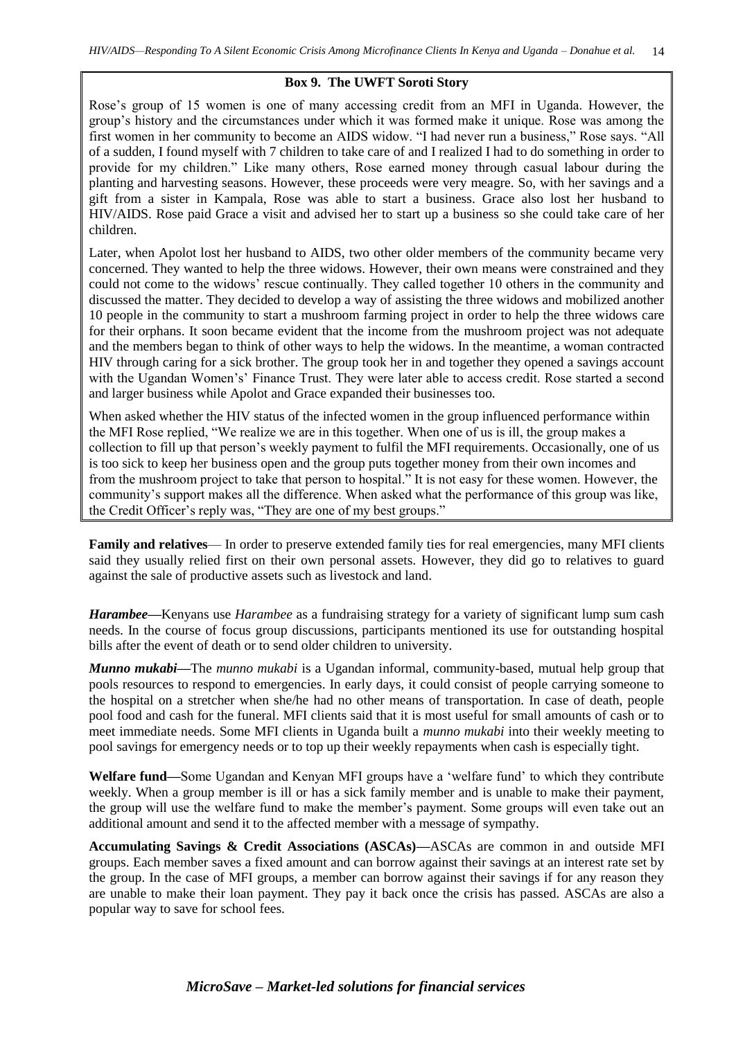**Box 9. The UWFT Soroti Story**

Rose's group of 15 women is one of many accessing credit from an MFI in Uganda. However, the group's history and the circumstances under which it was formed make it unique. Rose was among the first women in her community to become an AIDS widow. "I had never run a business," Rose says. "All of a sudden, I found myself with 7 children to take care of and I realized I had to do something in order to provide for my children." Like many others, Rose earned money through casual labour during the planting and harvesting seasons. However, these proceeds were very meagre. So, with her savings and a gift from a sister in Kampala, Rose was able to start a business. Grace also lost her husband to HIV/AIDS. Rose paid Grace a visit and advised her to start up a business so she could take care of her children.

Later, when Apolot lost her husband to AIDS, two other older members of the community became very concerned. They wanted to help the three widows. However, their own means were constrained and they could not come to the widows' rescue continually. They called together 10 others in the community and discussed the matter. They decided to develop a way of assisting the three widows and mobilized another 10 people in the community to start a mushroom farming project in order to help the three widows care for their orphans. It soon became evident that the income from the mushroom project was not adequate and the members began to think of other ways to help the widows. In the meantime, a woman contracted HIV through caring for a sick brother. The group took her in and together they opened a savings account with the Ugandan Women's' Finance Trust. They were later able to access credit. Rose started a second and larger business while Apolot and Grace expanded their businesses too.

When asked whether the HIV status of the infected women in the group influenced performance within the MFI Rose replied, "We realize we are in this together. When one of us is ill, the group makes a collection to fill up that person's weekly payment to fulfil the MFI requirements. Occasionally, one of us is too sick to keep her business open and the group puts together money from their own incomes and from the mushroom project to take that person to hospital." It is not easy for these women. However, the community's support makes all the difference. When asked what the performance of this group was like, the Credit Officer's reply was, "They are one of my best groups."

**Family and relatives**— In order to preserve extended family ties for real emergencies, many MFI clients said they usually relied first on their own personal assets. However, they did go to relatives to guard against the sale of productive assets such as livestock and land.

***Harambee*—**Kenyans use *Harambee* as a fundraising strategy for a variety of significant lump sum cash needs. In the course of focus group discussions, participants mentioned its use for outstanding hospital bills after the event of death or to send older children to university.

***Munno mukabi*—**The *munno mukabi* is a Ugandan informal, community-based, mutual help group that pools resources to respond to emergencies. In early days, it could consist of people carrying someone to the hospital on a stretcher when she/he had no other means of transportation. In case of death, people pool food and cash for the funeral. MFI clients said that it is most useful for small amounts of cash or to meet immediate needs. Some MFI clients in Uganda built a *munno mukabi* into their weekly meeting to pool savings for emergency needs or to top up their weekly repayments when cash is especially tight.

**Welfare fund—**Some Ugandan and Kenyan MFI groups have a 'welfare fund' to which they contribute weekly. When a group member is ill or has a sick family member and is unable to make their payment, the group will use the welfare fund to make the member's payment. Some groups will even take out an additional amount and send it to the affected member with a message of sympathy.

**Accumulating Savings & Credit Associations (ASCAs)—**ASCAs are common in and outside MFI groups. Each member saves a fixed amount and can borrow against their savings at an interest rate set by the group. In the case of MFI groups, a member can borrow against their savings if for any reason they are unable to make their loan payment. They pay it back once the crisis has passed. ASCAs are also a popular way to save for school fees.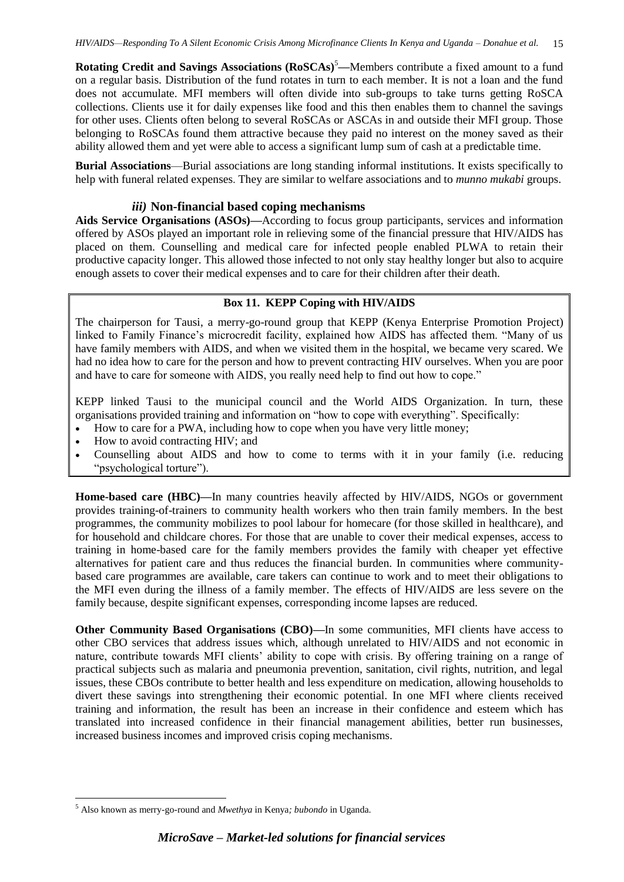**Rotating Credit and Savings Associations (RoSCAs)**[5]**—**Members contribute a fixed amount to a fund on a regular basis. Distribution of the fund rotates in turn to each member. It is not a loan and the fund does not accumulate. MFI members will often divide into sub-groups to take turns getting RoSCA collections. Clients use it for daily expenses like food and this then enables them to channel the savings for other uses. Clients often belong to several RoSCAs or ASCAs in and outside their MFI group. Those belonging to RoSCAs found them attractive because they paid no interest on the money saved as their ability allowed them and yet were able to access a significant lump sum of cash at a predictable time.

**Burial Associations**—Burial associations are long standing informal institutions. It exists specifically to help with funeral related expenses. They are similar to welfare associations and to *munno mukabi* groups.

### *iii)* Non-financial based coping mechanisms

**Aids Service Organisations (ASOs)—**According to focus group participants, services and information offered by ASOs played an important role in relieving some of the financial pressure that HIV/AIDS has placed on them. Counselling and medical care for infected people enabled PLWA to retain their productive capacity longer. This allowed those infected to not only stay healthy longer but also to acquire enough assets to cover their medical expenses and to care for their children after their death.

> **Box 11. KEPP Coping with HIV/AIDS**
>
> The chairperson for Tausi, a merry-go-round group that KEPP (Kenya Enterprise Promotion Project) linked to Family Finance's microcredit facility, explained how AIDS has affected them. "Many of us have family members with AIDS, and when we visited them in the hospital, we became very scared. We had no idea how to care for the person and how to prevent contracting HIV ourselves. When you are poor and have to care for someone with AIDS, you really need help to find out how to cope."
>
> KEPP linked Tausi to the municipal council and the World AIDS Organization. In turn, these organisations provided training and information on "how to cope with everything". Specifically:
>
> - How to care for a PWA, including how to cope when you have very little money;
> - How to avoid contracting HIV; and
> - Counselling about AIDS and how to come to terms with it in your family (i.e. reducing "psychological torture").

**Home-based care (HBC)—**In many countries heavily affected by HIV/AIDS, NGOs or government provides training-of-trainers to community health workers who then train family members. In the best programmes, the community mobilizes to pool labour for homecare (for those skilled in healthcare), and for household and childcare chores. For those that are unable to cover their medical expenses, access to training in home-based care for the family members provides the family with cheaper yet effective alternatives for patient care and thus reduces the financial burden. In communities where community-based care programmes are available, care takers can continue to work and to meet their obligations to the MFI even during the illness of a family member. The effects of HIV/AIDS are less severe on the family because, despite significant expenses, corresponding income lapses are reduced.

**Other Community Based Organisations (CBO)—**In some communities, MFI clients have access to other CBO services that address issues which, although unrelated to HIV/AIDS and not economic in nature, contribute towards MFI clients' ability to cope with crisis. By offering training on a range of practical subjects such as malaria and pneumonia prevention, sanitation, civil rights, nutrition, and legal issues, these CBOs contribute to better health and less expenditure on medication, allowing households to divert these savings into strengthening their economic potential. In one MFI where clients received training and information, the result has been an increase in their confidence and esteem which has translated into increased confidence in their financial management abilities, better run businesses, increased business incomes and improved crisis coping mechanisms.

---

[5] Also known as merry-go-round and *Mwethya* in Kenya*; bubondo* in Uganda.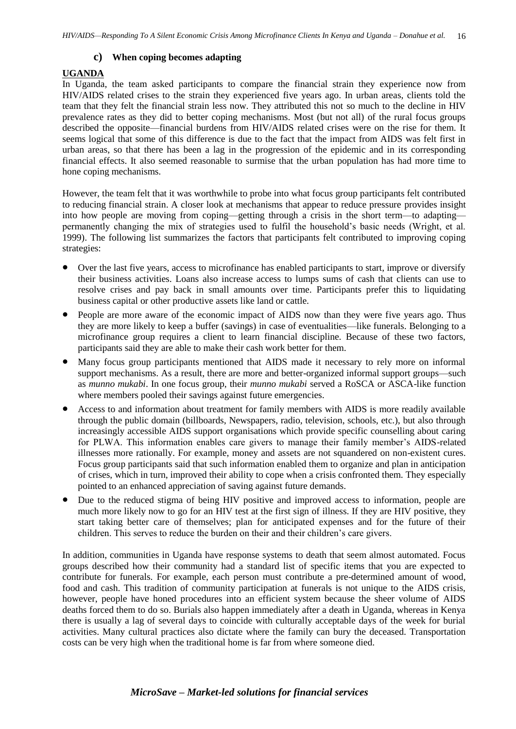### c) When coping becomes adapting

**UGANDA**

In Uganda, the team asked participants to compare the financial strain they experience now from HIV/AIDS related crises to the strain they experienced five years ago. In urban areas, clients told the team that they felt the financial strain less now. They attributed this not so much to the decline in HIV prevalence rates as they did to better coping mechanisms. Most (but not all) of the rural focus groups described the opposite—financial burdens from HIV/AIDS related crises were on the rise for them. It seems logical that some of this difference is due to the fact that the impact from AIDS was felt first in urban areas, so that there has been a lag in the progression of the epidemic and in its corresponding financial effects. It also seemed reasonable to surmise that the urban population has had more time to hone coping mechanisms.

However, the team felt that it was worthwhile to probe into what focus group participants felt contributed to reducing financial strain. A closer look at mechanisms that appear to reduce pressure provides insight into how people are moving from coping—getting through a crisis in the short term—to adapting—permanently changing the mix of strategies used to fulfil the household's basic needs (Wright, et al. 1999). The following list summarizes the factors that participants felt contributed to improving coping strategies:

- Over the last five years, access to microfinance has enabled participants to start, improve or diversify their business activities. Loans also increase access to lumps sums of cash that clients can use to resolve crises and pay back in small amounts over time. Participants prefer this to liquidating business capital or other productive assets like land or cattle.
- People are more aware of the economic impact of AIDS now than they were five years ago. Thus they are more likely to keep a buffer (savings) in case of eventualities—like funerals. Belonging to a microfinance group requires a client to learn financial discipline. Because of these two factors, participants said they are able to make their cash work better for them.
- Many focus group participants mentioned that AIDS made it necessary to rely more on informal support mechanisms. As a result, there are more and better-organized informal support groups—such as *munno mukabi*. In one focus group, their *munno mukabi* served a RoSCA or ASCA-like function where members pooled their savings against future emergencies.
- Access to and information about treatment for family members with AIDS is more readily available through the public domain (billboards, Newspapers, radio, television, schools, etc.), but also through increasingly accessible AIDS support organisations which provide specific counselling about caring for PLWA. This information enables care givers to manage their family member's AIDS-related illnesses more rationally. For example, money and assets are not squandered on non-existent cures. Focus group participants said that such information enabled them to organize and plan in anticipation of crises, which in turn, improved their ability to cope when a crisis confronted them. They especially pointed to an enhanced appreciation of saving against future demands.
- Due to the reduced stigma of being HIV positive and improved access to information, people are much more likely now to go for an HIV test at the first sign of illness. If they are HIV positive, they start taking better care of themselves; plan for anticipated expenses and for the future of their children. This serves to reduce the burden on their and their children's care givers.

In addition, communities in Uganda have response systems to death that seem almost automated. Focus groups described how their community had a standard list of specific items that you are expected to contribute for funerals. For example, each person must contribute a pre-determined amount of wood, food and cash. This tradition of community participation at funerals is not unique to the AIDS crisis, however, people have honed procedures into an efficient system because the sheer volume of AIDS deaths forced them to do so. Burials also happen immediately after a death in Uganda, whereas in Kenya there is usually a lag of several days to coincide with culturally acceptable days of the week for burial activities. Many cultural practices also dictate where the family can bury the deceased. Transportation costs can be very high when the traditional home is far from where someone died.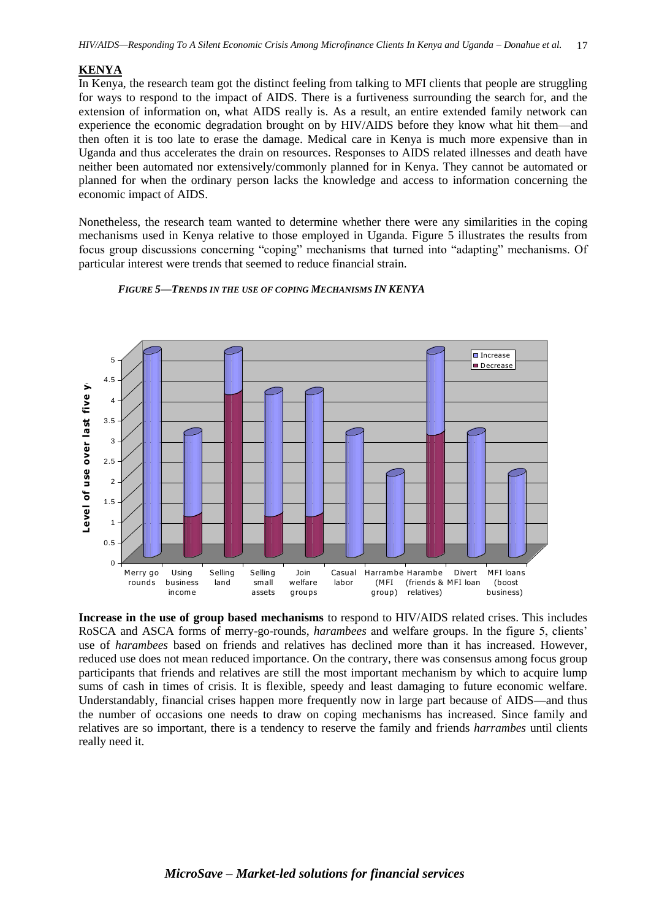## KENYA

In Kenya, the research team got the distinct feeling from talking to MFI clients that people are struggling for ways to respond to the impact of AIDS. There is a furtiveness surrounding the search for, and the extension of information on, what AIDS really is. As a result, an entire extended family network can experience the economic degradation brought on by HIV/AIDS before they know what hit them—and then often it is too late to erase the damage. Medical care in Kenya is much more expensive than in Uganda and thus accelerates the drain on resources. Responses to AIDS related illnesses and death have neither been automated nor extensively/commonly planned for in Kenya. They cannot be automated or planned for when the ordinary person lacks the knowledge and access to information concerning the economic impact of AIDS.

Nonetheless, the research team wanted to determine whether there were any similarities in the coping mechanisms used in Kenya relative to those employed in Uganda. Figure 5 illustrates the results from focus group discussions concerning "coping" mechanisms that turned into "adapting" mechanisms. Of particular interest were trends that seemed to reduce financial strain.

*FIGURE 5—TRENDS IN THE USE OF COPING MECHANISMS IN KENYA*

| Mechanism | Increase | Decrease |
|---|---|---|
| Merry go rounds | 5 | 0 |
| Using business income | 2 | 1 |
| Selling land | 1 | 4 |
| Selling small assets | 3 | 1 |
| Join welfare groups | 3 | 1 |
| Casual labor | 3 | 0 |
| Harrambe (MFI group) | 2 | 0 |
| Harambe (friends & relatives) | 2 | 3 |
| Divert MFI loan | 3 | 0 |
| MFI loans (boost business) | 2 | 0 |

Y-axis: Level of use over last five years

**Increase in the use of group based mechanisms** to respond to HIV/AIDS related crises. This includes RoSCA and ASCA forms of merry-go-rounds, *harambees* and welfare groups. In the figure 5, clients' use of *harambees* based on friends and relatives has declined more than it has increased. However, reduced use does not mean reduced importance. On the contrary, there was consensus among focus group participants that friends and relatives are still the most important mechanism by which to acquire lump sums of cash in times of crisis. It is flexible, speedy and least damaging to future economic welfare. Understandably, financial crises happen more frequently now in large part because of AIDS—and thus the number of occasions one needs to draw on coping mechanisms has increased. Since family and relatives are so important, there is a tendency to reserve the family and friends *harrambes* until clients really need it.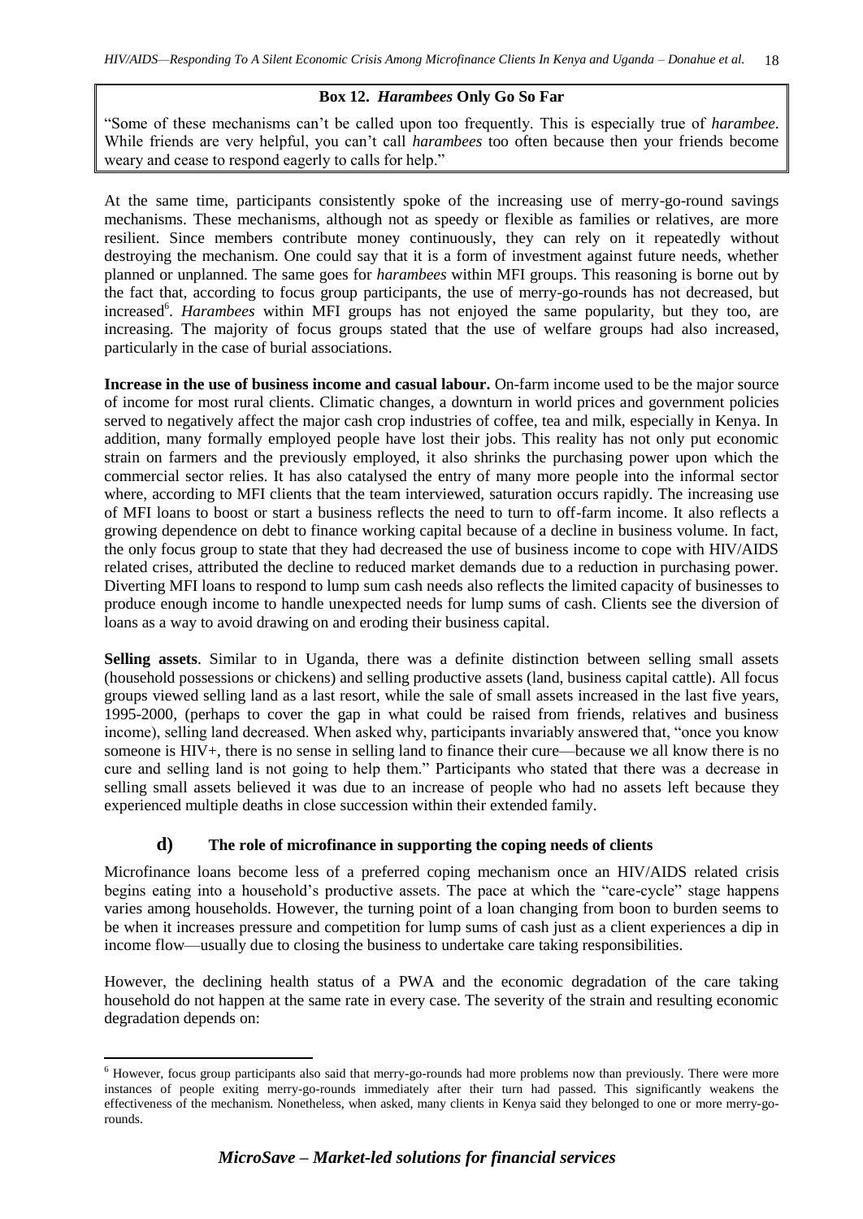> **Box 12. *Harambees* Only Go So Far**
>
> "Some of these mechanisms can't be called upon too frequently. This is especially true of *harambee*. While friends are very helpful, you can't call *harambees* too often because then your friends become weary and cease to respond eagerly to calls for help."

At the same time, participants consistently spoke of the increasing use of merry-go-round savings mechanisms. These mechanisms, although not as speedy or flexible as families or relatives, are more resilient. Since members contribute money continuously, they can rely on it repeatedly without destroying the mechanism. One could say that it is a form of investment against future needs, whether planned or unplanned. The same goes for *harambees* within MFI groups. This reasoning is borne out by the fact that, according to focus group participants, the use of merry-go-rounds has not decreased, but increased[6]. *Harambees* within MFI groups has not enjoyed the same popularity, but they too, are increasing. The majority of focus groups stated that the use of welfare groups had also increased, particularly in the case of burial associations.

**Increase in the use of business income and casual labour.** On-farm income used to be the major source of income for most rural clients. Climatic changes, a downturn in world prices and government policies served to negatively affect the major cash crop industries of coffee, tea and milk, especially in Kenya. In addition, many formally employed people have lost their jobs. This reality has not only put economic strain on farmers and the previously employed, it also shrinks the purchasing power upon which the commercial sector relies. It has also catalysed the entry of many more people into the informal sector where, according to MFI clients that the team interviewed, saturation occurs rapidly. The increasing use of MFI loans to boost or start a business reflects the need to turn to off-farm income. It also reflects a growing dependence on debt to finance working capital because of a decline in business volume. In fact, the only focus group to state that they had decreased the use of business income to cope with HIV/AIDS related crises, attributed the decline to reduced market demands due to a reduction in purchasing power. Diverting MFI loans to respond to lump sum cash needs also reflects the limited capacity of businesses to produce enough income to handle unexpected needs for lump sums of cash. Clients see the diversion of loans as a way to avoid drawing on and eroding their business capital.

**Selling assets**. Similar to in Uganda, there was a definite distinction between selling small assets (household possessions or chickens) and selling productive assets (land, business capital cattle). All focus groups viewed selling land as a last resort, while the sale of small assets increased in the last five years, 1995-2000, (perhaps to cover the gap in what could be raised from friends, relatives and business income), selling land decreased. When asked why, participants invariably answered that, "once you know someone is HIV+, there is no sense in selling land to finance their cure—because we all know there is no cure and selling land is not going to help them." Participants who stated that there was a decrease in selling small assets believed it was due to an increase of people who had no assets left because they experienced multiple deaths in close succession within their extended family.

### d) The role of microfinance in supporting the coping needs of clients

Microfinance loans become less of a preferred coping mechanism once an HIV/AIDS related crisis begins eating into a household's productive assets. The pace at which the "care-cycle" stage happens varies among households. However, the turning point of a loan changing from boon to burden seems to be when it increases pressure and competition for lump sums of cash just as a client experiences a dip in income flow—usually due to closing the business to undertake care taking responsibilities.

However, the declining health status of a PWA and the economic degradation of the care taking household do not happen at the same rate in every case. The severity of the strain and resulting economic degradation depends on:

---

[6] However, focus group participants also said that merry-go-rounds had more problems now than previously. There were more instances of people exiting merry-go-rounds immediately after their turn had passed. This significantly weakens the effectiveness of the mechanism. Nonetheless, when asked, many clients in Kenya said they belonged to one or more merry-go-rounds.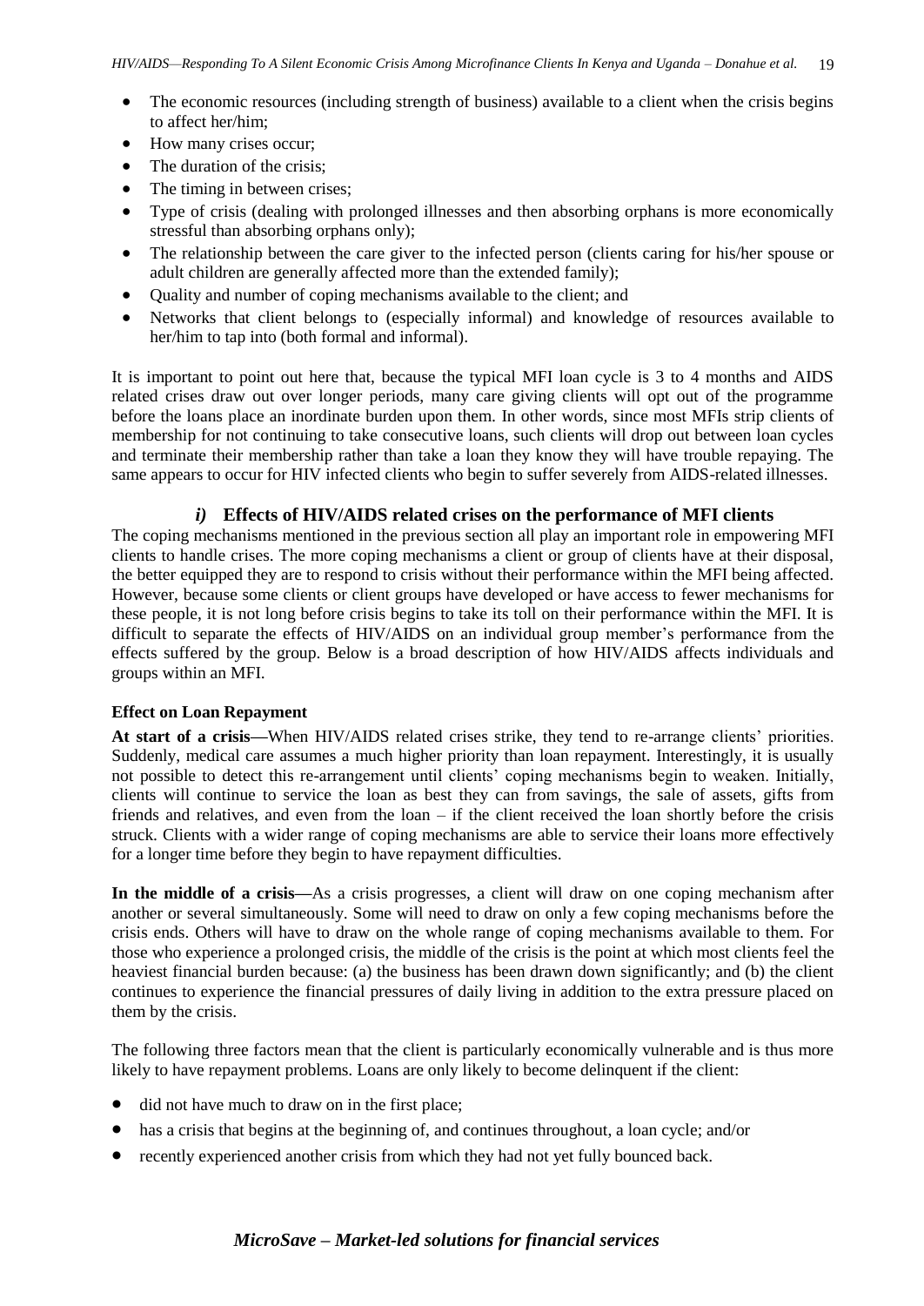- The economic resources (including strength of business) available to a client when the crisis begins to affect her/him;
- How many crises occur;
- The duration of the crisis;
- The timing in between crises;
- Type of crisis (dealing with prolonged illnesses and then absorbing orphans is more economically stressful than absorbing orphans only);
- The relationship between the care giver to the infected person (clients caring for his/her spouse or adult children are generally affected more than the extended family);
- Quality and number of coping mechanisms available to the client; and
- Networks that client belongs to (especially informal) and knowledge of resources available to her/him to tap into (both formal and informal).

It is important to point out here that, because the typical MFI loan cycle is 3 to 4 months and AIDS related crises draw out over longer periods, many care giving clients will opt out of the programme before the loans place an inordinate burden upon them. In other words, since most MFIs strip clients of membership for not continuing to take consecutive loans, such clients will drop out between loan cycles and terminate their membership rather than take a loan they know they will have trouble repaying. The same appears to occur for HIV infected clients who begin to suffer severely from AIDS-related illnesses.

### *i)* Effects of HIV/AIDS related crises on the performance of MFI clients

The coping mechanisms mentioned in the previous section all play an important role in empowering MFI clients to handle crises. The more coping mechanisms a client or group of clients have at their disposal, the better equipped they are to respond to crisis without their performance within the MFI being affected. However, because some clients or client groups have developed or have access to fewer mechanisms for these people, it is not long before crisis begins to take its toll on their performance within the MFI. It is difficult to separate the effects of HIV/AIDS on an individual group member's performance from the effects suffered by the group. Below is a broad description of how HIV/AIDS affects individuals and groups within an MFI.

**Effect on Loan Repayment**

**At start of a crisis—**When HIV/AIDS related crises strike, they tend to re-arrange clients' priorities. Suddenly, medical care assumes a much higher priority than loan repayment. Interestingly, it is usually not possible to detect this re-arrangement until clients' coping mechanisms begin to weaken. Initially, clients will continue to service the loan as best they can from savings, the sale of assets, gifts from friends and relatives, and even from the loan – if the client received the loan shortly before the crisis struck. Clients with a wider range of coping mechanisms are able to service their loans more effectively for a longer time before they begin to have repayment difficulties.

**In the middle of a crisis—**As a crisis progresses, a client will draw on one coping mechanism after another or several simultaneously. Some will need to draw on only a few coping mechanisms before the crisis ends. Others will have to draw on the whole range of coping mechanisms available to them. For those who experience a prolonged crisis, the middle of the crisis is the point at which most clients feel the heaviest financial burden because: (a) the business has been drawn down significantly; and (b) the client continues to experience the financial pressures of daily living in addition to the extra pressure placed on them by the crisis.

The following three factors mean that the client is particularly economically vulnerable and is thus more likely to have repayment problems. Loans are only likely to become delinquent if the client:

- did not have much to draw on in the first place;
- has a crisis that begins at the beginning of, and continues throughout, a loan cycle; and/or
- recently experienced another crisis from which they had not yet fully bounced back.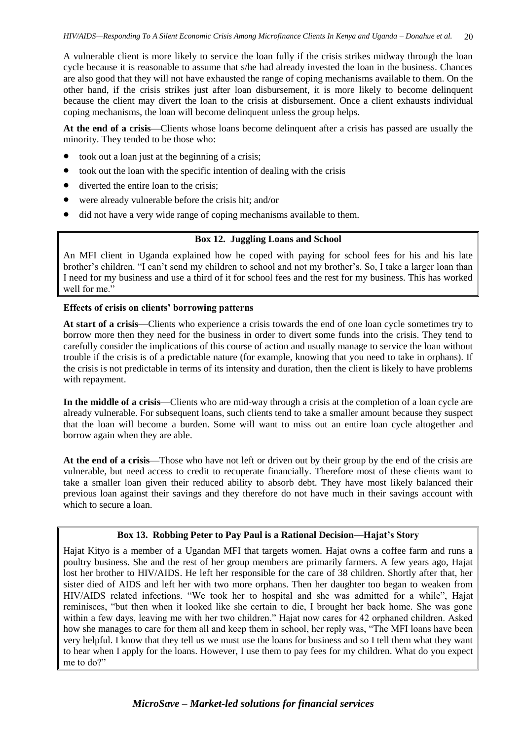A vulnerable client is more likely to service the loan fully if the crisis strikes midway through the loan cycle because it is reasonable to assume that s/he had already invested the loan in the business. Chances are also good that they will not have exhausted the range of coping mechanisms available to them. On the other hand, if the crisis strikes just after loan disbursement, it is more likely to become delinquent because the client may divert the loan to the crisis at disbursement. Once a client exhausts individual coping mechanisms, the loan will become delinquent unless the group helps.

**At the end of a crisis—**Clients whose loans become delinquent after a crisis has passed are usually the minority. They tended to be those who:

- took out a loan just at the beginning of a crisis;
- took out the loan with the specific intention of dealing with the crisis
- diverted the entire loan to the crisis;
- were already vulnerable before the crisis hit; and/or
- did not have a very wide range of coping mechanisms available to them.

> **Box 12. Juggling Loans and School**
>
> An MFI client in Uganda explained how he coped with paying for school fees for his and his late brother's children. "I can't send my children to school and not my brother's. So, I take a larger loan than I need for my business and use a third of it for school fees and the rest for my business. This has worked well for me."

**Effects of crisis on clients' borrowing patterns**

**At start of a crisis—**Clients who experience a crisis towards the end of one loan cycle sometimes try to borrow more then they need for the business in order to divert some funds into the crisis. They tend to carefully consider the implications of this course of action and usually manage to service the loan without trouble if the crisis is of a predictable nature (for example, knowing that you need to take in orphans). If the crisis is not predictable in terms of its intensity and duration, then the client is likely to have problems with repayment.

**In the middle of a crisis—**Clients who are mid-way through a crisis at the completion of a loan cycle are already vulnerable. For subsequent loans, such clients tend to take a smaller amount because they suspect that the loan will become a burden. Some will want to miss out an entire loan cycle altogether and borrow again when they are able.

**At the end of a crisis—**Those who have not left or driven out by their group by the end of the crisis are vulnerable, but need access to credit to recuperate financially. Therefore most of these clients want to take a smaller loan given their reduced ability to absorb debt. They have most likely balanced their previous loan against their savings and they therefore do not have much in their savings account with which to secure a loan.

> **Box 13. Robbing Peter to Pay Paul is a Rational Decision—Hajat's Story**
>
> Hajat Kityo is a member of a Ugandan MFI that targets women. Hajat owns a coffee farm and runs a poultry business. She and the rest of her group members are primarily farmers. A few years ago, Hajat lost her brother to HIV/AIDS. He left her responsible for the care of 38 children. Shortly after that, her sister died of AIDS and left her with two more orphans. Then her daughter too began to weaken from HIV/AIDS related infections. "We took her to hospital and she was admitted for a while", Hajat reminisces, "but then when it looked like she certain to die, I brought her back home. She was gone within a few days, leaving me with her two children." Hajat now cares for 42 orphaned children. Asked how she manages to care for them all and keep them in school, her reply was, "The MFI loans have been very helpful. I know that they tell us we must use the loans for business and so I tell them what they want to hear when I apply for the loans. However, I use them to pay fees for my children. What do you expect me to do?"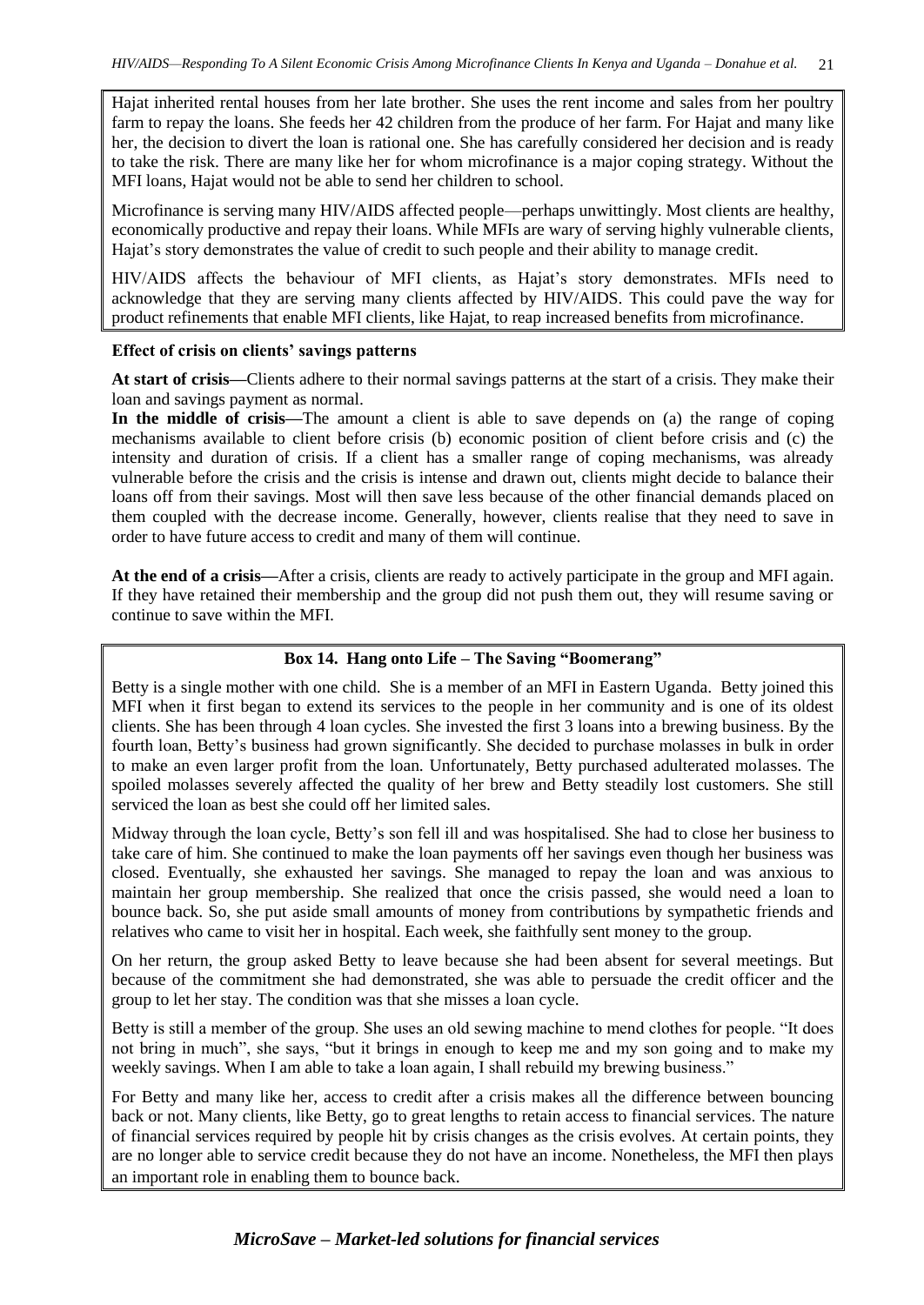Hajat inherited rental houses from her late brother. She uses the rent income and sales from her poultry farm to repay the loans. She feeds her 42 children from the produce of her farm. For Hajat and many like her, the decision to divert the loan is rational one. She has carefully considered her decision and is ready to take the risk. There are many like her for whom microfinance is a major coping strategy. Without the MFI loans, Hajat would not be able to send her children to school.

Microfinance is serving many HIV/AIDS affected people—perhaps unwittingly. Most clients are healthy, economically productive and repay their loans. While MFIs are wary of serving highly vulnerable clients, Hajat's story demonstrates the value of credit to such people and their ability to manage credit.

HIV/AIDS affects the behaviour of MFI clients, as Hajat's story demonstrates. MFIs need to acknowledge that they are serving many clients affected by HIV/AIDS. This could pave the way for product refinements that enable MFI clients, like Hajat, to reap increased benefits from microfinance.

**Effect of crisis on clients' savings patterns**

**At start of crisis—**Clients adhere to their normal savings patterns at the start of a crisis. They make their loan and savings payment as normal.

**In the middle of crisis—**The amount a client is able to save depends on (a) the range of coping mechanisms available to client before crisis (b) economic position of client before crisis and (c) the intensity and duration of crisis. If a client has a smaller range of coping mechanisms, was already vulnerable before the crisis and the crisis is intense and drawn out, clients might decide to balance their loans off from their savings. Most will then save less because of the other financial demands placed on them coupled with the decrease income. Generally, however, clients realise that they need to save in order to have future access to credit and many of them will continue.

**At the end of a crisis—**After a crisis, clients are ready to actively participate in the group and MFI again. If they have retained their membership and the group did not push them out, they will resume saving or continue to save within the MFI.

**Box 14. Hang onto Life – The Saving "Boomerang"**

Betty is a single mother with one child. She is a member of an MFI in Eastern Uganda. Betty joined this MFI when it first began to extend its services to the people in her community and is one of its oldest clients. She has been through 4 loan cycles. She invested the first 3 loans into a brewing business. By the fourth loan, Betty's business had grown significantly. She decided to purchase molasses in bulk in order to make an even larger profit from the loan. Unfortunately, Betty purchased adulterated molasses. The spoiled molasses severely affected the quality of her brew and Betty steadily lost customers. She still serviced the loan as best she could off her limited sales.

Midway through the loan cycle, Betty's son fell ill and was hospitalised. She had to close her business to take care of him. She continued to make the loan payments off her savings even though her business was closed. Eventually, she exhausted her savings. She managed to repay the loan and was anxious to maintain her group membership. She realized that once the crisis passed, she would need a loan to bounce back. So, she put aside small amounts of money from contributions by sympathetic friends and relatives who came to visit her in hospital. Each week, she faithfully sent money to the group.

On her return, the group asked Betty to leave because she had been absent for several meetings. But because of the commitment she had demonstrated, she was able to persuade the credit officer and the group to let her stay. The condition was that she misses a loan cycle.

Betty is still a member of the group. She uses an old sewing machine to mend clothes for people. "It does not bring in much", she says, "but it brings in enough to keep me and my son going and to make my weekly savings. When I am able to take a loan again, I shall rebuild my brewing business."

For Betty and many like her, access to credit after a crisis makes all the difference between bouncing back or not. Many clients, like Betty, go to great lengths to retain access to financial services. The nature of financial services required by people hit by crisis changes as the crisis evolves. At certain points, they are no longer able to service credit because they do not have an income. Nonetheless, the MFI then plays an important role in enabling them to bounce back.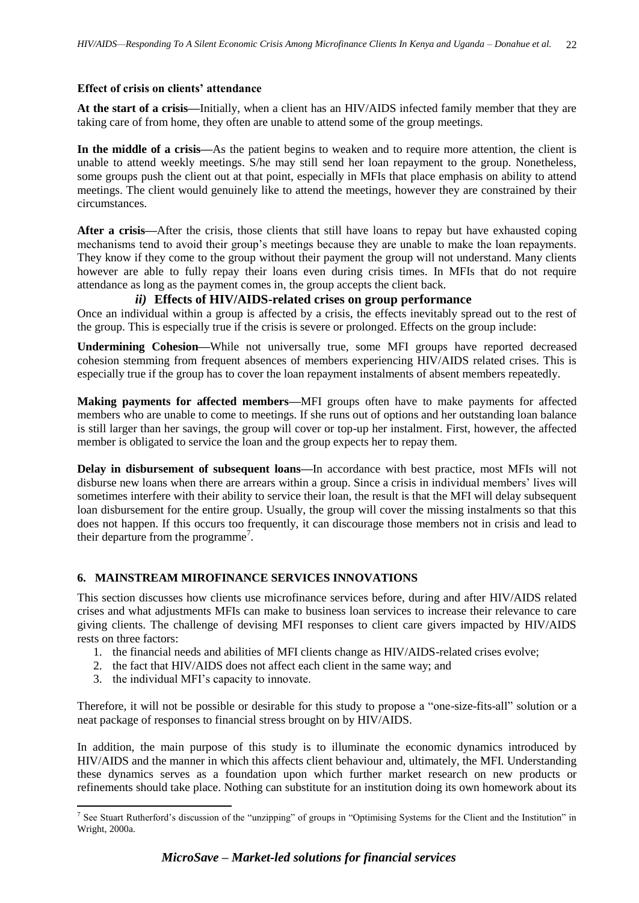**Effect of crisis on clients' attendance**

**At the start of a crisis—**Initially, when a client has an HIV/AIDS infected family member that they are taking care of from home, they often are unable to attend some of the group meetings.

**In the middle of a crisis—**As the patient begins to weaken and to require more attention, the client is unable to attend weekly meetings. S/he may still send her loan repayment to the group. Nonetheless, some groups push the client out at that point, especially in MFIs that place emphasis on ability to attend meetings. The client would genuinely like to attend the meetings, however they are constrained by their circumstances.

**After a crisis—**After the crisis, those clients that still have loans to repay but have exhausted coping mechanisms tend to avoid their group's meetings because they are unable to make the loan repayments. They know if they come to the group without their payment the group will not understand. Many clients however are able to fully repay their loans even during crisis times. In MFIs that do not require attendance as long as the payment comes in, the group accepts the client back.

### *ii)* Effects of HIV/AIDS-related crises on group performance

Once an individual within a group is affected by a crisis, the effects inevitably spread out to the rest of the group. This is especially true if the crisis is severe or prolonged. Effects on the group include:

**Undermining Cohesion—**While not universally true, some MFI groups have reported decreased cohesion stemming from frequent absences of members experiencing HIV/AIDS related crises. This is especially true if the group has to cover the loan repayment instalments of absent members repeatedly.

**Making payments for affected members—**MFI groups often have to make payments for affected members who are unable to come to meetings. If she runs out of options and her outstanding loan balance is still larger than her savings, the group will cover or top-up her instalment. First, however, the affected member is obligated to service the loan and the group expects her to repay them.

**Delay in disbursement of subsequent loans—**In accordance with best practice, most MFIs will not disburse new loans when there are arrears within a group. Since a crisis in individual members' lives will sometimes interfere with their ability to service their loan, the result is that the MFI will delay subsequent loan disbursement for the entire group. Usually, the group will cover the missing instalments so that this does not happen. If this occurs too frequently, it can discourage those members not in crisis and lead to their departure from the programme[7].

## 6. MAINSTREAM MIROFINANCE SERVICES INNOVATIONS

This section discusses how clients use microfinance services before, during and after HIV/AIDS related crises and what adjustments MFIs can make to business loan services to increase their relevance to care giving clients. The challenge of devising MFI responses to client care givers impacted by HIV/AIDS rests on three factors:

1. the financial needs and abilities of MFI clients change as HIV/AIDS-related crises evolve;
2. the fact that HIV/AIDS does not affect each client in the same way; and
3. the individual MFI's capacity to innovate.

Therefore, it will not be possible or desirable for this study to propose a "one-size-fits-all" solution or a neat package of responses to financial stress brought on by HIV/AIDS.

In addition, the main purpose of this study is to illuminate the economic dynamics introduced by HIV/AIDS and the manner in which this affects client behaviour and, ultimately, the MFI. Understanding these dynamics serves as a foundation upon which further market research on new products or refinements should take place. Nothing can substitute for an institution doing its own homework about its

[7] See Stuart Rutherford's discussion of the "unzipping" of groups in "Optimising Systems for the Client and the Institution" in Wright, 2000a.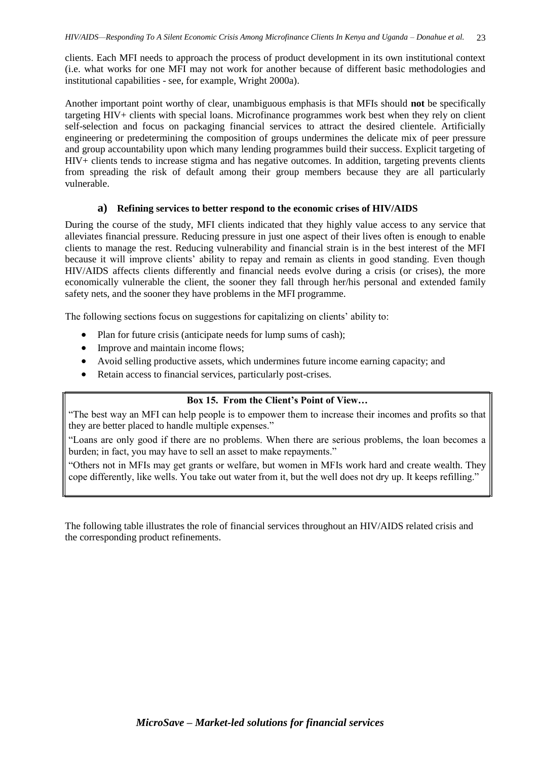clients. Each MFI needs to approach the process of product development in its own institutional context (i.e. what works for one MFI may not work for another because of different basic methodologies and institutional capabilities - see, for example, Wright 2000a).

Another important point worthy of clear, unambiguous emphasis is that MFIs should **not** be specifically targeting HIV+ clients with special loans. Microfinance programmes work best when they rely on client self-selection and focus on packaging financial services to attract the desired clientele. Artificially engineering or predetermining the composition of groups undermines the delicate mix of peer pressure and group accountability upon which many lending programmes build their success. Explicit targeting of HIV+ clients tends to increase stigma and has negative outcomes. In addition, targeting prevents clients from spreading the risk of default among their group members because they are all particularly vulnerable.

### a) Refining services to better respond to the economic crises of HIV/AIDS

During the course of the study, MFI clients indicated that they highly value access to any service that alleviates financial pressure. Reducing pressure in just one aspect of their lives often is enough to enable clients to manage the rest. Reducing vulnerability and financial strain is in the best interest of the MFI because it will improve clients' ability to repay and remain as clients in good standing. Even though HIV/AIDS affects clients differently and financial needs evolve during a crisis (or crises), the more economically vulnerable the client, the sooner they fall through her/his personal and extended family safety nets, and the sooner they have problems in the MFI programme.

The following sections focus on suggestions for capitalizing on clients' ability to:

- Plan for future crisis (anticipate needs for lump sums of cash);
- Improve and maintain income flows;
- Avoid selling productive assets, which undermines future income earning capacity; and
- Retain access to financial services, particularly post-crises.

**Box 15. From the Client's Point of View…**

"The best way an MFI can help people is to empower them to increase their incomes and profits so that they are better placed to handle multiple expenses."

"Loans are only good if there are no problems. When there are serious problems, the loan becomes a burden; in fact, you may have to sell an asset to make repayments."

"Others not in MFIs may get grants or welfare, but women in MFIs work hard and create wealth. They cope differently, like wells. You take out water from it, but the well does not dry up. It keeps refilling."

The following table illustrates the role of financial services throughout an HIV/AIDS related crisis and the corresponding product refinements.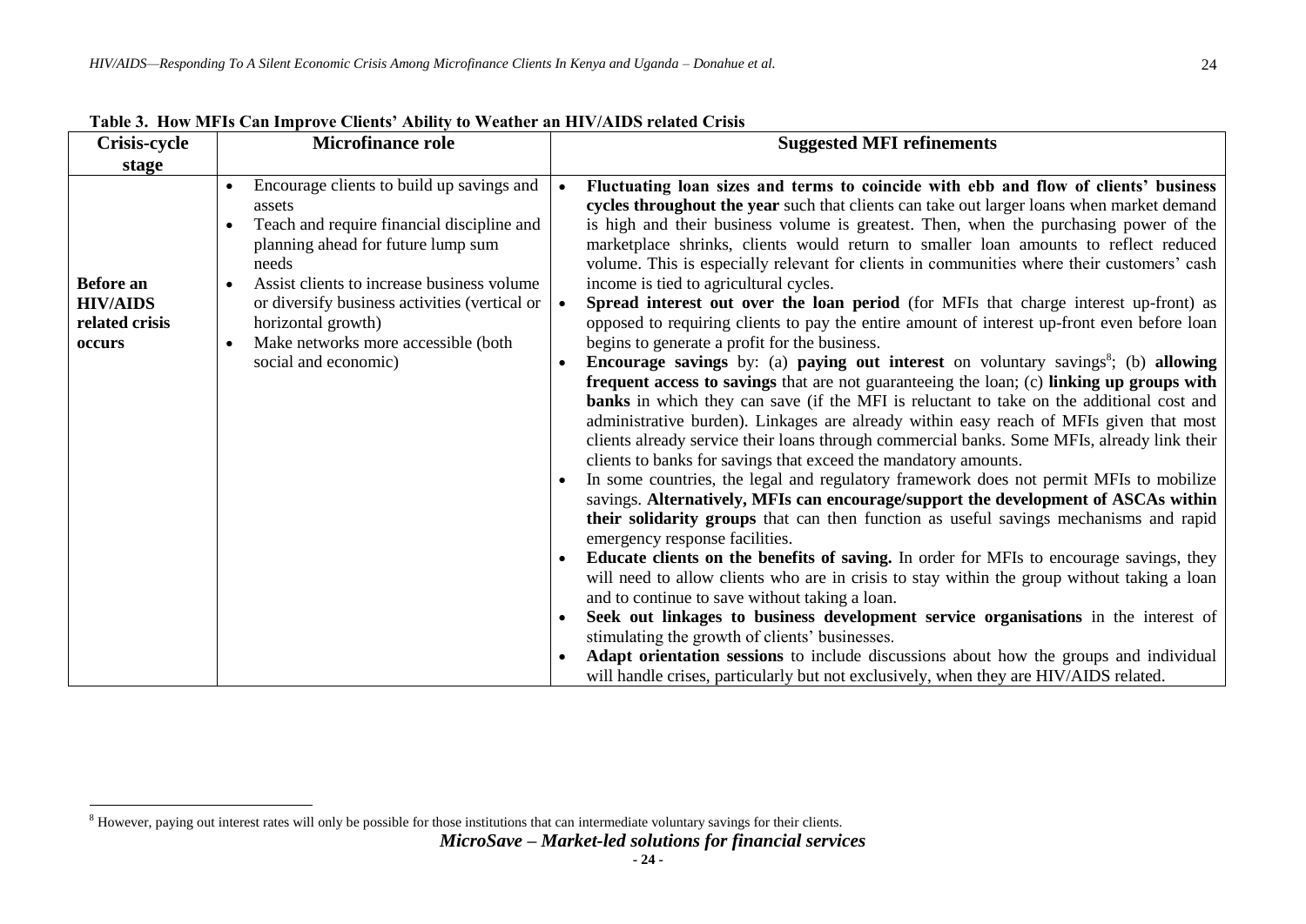**Table 3. How MFIs Can Improve Clients' Ability to Weather an HIV/AIDS related Crisis**

| Crisis-cycle stage | Microfinance role | Suggested MFI refinements |
|---|---|---|
| **Before an HIV/AIDS related crisis occurs** | • Encourage clients to build up savings and assets<br>• Teach and require financial discipline and planning ahead for future lump sum needs<br>• Assist clients to increase business volume or diversify business activities (vertical or horizontal growth)<br>• Make networks more accessible (both social and economic) | • **Fluctuating loan sizes and terms to coincide with ebb and flow of clients' business cycles throughout the year** such that clients can take out larger loans when market demand is high and their business volume is greatest. Then, when the purchasing power of the marketplace shrinks, clients would return to smaller loan amounts to reflect reduced volume. This is especially relevant for clients in communities where their customers' cash income is tied to agricultural cycles.<br>• **Spread interest out over the loan period** (for MFIs that charge interest up-front) as opposed to requiring clients to pay the entire amount of interest up-front even before loan begins to generate a profit for the business.<br>• **Encourage savings** by: (a) **paying out interest** on voluntary savings[8]; (b) **allowing frequent access to savings** that are not guaranteeing the loan; (c) **linking up groups with banks** in which they can save (if the MFI is reluctant to take on the additional cost and administrative burden). Linkages are already within easy reach of MFIs given that most clients already service their loans through commercial banks. Some MFIs, already link their clients to banks for savings that exceed the mandatory amounts.<br>• In some countries, the legal and regulatory framework does not permit MFIs to mobilize savings. **Alternatively, MFIs can encourage/support the development of ASCAs within their solidarity groups** that can then function as useful savings mechanisms and rapid emergency response facilities.<br>• **Educate clients on the benefits of saving.** In order for MFIs to encourage savings, they will need to allow clients who are in crisis to stay within the group without taking a loan and to continue to save without taking a loan.<br>• **Seek out linkages to business development service organisations** in the interest of stimulating the growth of clients' businesses.<br>• **Adapt orientation sessions** to include discussions about how the groups and individual will handle crises, particularly but not exclusively, when they are HIV/AIDS related. |

[8] However, paying out interest rates will only be possible for those institutions that can intermediate voluntary savings for their clients.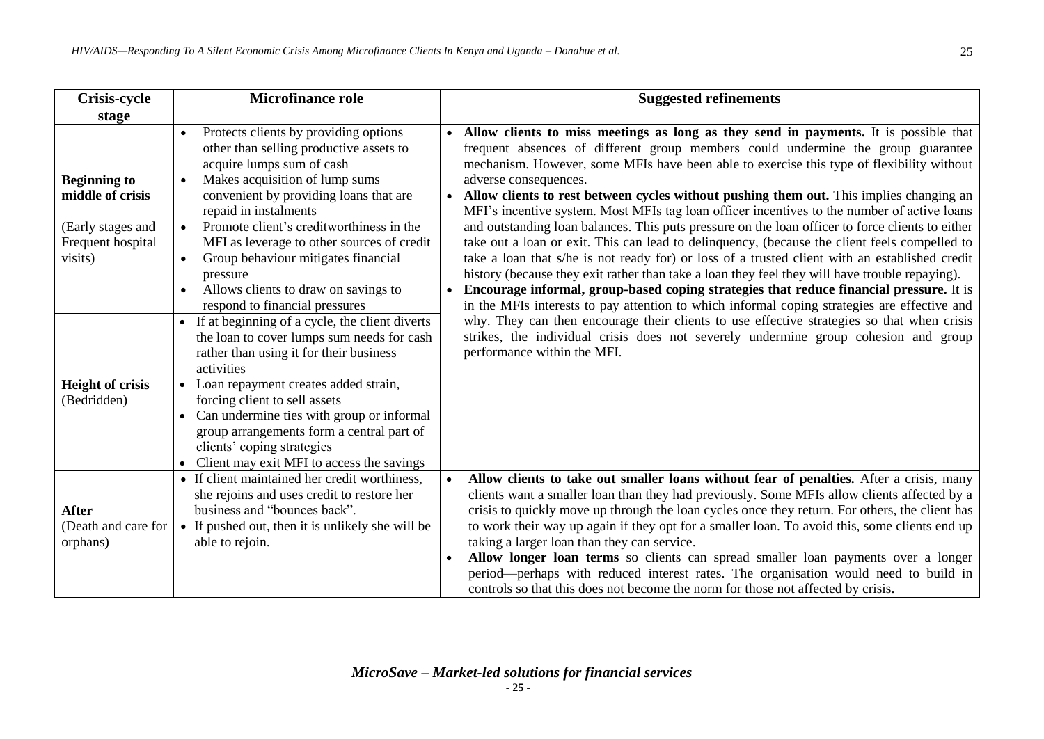| Crisis-cycle stage | Microfinance role | Suggested refinements |
|---|---|---|
| **Beginning to middle of crisis**<br><br>(Early stages and Frequent hospital visits) | • Protects clients by providing options other than selling productive assets to acquire lumps sum of cash<br>• Makes acquisition of lump sums convenient by providing loans that are repaid in instalments<br>• Promote client's creditworthiness in the MFI as leverage to other sources of credit<br>• Group behaviour mitigates financial pressure<br>• Allows clients to draw on savings to respond to financial pressures | • **Allow clients to miss meetings as long as they send in payments.** It is possible that frequent absences of different group members could undermine the group guarantee mechanism. However, some MFIs have been able to exercise this type of flexibility without adverse consequences.<br>• **Allow clients to rest between cycles without pushing them out.** This implies changing an MFI's incentive system. Most MFIs tag loan officer incentives to the number of active loans and outstanding loan balances. This puts pressure on the loan officer to force clients to either take out a loan or exit. This can lead to delinquency, (because the client feels compelled to take a loan that s/he is not ready for) or loss of a trusted client with an established credit history (because they exit rather than take a loan they feel they will have trouble repaying).<br>• **Encourage informal, group-based coping strategies that reduce financial pressure.** It is in the MFIs interests to pay attention to which informal coping strategies are effective and why. They can then encourage their clients to use effective strategies so that when crisis strikes, the individual crisis does not severely undermine group cohesion and group performance within the MFI. |
| **Height of crisis** (Bedridden) | • If at beginning of a cycle, the client diverts the loan to cover lumps sum needs for cash rather than using it for their business activities<br>• Loan repayment creates added strain, forcing client to sell assets<br>• Can undermine ties with group or informal group arrangements form a central part of clients' coping strategies<br>• Client may exit MFI to access the savings | |
| **After** (Death and care for orphans) | • If client maintained her credit worthiness, she rejoins and uses credit to restore her business and "bounces back".<br>• If pushed out, then it is unlikely she will be able to rejoin. | • **Allow clients to take out smaller loans without fear of penalties.** After a crisis, many clients want a smaller loan than they had previously. Some MFIs allow clients affected by a crisis to quickly move up through the loan cycles once they return. For others, the client has to work their way up again if they opt for a smaller loan. To avoid this, some clients end up taking a larger loan than they can service.<br>• **Allow longer loan terms** so clients can spread smaller loan payments over a longer period—perhaps with reduced interest rates. The organisation would need to build in controls so that this does not become the norm for those not affected by crisis. |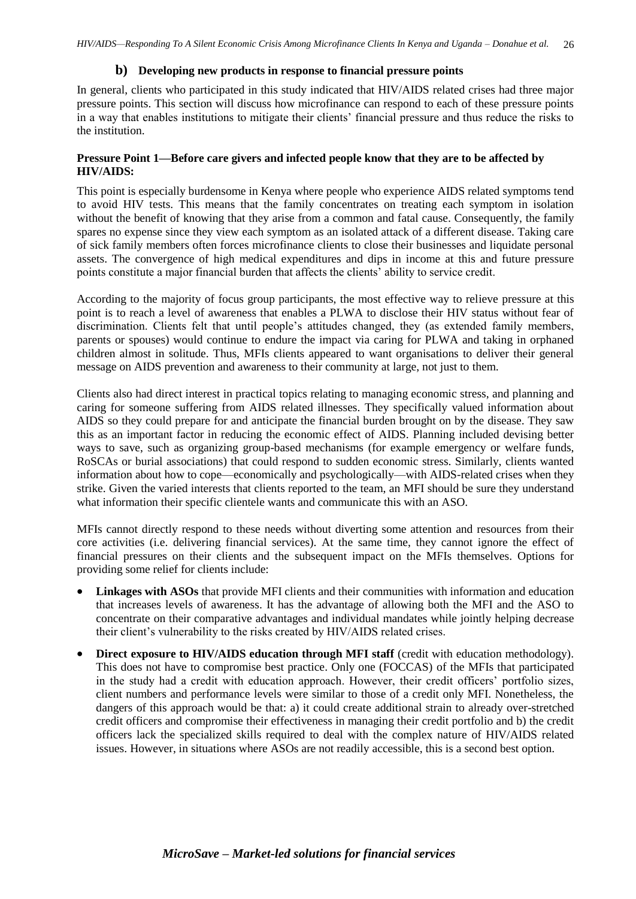### b) Developing new products in response to financial pressure points

In general, clients who participated in this study indicated that HIV/AIDS related crises had three major pressure points. This section will discuss how microfinance can respond to each of these pressure points in a way that enables institutions to mitigate their clients' financial pressure and thus reduce the risks to the institution.

**Pressure Point 1—Before care givers and infected people know that they are to be affected by HIV/AIDS:**

This point is especially burdensome in Kenya where people who experience AIDS related symptoms tend to avoid HIV tests. This means that the family concentrates on treating each symptom in isolation without the benefit of knowing that they arise from a common and fatal cause. Consequently, the family spares no expense since they view each symptom as an isolated attack of a different disease. Taking care of sick family members often forces microfinance clients to close their businesses and liquidate personal assets. The convergence of high medical expenditures and dips in income at this and future pressure points constitute a major financial burden that affects the clients' ability to service credit.

According to the majority of focus group participants, the most effective way to relieve pressure at this point is to reach a level of awareness that enables a PLWA to disclose their HIV status without fear of discrimination. Clients felt that until people's attitudes changed, they (as extended family members, parents or spouses) would continue to endure the impact via caring for PLWA and taking in orphaned children almost in solitude. Thus, MFIs clients appeared to want organisations to deliver their general message on AIDS prevention and awareness to their community at large, not just to them.

Clients also had direct interest in practical topics relating to managing economic stress, and planning and caring for someone suffering from AIDS related illnesses. They specifically valued information about AIDS so they could prepare for and anticipate the financial burden brought on by the disease. They saw this as an important factor in reducing the economic effect of AIDS. Planning included devising better ways to save, such as organizing group-based mechanisms (for example emergency or welfare funds, RoSCAs or burial associations) that could respond to sudden economic stress. Similarly, clients wanted information about how to cope—economically and psychologically—with AIDS-related crises when they strike. Given the varied interests that clients reported to the team, an MFI should be sure they understand what information their specific clientele wants and communicate this with an ASO.

MFIs cannot directly respond to these needs without diverting some attention and resources from their core activities (i.e. delivering financial services). At the same time, they cannot ignore the effect of financial pressures on their clients and the subsequent impact on the MFIs themselves. Options for providing some relief for clients include:

- **Linkages with ASOs** that provide MFI clients and their communities with information and education that increases levels of awareness. It has the advantage of allowing both the MFI and the ASO to concentrate on their comparative advantages and individual mandates while jointly helping decrease their client's vulnerability to the risks created by HIV/AIDS related crises.
- **Direct exposure to HIV/AIDS education through MFI staff** (credit with education methodology). This does not have to compromise best practice. Only one (FOCCAS) of the MFIs that participated in the study had a credit with education approach. However, their credit officers' portfolio sizes, client numbers and performance levels were similar to those of a credit only MFI. Nonetheless, the dangers of this approach would be that: a) it could create additional strain to already over-stretched credit officers and compromise their effectiveness in managing their credit portfolio and b) the credit officers lack the specialized skills required to deal with the complex nature of HIV/AIDS related issues. However, in situations where ASOs are not readily accessible, this is a second best option.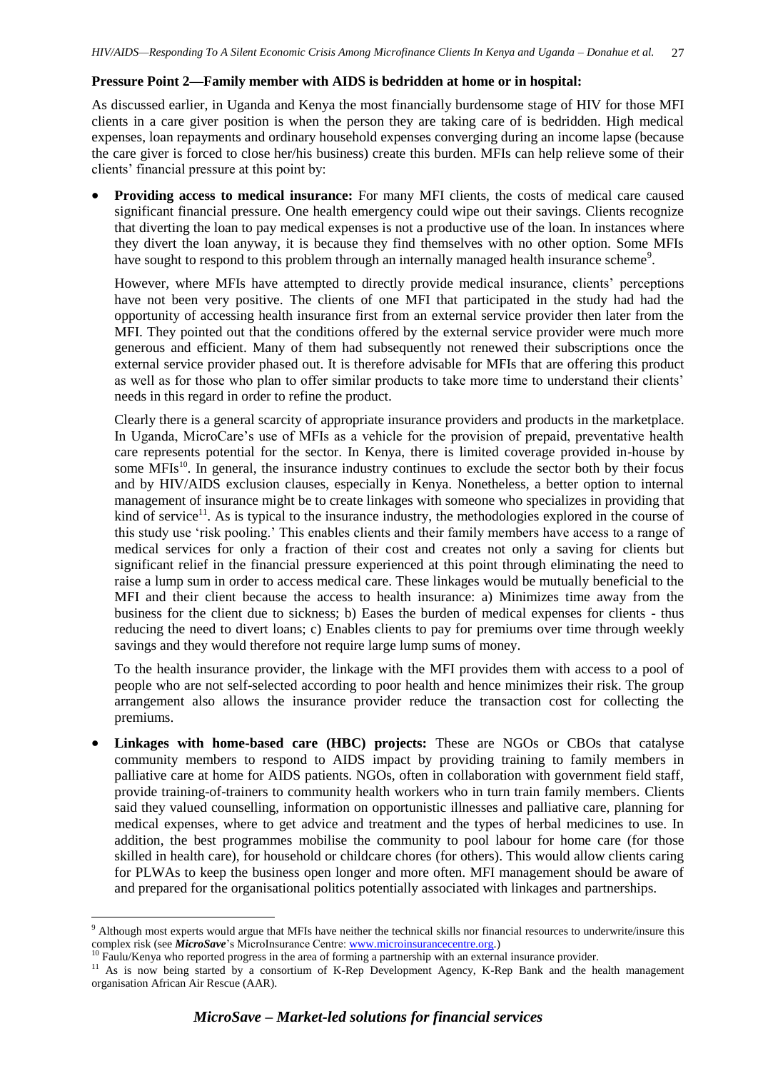**Pressure Point 2—Family member with AIDS is bedridden at home or in hospital:**

As discussed earlier, in Uganda and Kenya the most financially burdensome stage of HIV for those MFI clients in a care giver position is when the person they are taking care of is bedridden. High medical expenses, loan repayments and ordinary household expenses converging during an income lapse (because the care giver is forced to close her/his business) create this burden. MFIs can help relieve some of their clients' financial pressure at this point by:

- **Providing access to medical insurance:** For many MFI clients, the costs of medical care caused significant financial pressure. One health emergency could wipe out their savings. Clients recognize that diverting the loan to pay medical expenses is not a productive use of the loan. In instances where they divert the loan anyway, it is because they find themselves with no other option. Some MFIs have sought to respond to this problem through an internally managed health insurance scheme[9].

  However, where MFIs have attempted to directly provide medical insurance, clients' perceptions have not been very positive. The clients of one MFI that participated in the study had had the opportunity of accessing health insurance first from an external service provider then later from the MFI. They pointed out that the conditions offered by the external service provider were much more generous and efficient. Many of them had subsequently not renewed their subscriptions once the external service provider phased out. It is therefore advisable for MFIs that are offering this product as well as for those who plan to offer similar products to take more time to understand their clients' needs in this regard in order to refine the product.

  Clearly there is a general scarcity of appropriate insurance providers and products in the marketplace. In Uganda, MicroCare's use of MFIs as a vehicle for the provision of prepaid, preventative health care represents potential for the sector. In Kenya, there is limited coverage provided in-house by some MFIs[10]. In general, the insurance industry continues to exclude the sector both by their focus and by HIV/AIDS exclusion clauses, especially in Kenya. Nonetheless, a better option to internal management of insurance might be to create linkages with someone who specializes in providing that kind of service[11]. As is typical to the insurance industry, the methodologies explored in the course of this study use 'risk pooling.' This enables clients and their family members have access to a range of medical services for only a fraction of their cost and creates not only a saving for clients but significant relief in the financial pressure experienced at this point through eliminating the need to raise a lump sum in order to access medical care. These linkages would be mutually beneficial to the MFI and their client because the access to health insurance: a) Minimizes time away from the business for the client due to sickness; b) Eases the burden of medical expenses for clients - thus reducing the need to divert loans; c) Enables clients to pay for premiums over time through weekly savings and they would therefore not require large lump sums of money.

  To the health insurance provider, the linkage with the MFI provides them with access to a pool of people who are not self-selected according to poor health and hence minimizes their risk. The group arrangement also allows the insurance provider reduce the transaction cost for collecting the premiums.

- **Linkages with home-based care (HBC) projects:** These are NGOs or CBOs that catalyse community members to respond to AIDS impact by providing training to family members in palliative care at home for AIDS patients. NGOs, often in collaboration with government field staff, provide training-of-trainers to community health workers who in turn train family members. Clients said they valued counselling, information on opportunistic illnesses and palliative care, planning for medical expenses, where to get advice and treatment and the types of herbal medicines to use. In addition, the best programmes mobilise the community to pool labour for home care (for those skilled in health care), for household or childcare chores (for others). This would allow clients caring for PLWAs to keep the business open longer and more often. MFI management should be aware of and prepared for the organisational politics potentially associated with linkages and partnerships.

---

[9] Although most experts would argue that MFIs have neither the technical skills nor financial resources to underwrite/insure this complex risk (see ***MicroSave***'s MicroInsurance Centre: www.microinsurancecentre.org.)

[10] Faulu/Kenya who reported progress in the area of forming a partnership with an external insurance provider.

[11] As is now being started by a consortium of K-Rep Development Agency, K-Rep Bank and the health management organisation African Air Rescue (AAR).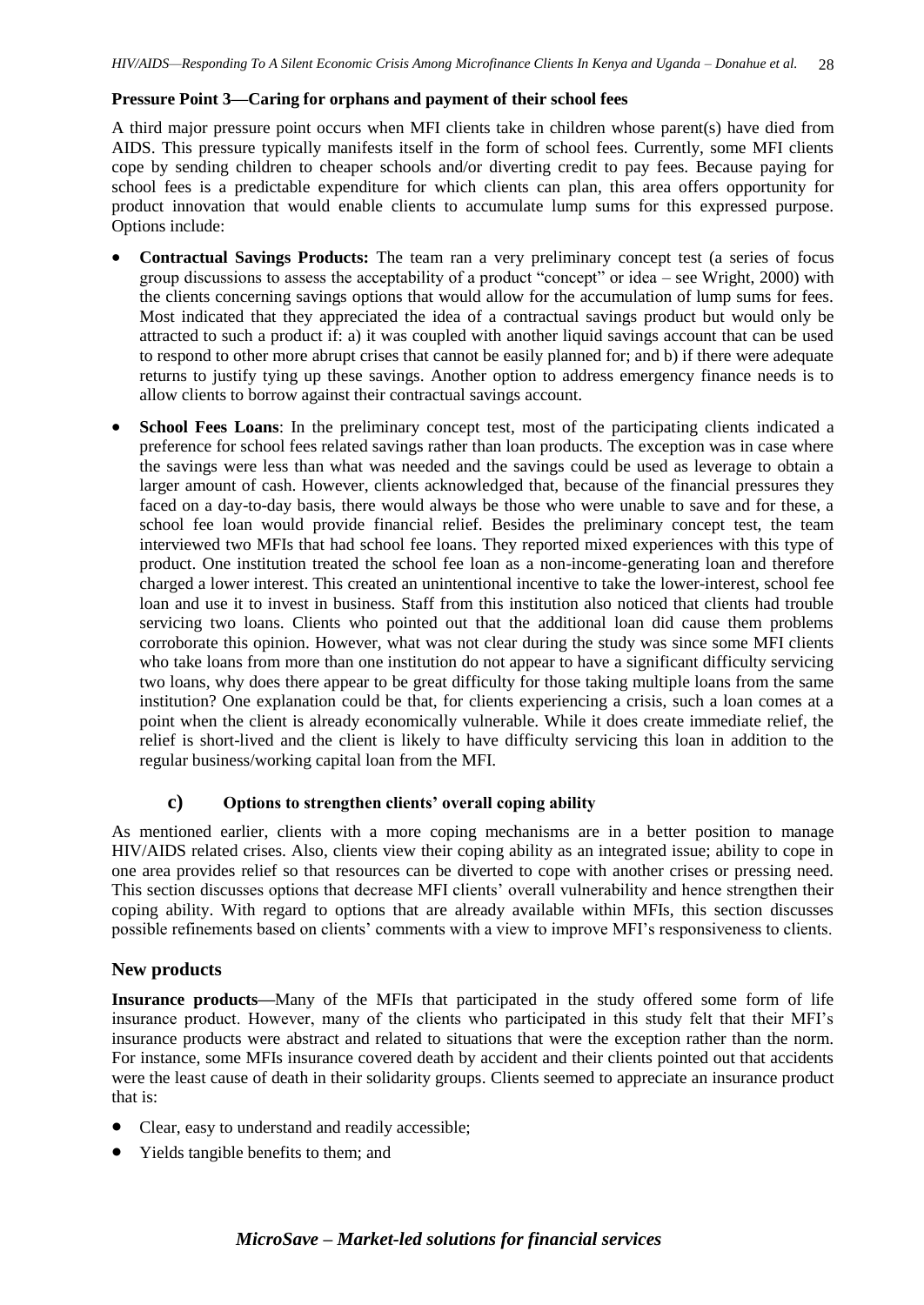**Pressure Point 3—Caring for orphans and payment of their school fees**

A third major pressure point occurs when MFI clients take in children whose parent(s) have died from AIDS. This pressure typically manifests itself in the form of school fees. Currently, some MFI clients cope by sending children to cheaper schools and/or diverting credit to pay fees. Because paying for school fees is a predictable expenditure for which clients can plan, this area offers opportunity for product innovation that would enable clients to accumulate lump sums for this expressed purpose. Options include:

- **Contractual Savings Products:** The team ran a very preliminary concept test (a series of focus group discussions to assess the acceptability of a product "concept" or idea – see Wright, 2000) with the clients concerning savings options that would allow for the accumulation of lump sums for fees. Most indicated that they appreciated the idea of a contractual savings product but would only be attracted to such a product if: a) it was coupled with another liquid savings account that can be used to respond to other more abrupt crises that cannot be easily planned for; and b) if there were adequate returns to justify tying up these savings. Another option to address emergency finance needs is to allow clients to borrow against their contractual savings account.
- **School Fees Loans**: In the preliminary concept test, most of the participating clients indicated a preference for school fees related savings rather than loan products. The exception was in case where the savings were less than what was needed and the savings could be used as leverage to obtain a larger amount of cash. However, clients acknowledged that, because of the financial pressures they faced on a day-to-day basis, there would always be those who were unable to save and for these, a school fee loan would provide financial relief. Besides the preliminary concept test, the team interviewed two MFIs that had school fee loans. They reported mixed experiences with this type of product. One institution treated the school fee loan as a non-income-generating loan and therefore charged a lower interest. This created an unintentional incentive to take the lower-interest, school fee loan and use it to invest in business. Staff from this institution also noticed that clients had trouble servicing two loans. Clients who pointed out that the additional loan did cause them problems corroborate this opinion. However, what was not clear during the study was since some MFI clients who take loans from more than one institution do not appear to have a significant difficulty servicing two loans, why does there appear to be great difficulty for those taking multiple loans from the same institution? One explanation could be that, for clients experiencing a crisis, such a loan comes at a point when the client is already economically vulnerable. While it does create immediate relief, the relief is short-lived and the client is likely to have difficulty servicing this loan in addition to the regular business/working capital loan from the MFI.

### c) Options to strengthen clients' overall coping ability

As mentioned earlier, clients with a more coping mechanisms are in a better position to manage HIV/AIDS related crises. Also, clients view their coping ability as an integrated issue; ability to cope in one area provides relief so that resources can be diverted to cope with another crises or pressing need. This section discusses options that decrease MFI clients' overall vulnerability and hence strengthen their coping ability. With regard to options that are already available within MFIs, this section discusses possible refinements based on clients' comments with a view to improve MFI's responsiveness to clients.

## New products

**Insurance products—**Many of the MFIs that participated in the study offered some form of life insurance product. However, many of the clients who participated in this study felt that their MFI's insurance products were abstract and related to situations that were the exception rather than the norm. For instance, some MFIs insurance covered death by accident and their clients pointed out that accidents were the least cause of death in their solidarity groups. Clients seemed to appreciate an insurance product that is:

- Clear, easy to understand and readily accessible;
- Yields tangible benefits to them; and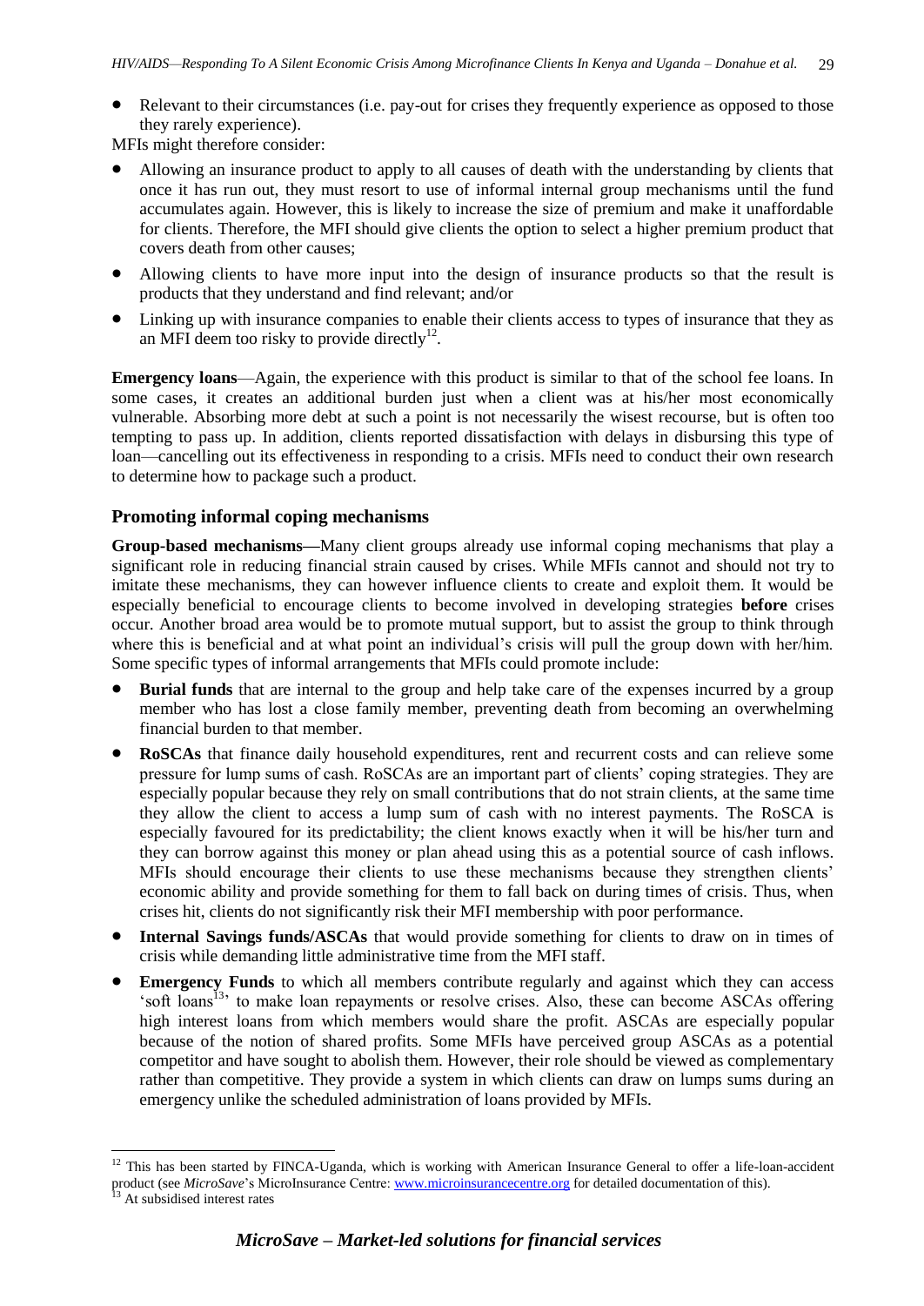- Relevant to their circumstances (i.e. pay-out for crises they frequently experience as opposed to those they rarely experience).

MFIs might therefore consider:

- Allowing an insurance product to apply to all causes of death with the understanding by clients that once it has run out, they must resort to use of informal internal group mechanisms until the fund accumulates again. However, this is likely to increase the size of premium and make it unaffordable for clients. Therefore, the MFI should give clients the option to select a higher premium product that covers death from other causes;
- Allowing clients to have more input into the design of insurance products so that the result is products that they understand and find relevant; and/or
- Linking up with insurance companies to enable their clients access to types of insurance that they as an MFI deem too risky to provide directly[12].

**Emergency loans**—Again, the experience with this product is similar to that of the school fee loans. In some cases, it creates an additional burden just when a client was at his/her most economically vulnerable. Absorbing more debt at such a point is not necessarily the wisest recourse, but is often too tempting to pass up. In addition, clients reported dissatisfaction with delays in disbursing this type of loan—cancelling out its effectiveness in responding to a crisis. MFIs need to conduct their own research to determine how to package such a product.

### Promoting informal coping mechanisms

**Group-based mechanisms—**Many client groups already use informal coping mechanisms that play a significant role in reducing financial strain caused by crises. While MFIs cannot and should not try to imitate these mechanisms, they can however influence clients to create and exploit them. It would be especially beneficial to encourage clients to become involved in developing strategies **before** crises occur. Another broad area would be to promote mutual support, but to assist the group to think through where this is beneficial and at what point an individual's crisis will pull the group down with her/him. Some specific types of informal arrangements that MFIs could promote include:

- **Burial funds** that are internal to the group and help take care of the expenses incurred by a group member who has lost a close family member, preventing death from becoming an overwhelming financial burden to that member.
- **RoSCAs** that finance daily household expenditures, rent and recurrent costs and can relieve some pressure for lump sums of cash. RoSCAs are an important part of clients' coping strategies. They are especially popular because they rely on small contributions that do not strain clients, at the same time they allow the client to access a lump sum of cash with no interest payments. The RoSCA is especially favoured for its predictability; the client knows exactly when it will be his/her turn and they can borrow against this money or plan ahead using this as a potential source of cash inflows. MFIs should encourage their clients to use these mechanisms because they strengthen clients' economic ability and provide something for them to fall back on during times of crisis. Thus, when crises hit, clients do not significantly risk their MFI membership with poor performance.
- **Internal Savings funds/ASCAs** that would provide something for clients to draw on in times of crisis while demanding little administrative time from the MFI staff.
- **Emergency Funds** to which all members contribute regularly and against which they can access 'soft loans[13]' to make loan repayments or resolve crises. Also, these can become ASCAs offering high interest loans from which members would share the profit. ASCAs are especially popular because of the notion of shared profits. Some MFIs have perceived group ASCAs as a potential competitor and have sought to abolish them. However, their role should be viewed as complementary rather than competitive. They provide a system in which clients can draw on lumps sums during an emergency unlike the scheduled administration of loans provided by MFIs.

---

[12] This has been started by FINCA-Uganda, which is working with American Insurance General to offer a life-loan-accident product (see *MicroSave*'s MicroInsurance Centre: www.microinsurancecentre.org for detailed documentation of this).

[13] At subsidised interest rates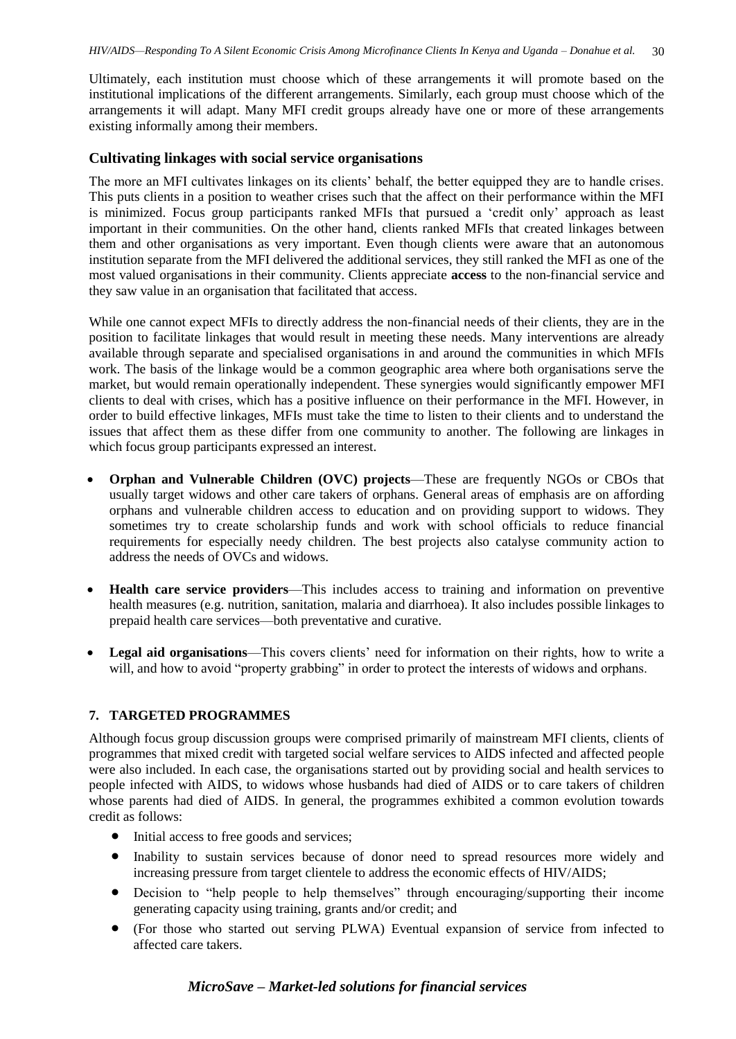Ultimately, each institution must choose which of these arrangements it will promote based on the institutional implications of the different arrangements. Similarly, each group must choose which of the arrangements it will adapt. Many MFI credit groups already have one or more of these arrangements existing informally among their members.

### Cultivating linkages with social service organisations

The more an MFI cultivates linkages on its clients' behalf, the better equipped they are to handle crises. This puts clients in a position to weather crises such that the affect on their performance within the MFI is minimized. Focus group participants ranked MFIs that pursued a 'credit only' approach as least important in their communities. On the other hand, clients ranked MFIs that created linkages between them and other organisations as very important. Even though clients were aware that an autonomous institution separate from the MFI delivered the additional services, they still ranked the MFI as one of the most valued organisations in their community. Clients appreciate **access** to the non-financial service and they saw value in an organisation that facilitated that access.

While one cannot expect MFIs to directly address the non-financial needs of their clients, they are in the position to facilitate linkages that would result in meeting these needs. Many interventions are already available through separate and specialised organisations in and around the communities in which MFIs work. The basis of the linkage would be a common geographic area where both organisations serve the market, but would remain operationally independent. These synergies would significantly empower MFI clients to deal with crises, which has a positive influence on their performance in the MFI. However, in order to build effective linkages, MFIs must take the time to listen to their clients and to understand the issues that affect them as these differ from one community to another. The following are linkages in which focus group participants expressed an interest.

- **Orphan and Vulnerable Children (OVC) projects**—These are frequently NGOs or CBOs that usually target widows and other care takers of orphans. General areas of emphasis are on affording orphans and vulnerable children access to education and on providing support to widows. They sometimes try to create scholarship funds and work with school officials to reduce financial requirements for especially needy children. The best projects also catalyse community action to address the needs of OVCs and widows.

- **Health care service providers**—This includes access to training and information on preventive health measures (e.g. nutrition, sanitation, malaria and diarrhoea). It also includes possible linkages to prepaid health care services—both preventative and curative.

- **Legal aid organisations**—This covers clients' need for information on their rights, how to write a will, and how to avoid "property grabbing" in order to protect the interests of widows and orphans.

## 7. TARGETED PROGRAMMES

Although focus group discussion groups were comprised primarily of mainstream MFI clients, clients of programmes that mixed credit with targeted social welfare services to AIDS infected and affected people were also included. In each case, the organisations started out by providing social and health services to people infected with AIDS, to widows whose husbands had died of AIDS or to care takers of children whose parents had died of AIDS. In general, the programmes exhibited a common evolution towards credit as follows:

- Initial access to free goods and services;
- Inability to sustain services because of donor need to spread resources more widely and increasing pressure from target clientele to address the economic effects of HIV/AIDS;
- Decision to "help people to help themselves" through encouraging/supporting their income generating capacity using training, grants and/or credit; and
- (For those who started out serving PLWA) Eventual expansion of service from infected to affected care takers.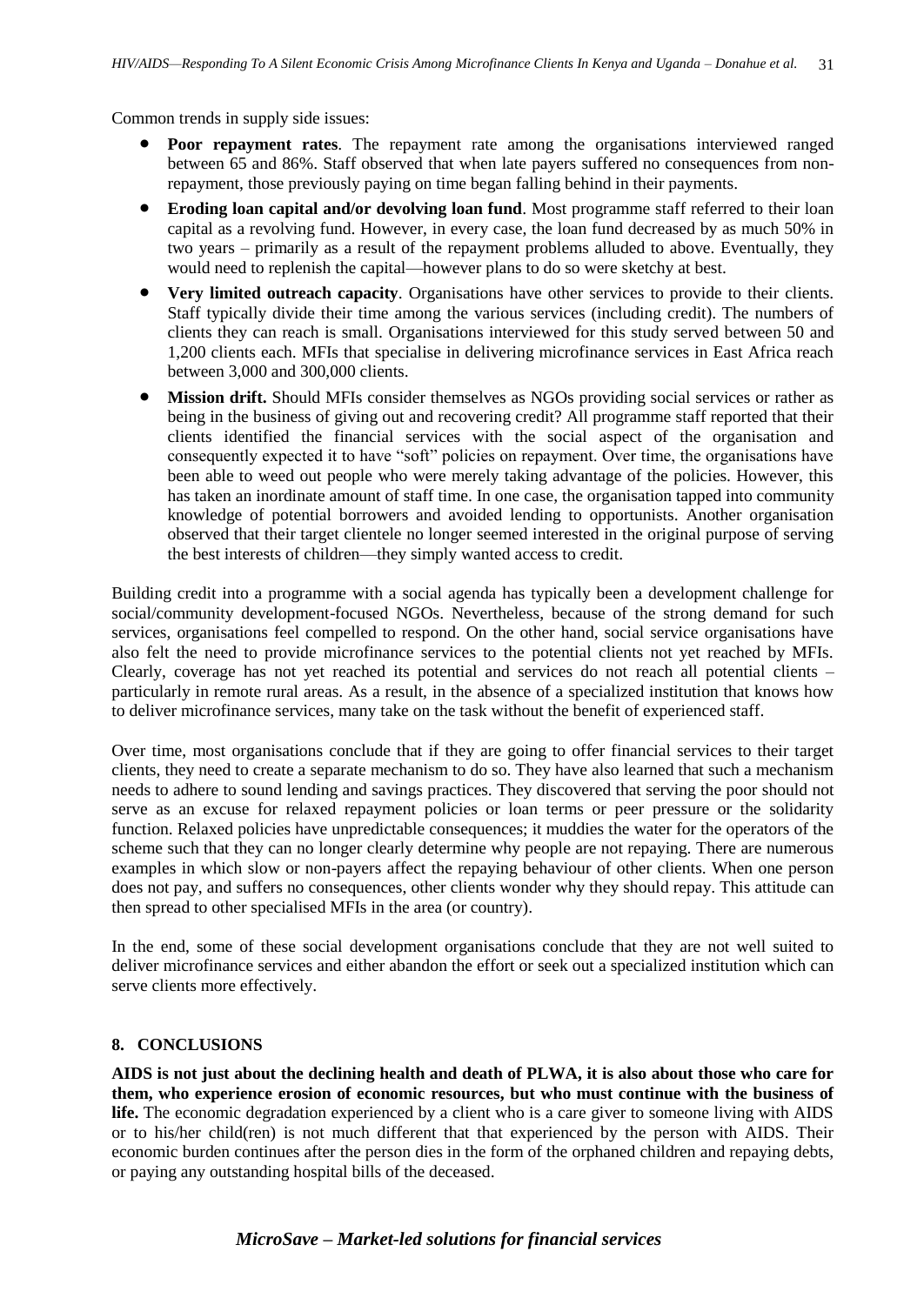Common trends in supply side issues:

- **Poor repayment rates**. The repayment rate among the organisations interviewed ranged between 65 and 86%. Staff observed that when late payers suffered no consequences from non-repayment, those previously paying on time began falling behind in their payments.
- **Eroding loan capital and/or devolving loan fund**. Most programme staff referred to their loan capital as a revolving fund. However, in every case, the loan fund decreased by as much 50% in two years – primarily as a result of the repayment problems alluded to above. Eventually, they would need to replenish the capital—however plans to do so were sketchy at best.
- **Very limited outreach capacity**. Organisations have other services to provide to their clients. Staff typically divide their time among the various services (including credit). The numbers of clients they can reach is small. Organisations interviewed for this study served between 50 and 1,200 clients each. MFIs that specialise in delivering microfinance services in East Africa reach between 3,000 and 300,000 clients.
- **Mission drift.** Should MFIs consider themselves as NGOs providing social services or rather as being in the business of giving out and recovering credit? All programme staff reported that their clients identified the financial services with the social aspect of the organisation and consequently expected it to have "soft" policies on repayment. Over time, the organisations have been able to weed out people who were merely taking advantage of the policies. However, this has taken an inordinate amount of staff time. In one case, the organisation tapped into community knowledge of potential borrowers and avoided lending to opportunists. Another organisation observed that their target clientele no longer seemed interested in the original purpose of serving the best interests of children—they simply wanted access to credit.

Building credit into a programme with a social agenda has typically been a development challenge for social/community development-focused NGOs. Nevertheless, because of the strong demand for such services, organisations feel compelled to respond. On the other hand, social service organisations have also felt the need to provide microfinance services to the potential clients not yet reached by MFIs. Clearly, coverage has not yet reached its potential and services do not reach all potential clients – particularly in remote rural areas. As a result, in the absence of a specialized institution that knows how to deliver microfinance services, many take on the task without the benefit of experienced staff.

Over time, most organisations conclude that if they are going to offer financial services to their target clients, they need to create a separate mechanism to do so. They have also learned that such a mechanism needs to adhere to sound lending and savings practices. They discovered that serving the poor should not serve as an excuse for relaxed repayment policies or loan terms or peer pressure or the solidarity function. Relaxed policies have unpredictable consequences; it muddies the water for the operators of the scheme such that they can no longer clearly determine why people are not repaying. There are numerous examples in which slow or non-payers affect the repaying behaviour of other clients. When one person does not pay, and suffers no consequences, other clients wonder why they should repay. This attitude can then spread to other specialised MFIs in the area (or country).

In the end, some of these social development organisations conclude that they are not well suited to deliver microfinance services and either abandon the effort or seek out a specialized institution which can serve clients more effectively.

## 8. CONCLUSIONS

**AIDS is not just about the declining health and death of PLWA, it is also about those who care for them, who experience erosion of economic resources, but who must continue with the business of life.** The economic degradation experienced by a client who is a care giver to someone living with AIDS or to his/her child(ren) is not much different that that experienced by the person with AIDS. Their economic burden continues after the person dies in the form of the orphaned children and repaying debts, or paying any outstanding hospital bills of the deceased.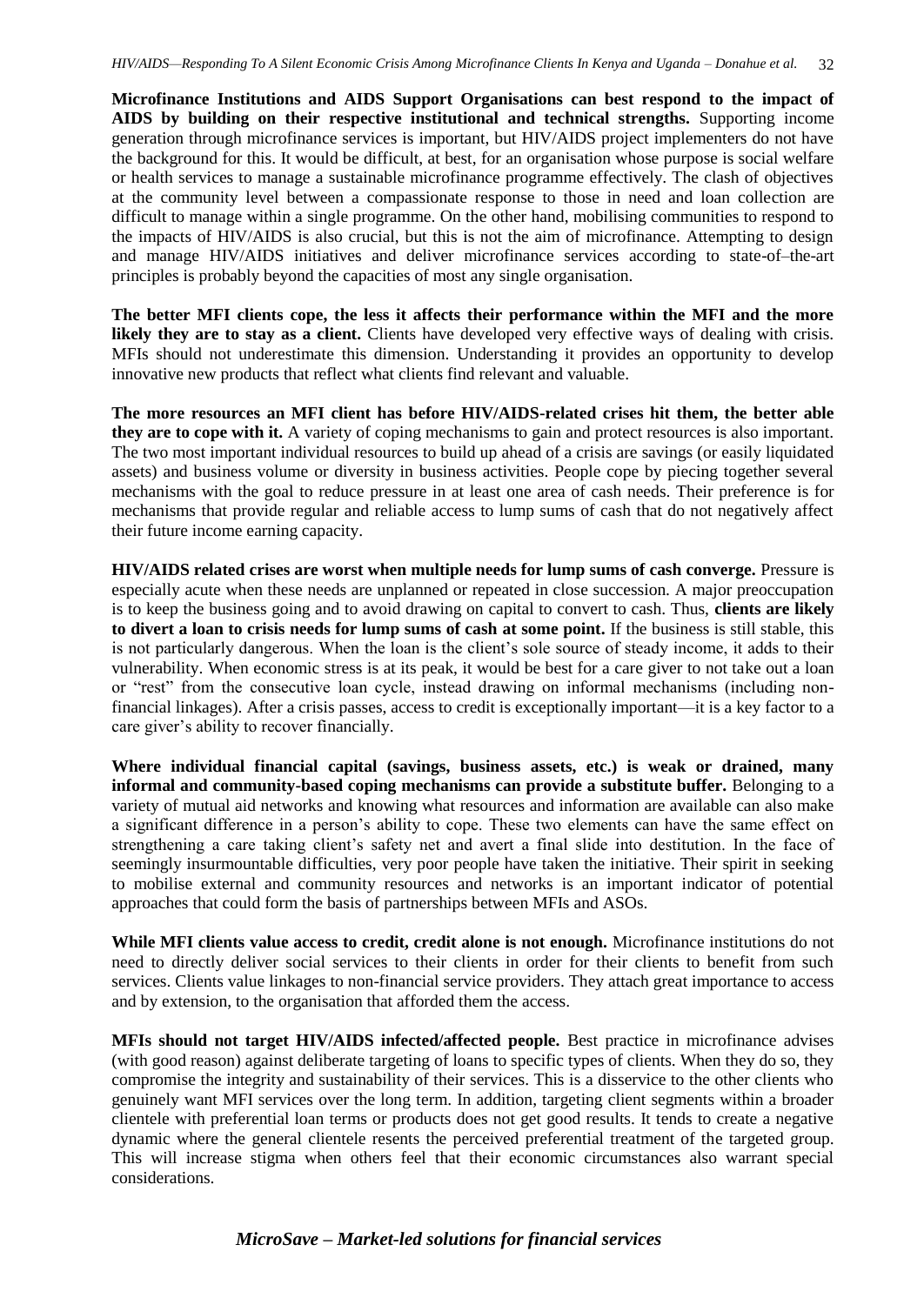**Microfinance Institutions and AIDS Support Organisations can best respond to the impact of AIDS by building on their respective institutional and technical strengths.** Supporting income generation through microfinance services is important, but HIV/AIDS project implementers do not have the background for this. It would be difficult, at best, for an organisation whose purpose is social welfare or health services to manage a sustainable microfinance programme effectively. The clash of objectives at the community level between a compassionate response to those in need and loan collection are difficult to manage within a single programme. On the other hand, mobilising communities to respond to the impacts of HIV/AIDS is also crucial, but this is not the aim of microfinance. Attempting to design and manage HIV/AIDS initiatives and deliver microfinance services according to state-of–the-art principles is probably beyond the capacities of most any single organisation.

**The better MFI clients cope, the less it affects their performance within the MFI and the more likely they are to stay as a client.** Clients have developed very effective ways of dealing with crisis. MFIs should not underestimate this dimension. Understanding it provides an opportunity to develop innovative new products that reflect what clients find relevant and valuable.

**The more resources an MFI client has before HIV/AIDS-related crises hit them, the better able they are to cope with it.** A variety of coping mechanisms to gain and protect resources is also important. The two most important individual resources to build up ahead of a crisis are savings (or easily liquidated assets) and business volume or diversity in business activities. People cope by piecing together several mechanisms with the goal to reduce pressure in at least one area of cash needs. Their preference is for mechanisms that provide regular and reliable access to lump sums of cash that do not negatively affect their future income earning capacity.

**HIV/AIDS related crises are worst when multiple needs for lump sums of cash converge.** Pressure is especially acute when these needs are unplanned or repeated in close succession. A major preoccupation is to keep the business going and to avoid drawing on capital to convert to cash. Thus, **clients are likely to divert a loan to crisis needs for lump sums of cash at some point.** If the business is still stable, this is not particularly dangerous. When the loan is the client's sole source of steady income, it adds to their vulnerability. When economic stress is at its peak, it would be best for a care giver to not take out a loan or "rest" from the consecutive loan cycle, instead drawing on informal mechanisms (including non-financial linkages). After a crisis passes, access to credit is exceptionally important—it is a key factor to a care giver's ability to recover financially.

**Where individual financial capital (savings, business assets, etc.) is weak or drained, many informal and community-based coping mechanisms can provide a substitute buffer.** Belonging to a variety of mutual aid networks and knowing what resources and information are available can also make a significant difference in a person's ability to cope. These two elements can have the same effect on strengthening a care taking client's safety net and avert a final slide into destitution. In the face of seemingly insurmountable difficulties, very poor people have taken the initiative. Their spirit in seeking to mobilise external and community resources and networks is an important indicator of potential approaches that could form the basis of partnerships between MFIs and ASOs.

**While MFI clients value access to credit, credit alone is not enough.** Microfinance institutions do not need to directly deliver social services to their clients in order for their clients to benefit from such services. Clients value linkages to non-financial service providers. They attach great importance to access and by extension, to the organisation that afforded them the access.

**MFIs should not target HIV/AIDS infected/affected people.** Best practice in microfinance advises (with good reason) against deliberate targeting of loans to specific types of clients. When they do so, they compromise the integrity and sustainability of their services. This is a disservice to the other clients who genuinely want MFI services over the long term. In addition, targeting client segments within a broader clientele with preferential loan terms or products does not get good results. It tends to create a negative dynamic where the general clientele resents the perceived preferential treatment of the targeted group. This will increase stigma when others feel that their economic circumstances also warrant special considerations.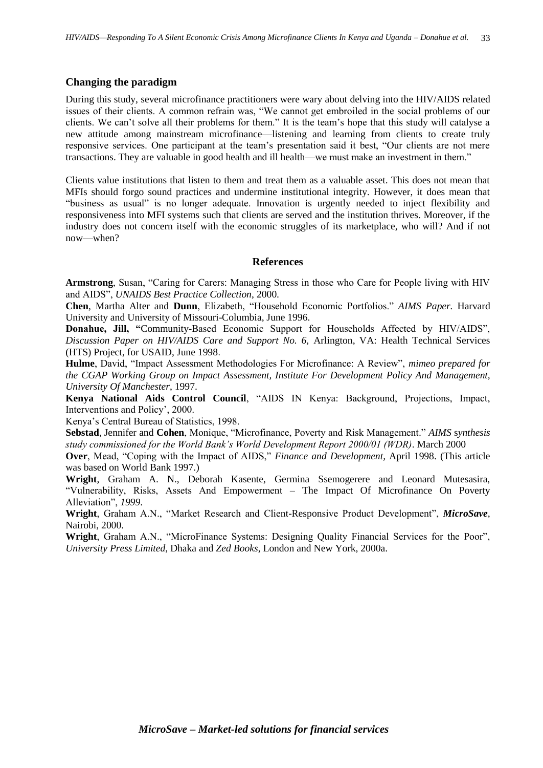### Changing the paradigm

During this study, several microfinance practitioners were wary about delving into the HIV/AIDS related issues of their clients. A common refrain was, "We cannot get embroiled in the social problems of our clients. We can't solve all their problems for them." It is the team's hope that this study will catalyse a new attitude among mainstream microfinance—listening and learning from clients to create truly responsive services. One participant at the team's presentation said it best, "Our clients are not mere transactions. They are valuable in good health and ill health—we must make an investment in them."

Clients value institutions that listen to them and treat them as a valuable asset. This does not mean that MFIs should forgo sound practices and undermine institutional integrity. However, it does mean that "business as usual" is no longer adequate. Innovation is urgently needed to inject flexibility and responsiveness into MFI systems such that clients are served and the institution thrives. Moreover, if the industry does not concern itself with the economic struggles of its marketplace, who will? And if not now—when?

## References

**Armstrong**, Susan, "Caring for Carers: Managing Stress in those who Care for People living with HIV and AIDS", *UNAIDS Best Practice Collection*, 2000.

**Chen**, Martha Alter and **Dunn**, Elizabeth, "Household Economic Portfolios." *AIMS Paper.* Harvard University and University of Missouri-Columbia, June 1996.

**Donahue, Jill, "**Community-Based Economic Support for Households Affected by HIV/AIDS", *Discussion Paper on HIV/AIDS Care and Support No. 6,* Arlington, VA: Health Technical Services (HTS) Project, for USAID, June 1998.

**Hulme**, David, "Impact Assessment Methodologies For Microfinance: A Review", *mimeo prepared for the CGAP Working Group on Impact Assessment, Institute For Development Policy And Management, University Of Manchester*, 1997.

**Kenya National Aids Control Council**, "AIDS IN Kenya: Background, Projections, Impact, Interventions and Policy', 2000.

Kenya's Central Bureau of Statistics, 1998.

**Sebstad**, Jennifer and **Cohen**, Monique, "Microfinance, Poverty and Risk Management." *AIMS synthesis study commissioned for the World Bank's World Development Report 2000/01 (WDR)*. March 2000

**Over**, Mead, "Coping with the Impact of AIDS," *Finance and Development,* April 1998. (This article was based on World Bank 1997.)

**Wright**, Graham A. N., Deborah Kasente, Germina Ssemogerere and Leonard Mutesasira, "Vulnerability, Risks, Assets And Empowerment – The Impact Of Microfinance On Poverty Alleviation", *1999*.

**Wright**, Graham A.N., "Market Research and Client-Responsive Product Development", ***MicroSave***, Nairobi, 2000.

**Wright**, Graham A.N., "MicroFinance Systems: Designing Quality Financial Services for the Poor", *University Press Limited*, Dhaka and *Zed Books*, London and New York, 2000a.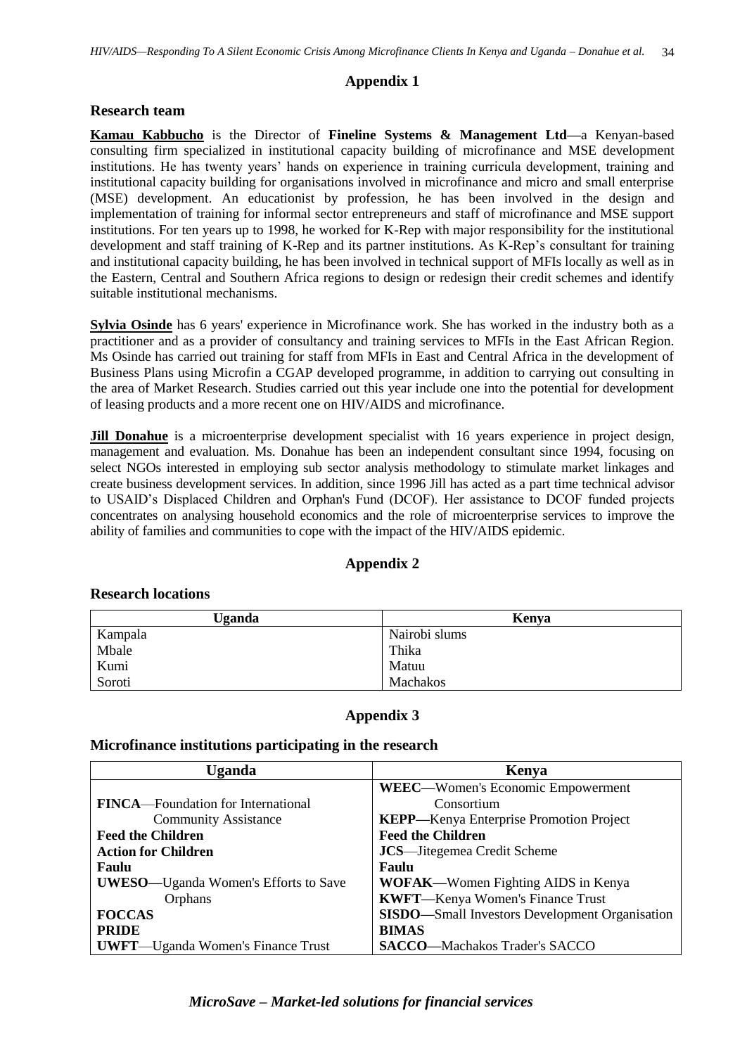## Appendix 1

### Research team

**Kamau Kabbucho** is the Director of **Fineline Systems & Management Ltd—**a Kenyan-based consulting firm specialized in institutional capacity building of microfinance and MSE development institutions. He has twenty years' hands on experience in training curricula development, training and institutional capacity building for organisations involved in microfinance and micro and small enterprise (MSE) development. An educationist by profession, he has been involved in the design and implementation of training for informal sector entrepreneurs and staff of microfinance and MSE support institutions. For ten years up to 1998, he worked for K-Rep with major responsibility for the institutional development and staff training of K-Rep and its partner institutions. As K-Rep's consultant for training and institutional capacity building, he has been involved in technical support of MFIs locally as well as in the Eastern, Central and Southern Africa regions to design or redesign their credit schemes and identify suitable institutional mechanisms.

**Sylvia Osinde** has 6 years' experience in Microfinance work. She has worked in the industry both as a practitioner and as a provider of consultancy and training services to MFIs in the East African Region. Ms Osinde has carried out training for staff from MFIs in East and Central Africa in the development of Business Plans using Microfin a CGAP developed programme, in addition to carrying out consulting in the area of Market Research. Studies carried out this year include one into the potential for development of leasing products and a more recent one on HIV/AIDS and microfinance.

**Jill Donahue** is a microenterprise development specialist with 16 years experience in project design, management and evaluation. Ms. Donahue has been an independent consultant since 1994, focusing on select NGOs interested in employing sub sector analysis methodology to stimulate market linkages and create business development services. In addition, since 1996 Jill has acted as a part time technical advisor to USAID's Displaced Children and Orphan's Fund (DCOF). Her assistance to DCOF funded projects concentrates on analysing household economics and the role of microenterprise services to improve the ability of families and communities to cope with the impact of the HIV/AIDS epidemic.

## Appendix 2

### Research locations

| Uganda | Kenya |
|---|---|
| Kampala | Nairobi slums |
| Mbale | Thika |
| Kumi | Matuu |
| Soroti | Machakos |

## Appendix 3

### Microfinance institutions participating in the research

| Uganda | Kenya |
|---|---|
| **FINCA**—Foundation for International Community Assistance | **WEEC—**Women's Economic Empowerment Consortium |
| | **KEPP—**Kenya Enterprise Promotion Project |
| **Feed the Children** | **Feed the Children** |
| **Action for Children** | **JCS**—Jitegemea Credit Scheme |
| **Faulu** | **Faulu** |
| **UWESO—**Uganda Women's Efforts to Save Orphans | **WOFAK—**Women Fighting AIDS in Kenya |
| | **KWFT—**Kenya Women's Finance Trust |
| **FOCCAS** | **SISDO—**Small Investors Development Organisation |
| **PRIDE** | **BIMAS** |
| **UWFT**—Uganda Women's Finance Trust | **SACCO—**Machakos Trader's SACCO |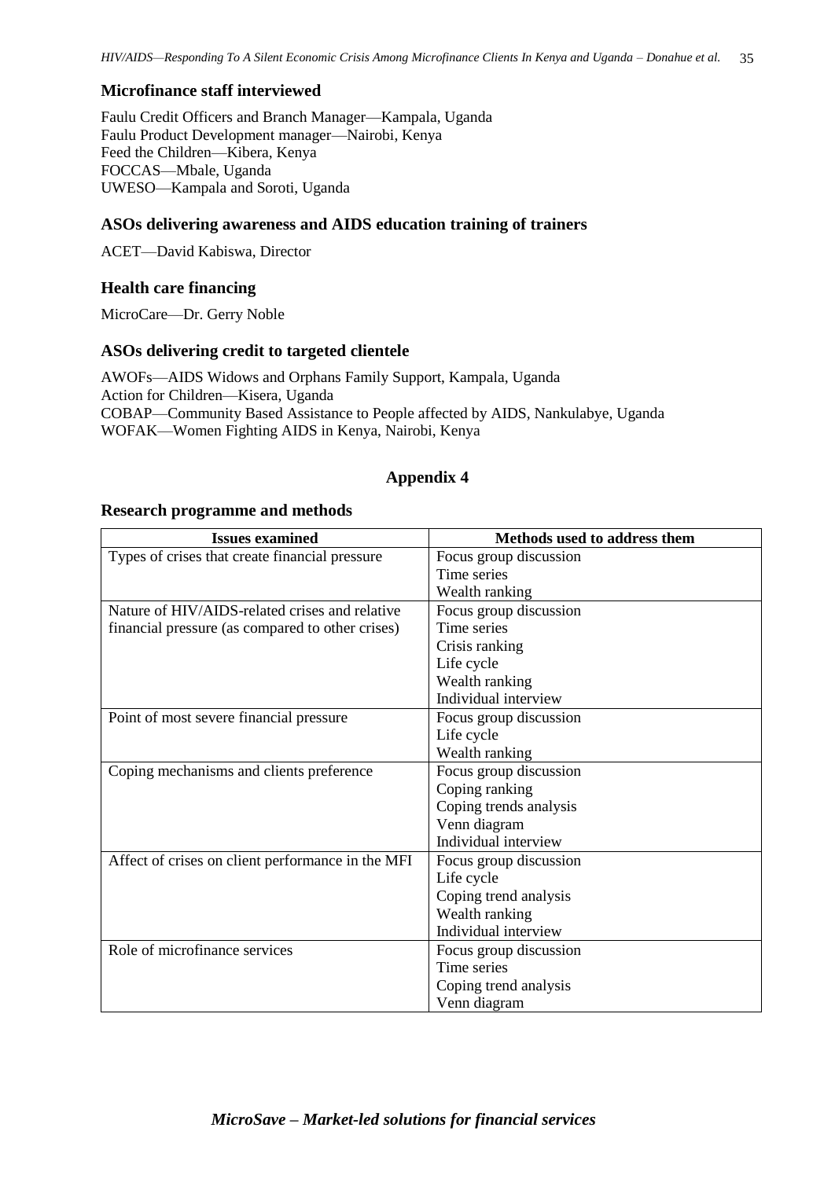### Microfinance staff interviewed

Faulu Credit Officers and Branch Manager—Kampala, Uganda
Faulu Product Development manager—Nairobi, Kenya
Feed the Children—Kibera, Kenya
FOCCAS—Mbale, Uganda
UWESO—Kampala and Soroti, Uganda

### ASOs delivering awareness and AIDS education training of trainers

ACET—David Kabiswa, Director

### Health care financing

MicroCare—Dr. Gerry Noble

### ASOs delivering credit to targeted clientele

AWOFs—AIDS Widows and Orphans Family Support, Kampala, Uganda
Action for Children—Kisera, Uganda
COBAP—Community Based Assistance to People affected by AIDS, Nankulabye, Uganda
WOFAK—Women Fighting AIDS in Kenya, Nairobi, Kenya

## Appendix 4

### Research programme and methods

| Issues examined | Methods used to address them |
|---|---|
| Types of crises that create financial pressure | Focus group discussion<br>Time series<br>Wealth ranking |
| Nature of HIV/AIDS-related crises and relative financial pressure (as compared to other crises) | Focus group discussion<br>Time series<br>Crisis ranking<br>Life cycle<br>Wealth ranking<br>Individual interview |
| Point of most severe financial pressure | Focus group discussion<br>Life cycle<br>Wealth ranking |
| Coping mechanisms and clients preference | Focus group discussion<br>Coping ranking<br>Coping trends analysis<br>Venn diagram<br>Individual interview |
| Affect of crises on client performance in the MFI | Focus group discussion<br>Life cycle<br>Coping trend analysis<br>Wealth ranking<br>Individual interview |
| Role of microfinance services | Focus group discussion<br>Time series<br>Coping trend analysis<br>Venn diagram |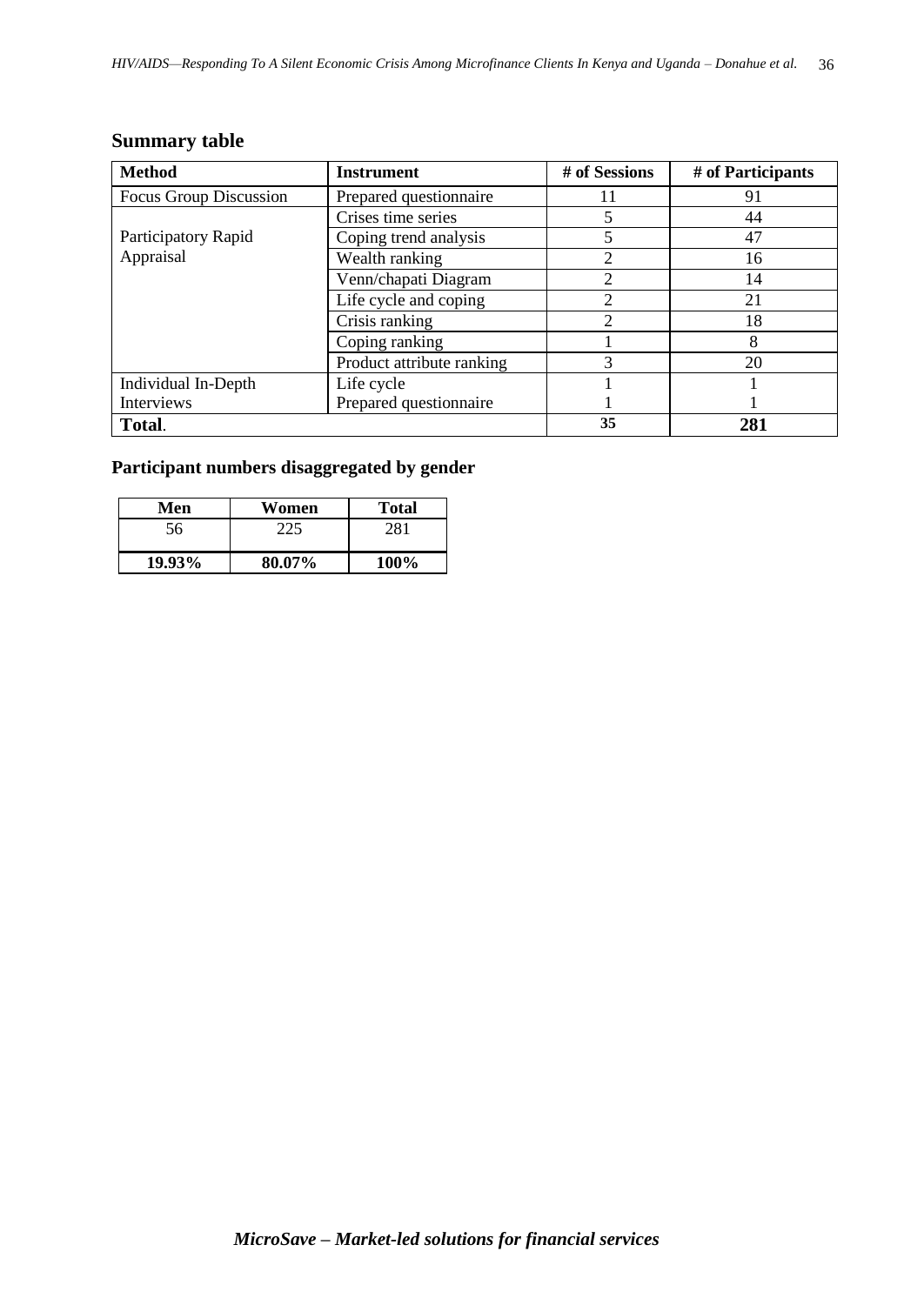## Summary table

| Method | Instrument | # of Sessions | # of Participants |
|---|---|---|---|
| Focus Group Discussion | Prepared questionnaire | 11 | 91 |
| Participatory Rapid Appraisal | Crises time series | 5 | 44 |
| | Coping trend analysis | 5 | 47 |
| | Wealth ranking | 2 | 16 |
| | Venn/chapati Diagram | 2 | 14 |
| | Life cycle and coping | 2 | 21 |
| | Crisis ranking | 2 | 18 |
| | Coping ranking | 1 | 8 |
| | Product attribute ranking | 3 | 20 |
| Individual In-Depth Interviews | Life cycle | 1 | 1 |
| | Prepared questionnaire | 1 | 1 |
| **Total**. | | **35** | **281** |

## Participant numbers disaggregated by gender

| Men | Women | Total |
|---|---|---|
| 56 | 225 | 281 |
| **19.93%** | **80.07%** | **100%** |